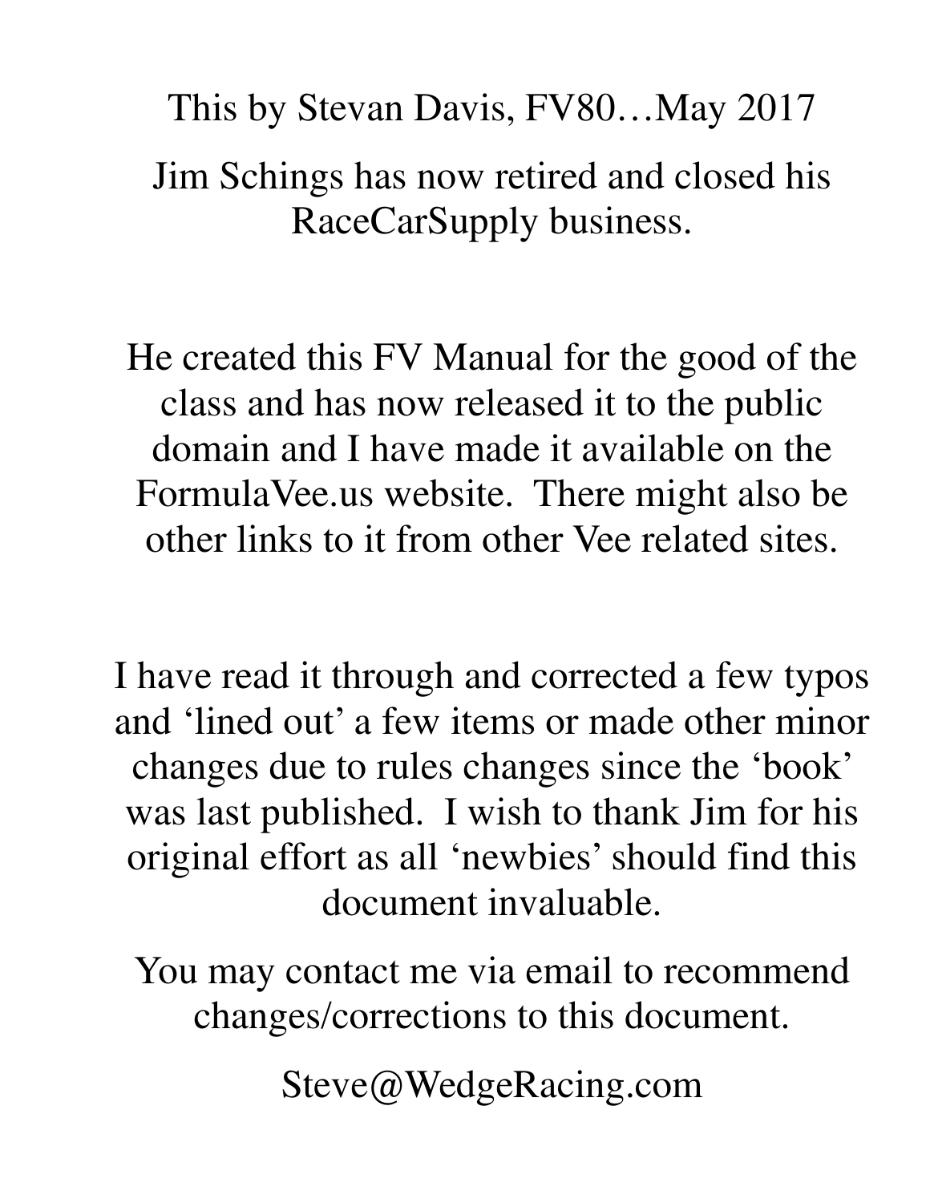This by Stevan Davis, FV80…May 2017

Jim Schings has now retired and closed his RaceCarSupply business.

He created this FV Manual for the good of the class and has now released it to the public domain and I have made it available on the FormulaVee.us website. There might also be other links to it from other Vee related sites.

I have read it through and corrected a few typos and 'lined out' a few items or made other minor changes due to rules changes since the 'book' was last published. I wish to thank Jim for his original effort as all 'newbies' should find this document invaluable.

You may contact me via email to recommend changes/corrections to this document.

Steve@WedgeRacing.com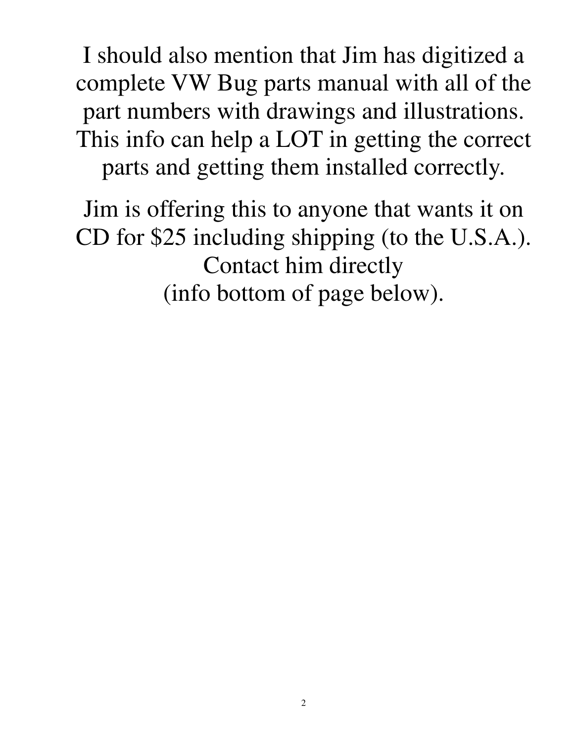I should also mention that Jim has digitized a complete VW Bug parts manual with all of the part numbers with drawings and illustrations. This info can help a LOT in getting the correct parts and getting them installed correctly.

Jim is offering this to anyone that wants it on CD for $25 including shipping (to the U.S.A.). Contact him directly (info bottom of page below).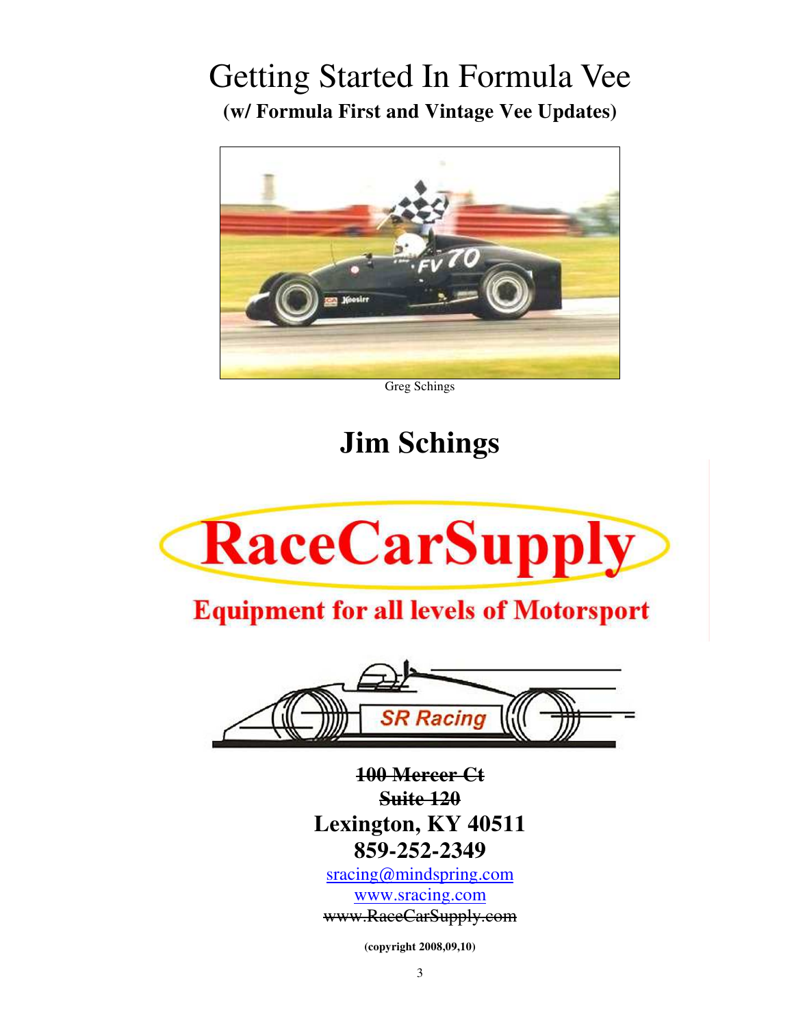# Getting Started In Formula Vee

**(w/ Formula First and Vintage Vee Updates)**

Greg Schings

## Jim Schings

RaceCarSupply

Equipment for all levels of Motorsport

SR Racing

**~~100 Mercer Ct~~**
**~~Suite 120~~**
**Lexington, KY 40511**
**859-252-2349**

sracing@mindspring.com
www.sracing.com
~~www.RaceCarSupply.com~~

**(copyright 2008,09,10)**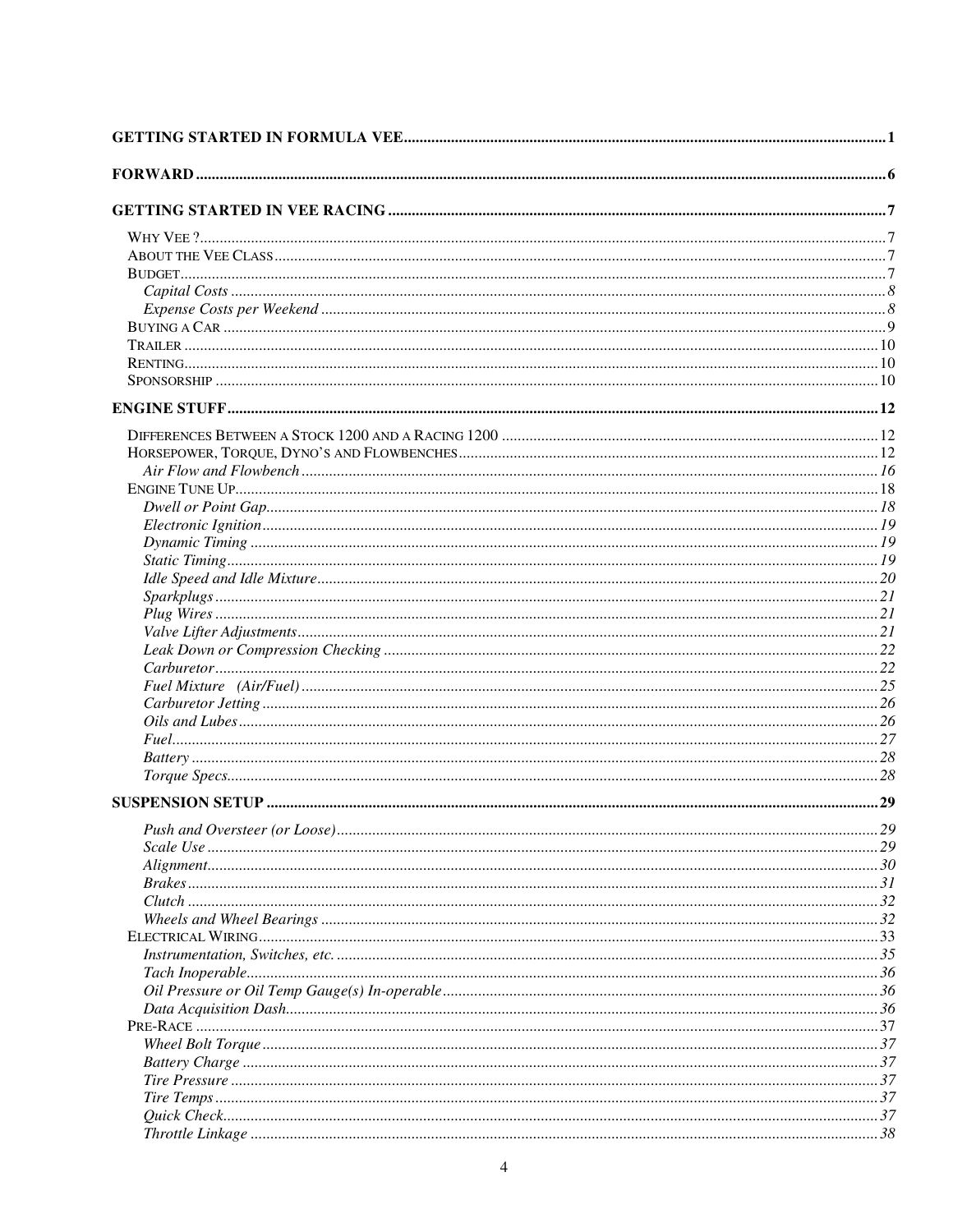**GETTING STARTED IN FORMULA VEE** 1

**FORWARD** 6

**GETTING STARTED IN VEE RACING** 7

- WHY VEE ? 7
- ABOUT THE VEE CLASS 7
- BUDGET 7
  - *Capital Costs* 8
  - *Expense Costs per Weekend* 8
- BUYING A CAR 9
- TRAILER 10
- RENTING 10
- SPONSORSHIP 10

**ENGINE STUFF** 12

- DIFFERENCES BETWEEN A STOCK 1200 AND A RACING 1200 12
- HORSEPOWER, TORQUE, DYNO'S AND FLOWBENCHES 12
  - *Air Flow and Flowbench* 16
- ENGINE TUNE UP 18
  - *Dwell or Point Gap* 18
  - *Electronic Ignition* 19
  - *Dynamic Timing* 19
  - *Static Timing* 19
  - *Idle Speed and Idle Mixture* 20
  - *Sparkplugs* 21
  - *Plug Wires* 21
  - *Valve Lifter Adjustments* 21
  - *Leak Down or Compression Checking* 22
  - *Carburetor* 22
  - *Fuel Mixture (Air/Fuel)* 25
  - *Carburetor Jetting* 26
  - *Oils and Lubes* 26
  - *Fuel* 27
  - *Battery* 28
  - *Torque Specs* 28

**SUSPENSION SETUP** 29

- *Push and Oversteer (or Loose)* 29
- *Scale Use* 29
- *Alignment* 30
- *Brakes* 31
- *Clutch* 32
- *Wheels and Wheel Bearings* 32
- ELECTRICAL WIRING 33
  - *Instrumentation, Switches, etc.* 35
  - *Tach Inoperable* 36
  - *Oil Pressure or Oil Temp Gauge(s) In-operable* 36
  - *Data Acquisition Dash* 36
- PRE-RACE 37
  - *Wheel Bolt Torque* 37
  - *Battery Charge* 37
  - *Tire Pressure* 37
  - *Tire Temps* 37
  - *Quick Check* 37
  - *Throttle Linkage* 38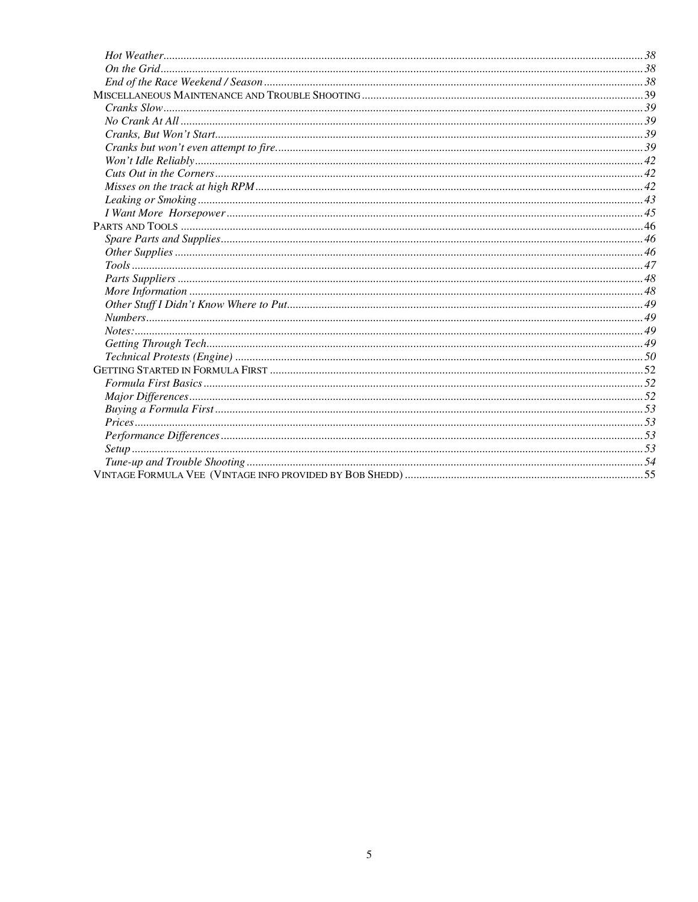*Hot Weather* ........................................................................................................................................ 38
*On the Grid* .......................................................................................................................................... 38
*End of the Race Weekend / Season* ...................................................................................................... 38
MISCELLANEOUS MAINTENANCE AND TROUBLE SHOOTING .................................................................................. 39
*Cranks Slow* .......................................................................................................................................... 39
*No Crank At All* ................................................................................................................................... 39
*Cranks, But Won't Start* ........................................................................................................................ 39
*Cranks but won't even attempt to fire* ................................................................................................... 39
*Won't Idle Reliably* ............................................................................................................................... 42
*Cuts Out in the Corners* ........................................................................................................................ 42
*Misses on the track at high RPM* .......................................................................................................... 42
*Leaking or Smoking* .............................................................................................................................. 43
*I Want More Horsepower* ..................................................................................................................... 45
PARTS AND TOOLS ................................................................................................................................... 46
*Spare Parts and Supplies* ....................................................................................................................... 46
*Other Supplies* ...................................................................................................................................... 46
*Tools* .................................................................................................................................................... 47
*Parts Suppliers* ...................................................................................................................................... 48
*More Information* .................................................................................................................................. 48
*Other Stuff I Didn't Know Where to Put* ................................................................................................ 49
*Numbers* ............................................................................................................................................... 49
*Notes:* ................................................................................................................................................... 49
*Getting Through Tech* ........................................................................................................................... 49
*Technical Protests (Engine)* .................................................................................................................. 50
GETTING STARTED IN FORMULA FIRST ..................................................................................................... 52
*Formula First Basics* ............................................................................................................................. 52
*Major Differences* ................................................................................................................................. 52
*Buying a Formula First* ......................................................................................................................... 53
*Prices* ................................................................................................................................................... 53
*Performance Differences* ....................................................................................................................... 53
*Setup* .................................................................................................................................................... 53
*Tune-up and Trouble Shooting* .............................................................................................................. 54
VINTAGE FORMULA VEE (VINTAGE INFO PROVIDED BY BOB SHEDD) ............................................................ 55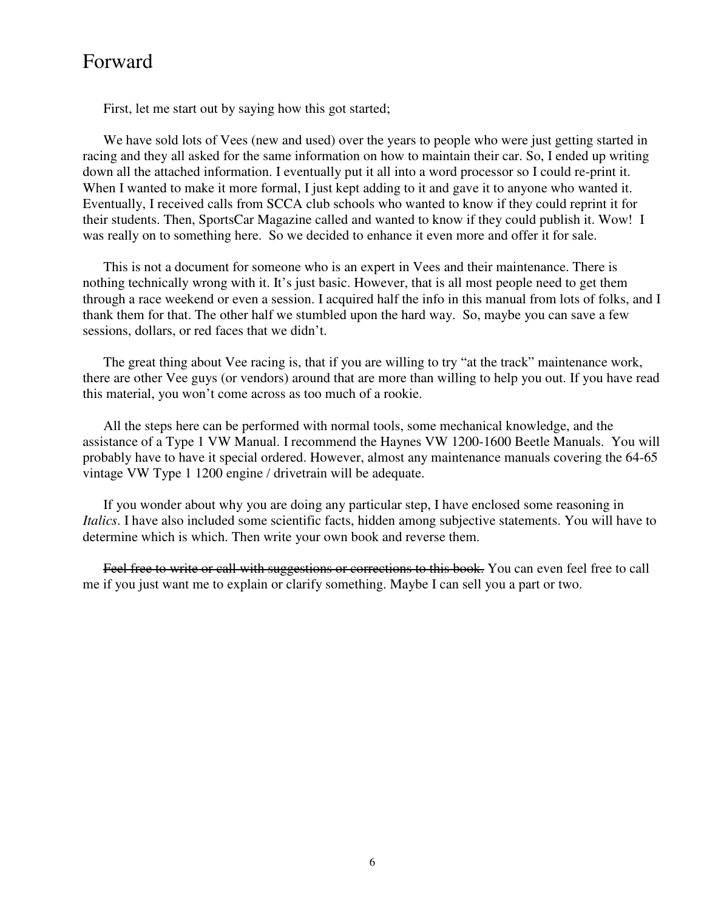# Forward

First, let me start out by saying how this got started;

We have sold lots of Vees (new and used) over the years to people who were just getting started in racing and they all asked for the same information on how to maintain their car. So, I ended up writing down all the attached information. I eventually put it all into a word processor so I could re-print it. When I wanted to make it more formal, I just kept adding to it and gave it to anyone who wanted it. Eventually, I received calls from SCCA club schools who wanted to know if they could reprint it for their students. Then, SportsCar Magazine called and wanted to know if they could publish it. Wow! I was really on to something here. So we decided to enhance it even more and offer it for sale.

This is not a document for someone who is an expert in Vees and their maintenance. There is nothing technically wrong with it. It's just basic. However, that is all most people need to get them through a race weekend or even a session. I acquired half the info in this manual from lots of folks, and I thank them for that. The other half we stumbled upon the hard way. So, maybe you can save a few sessions, dollars, or red faces that we didn't.

The great thing about Vee racing is, that if you are willing to try "at the track" maintenance work, there are other Vee guys (or vendors) around that are more than willing to help you out. If you have read this material, you won't come across as too much of a rookie.

All the steps here can be performed with normal tools, some mechanical knowledge, and the assistance of a Type 1 VW Manual. I recommend the Haynes VW 1200-1600 Beetle Manuals. You will probably have to have it special ordered. However, almost any maintenance manuals covering the 64-65 vintage VW Type 1 1200 engine / drivetrain will be adequate.

If you wonder about why you are doing any particular step, I have enclosed some reasoning in *Italics*. I have also included some scientific facts, hidden among subjective statements. You will have to determine which is which. Then write your own book and reverse them.

~~Feel free to write or call with suggestions or corrections to this book.~~ You can even feel free to call me if you just want me to explain or clarify something. Maybe I can sell you a part or two.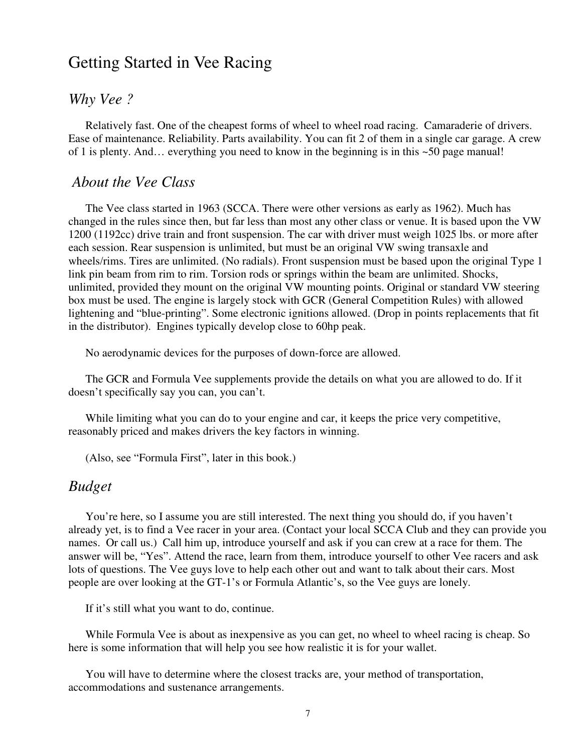# Getting Started in Vee Racing

## *Why Vee ?*

Relatively fast. One of the cheapest forms of wheel to wheel road racing. Camaraderie of drivers. Ease of maintenance. Reliability. Parts availability. You can fit 2 of them in a single car garage. A crew of 1 is plenty. And… everything you need to know in the beginning is in this ~50 page manual!

## *About the Vee Class*

The Vee class started in 1963 (SCCA. There were other versions as early as 1962). Much has changed in the rules since then, but far less than most any other class or venue. It is based upon the VW 1200 (1192cc) drive train and front suspension. The car with driver must weigh 1025 lbs. or more after each session. Rear suspension is unlimited, but must be an original VW swing transaxle and wheels/rims. Tires are unlimited. (No radials). Front suspension must be based upon the original Type 1 link pin beam from rim to rim. Torsion rods or springs within the beam are unlimited. Shocks, unlimited, provided they mount on the original VW mounting points. Original or standard VW steering box must be used. The engine is largely stock with GCR (General Competition Rules) with allowed lightening and "blue-printing". Some electronic ignitions allowed. (Drop in points replacements that fit in the distributor). Engines typically develop close to 60hp peak.

No aerodynamic devices for the purposes of down-force are allowed.

The GCR and Formula Vee supplements provide the details on what you are allowed to do. If it doesn't specifically say you can, you can't.

While limiting what you can do to your engine and car, it keeps the price very competitive, reasonably priced and makes drivers the key factors in winning.

(Also, see "Formula First", later in this book.)

## *Budget*

You're here, so I assume you are still interested. The next thing you should do, if you haven't already yet, is to find a Vee racer in your area. (Contact your local SCCA Club and they can provide you names. Or call us.) Call him up, introduce yourself and ask if you can crew at a race for them. The answer will be, "Yes". Attend the race, learn from them, introduce yourself to other Vee racers and ask lots of questions. The Vee guys love to help each other out and want to talk about their cars. Most people are over looking at the GT-1's or Formula Atlantic's, so the Vee guys are lonely.

If it's still what you want to do, continue.

While Formula Vee is about as inexpensive as you can get, no wheel to wheel racing is cheap. So here is some information that will help you see how realistic it is for your wallet.

You will have to determine where the closest tracks are, your method of transportation, accommodations and sustenance arrangements.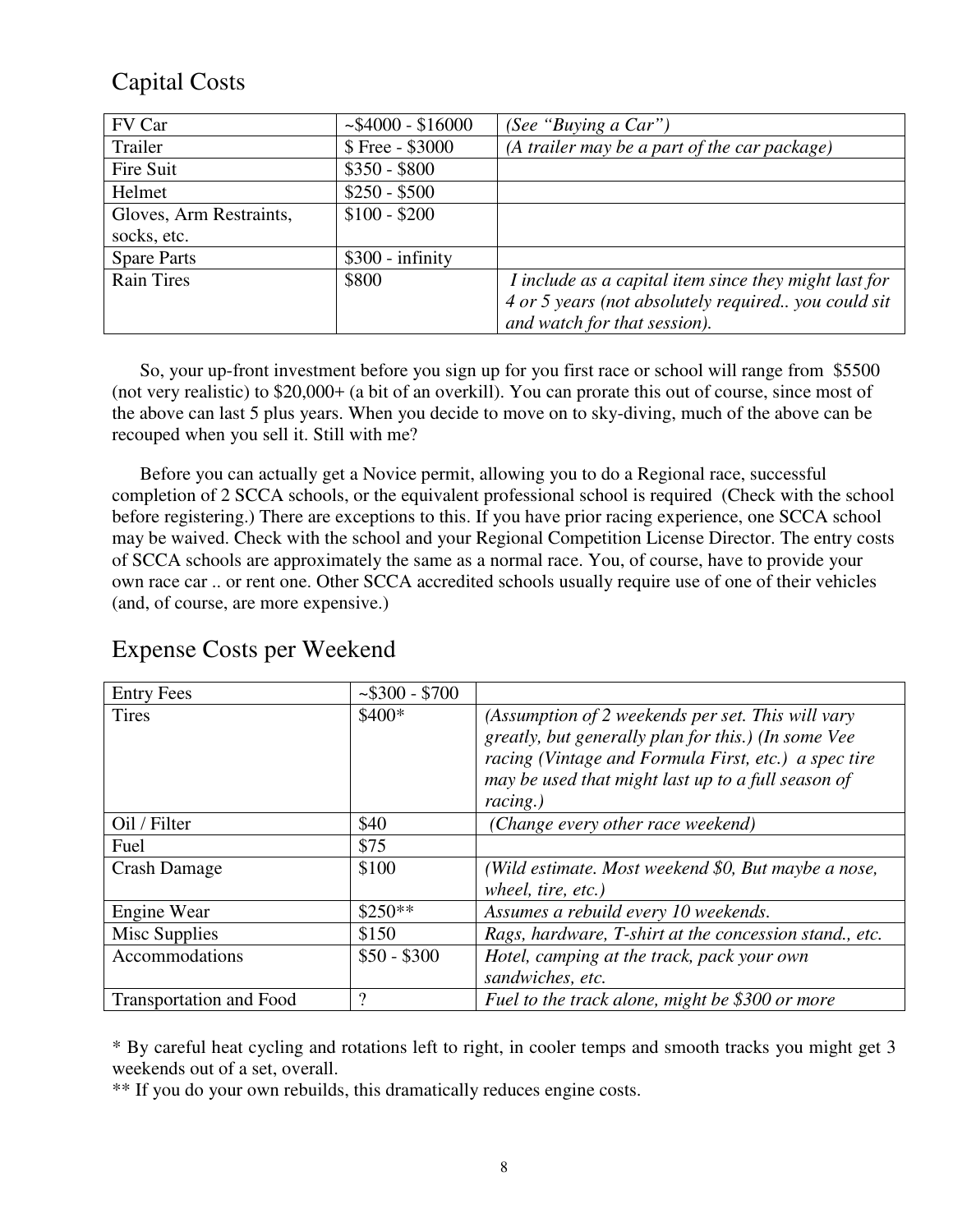## Capital Costs

| | | |
|---|---|---|
| FV Car | ~$4000 - $16000 | *(See "Buying a Car")* |
| Trailer | $ Free - $3000 | *(A trailer may be a part of the car package)* |
| Fire Suit | $350 - $800 | |
| Helmet | $250 - $500 | |
| Gloves, Arm Restraints, socks, etc. | $100 - $200 | |
| Spare Parts | $300 - infinity | |
| Rain Tires | $800 | *I include as a capital item since they might last for 4 or 5 years (not absolutely required.. you could sit and watch for that session).* |

So, your up-front investment before you sign up for you first race or school will range from $5500 (not very realistic) to $20,000+ (a bit of an overkill). You can prorate this out of course, since most of the above can last 5 plus years. When you decide to move on to sky-diving, much of the above can be recouped when you sell it. Still with me?

Before you can actually get a Novice permit, allowing you to do a Regional race, successful completion of 2 SCCA schools, or the equivalent professional school is required (Check with the school before registering.) There are exceptions to this. If you have prior racing experience, one SCCA school may be waived. Check with the school and your Regional Competition License Director. The entry costs of SCCA schools are approximately the same as a normal race. You, of course, have to provide your own race car .. or rent one. Other SCCA accredited schools usually require use of one of their vehicles (and, of course, are more expensive.)

## Expense Costs per Weekend

| | | |
|---|---|---|
| Entry Fees | ~$300 - $700 | |
| Tires | $400* | *(Assumption of 2 weekends per set. This will vary greatly, but generally plan for this.) (In some Vee racing (Vintage and Formula First, etc.) a spec tire may be used that might last up to a full season of racing.)* |
| Oil / Filter | $40 | *(Change every other race weekend)* |
| Fuel | $75 | |
| Crash Damage | $100 | *(Wild estimate. Most weekend $0, But maybe a nose, wheel, tire, etc.)* |
| Engine Wear | $250** | *Assumes a rebuild every 10 weekends.* |
| Misc Supplies | $150 | *Rags, hardware, T-shirt at the concession stand., etc.* |
| Accommodations | $50 - $300 | *Hotel, camping at the track, pack your own sandwiches, etc.* |
| Transportation and Food | ? | *Fuel to the track alone, might be $300 or more* |

* By careful heat cycling and rotations left to right, in cooler temps and smooth tracks you might get 3 weekends out of a set, overall.

** If you do your own rebuilds, this dramatically reduces engine costs.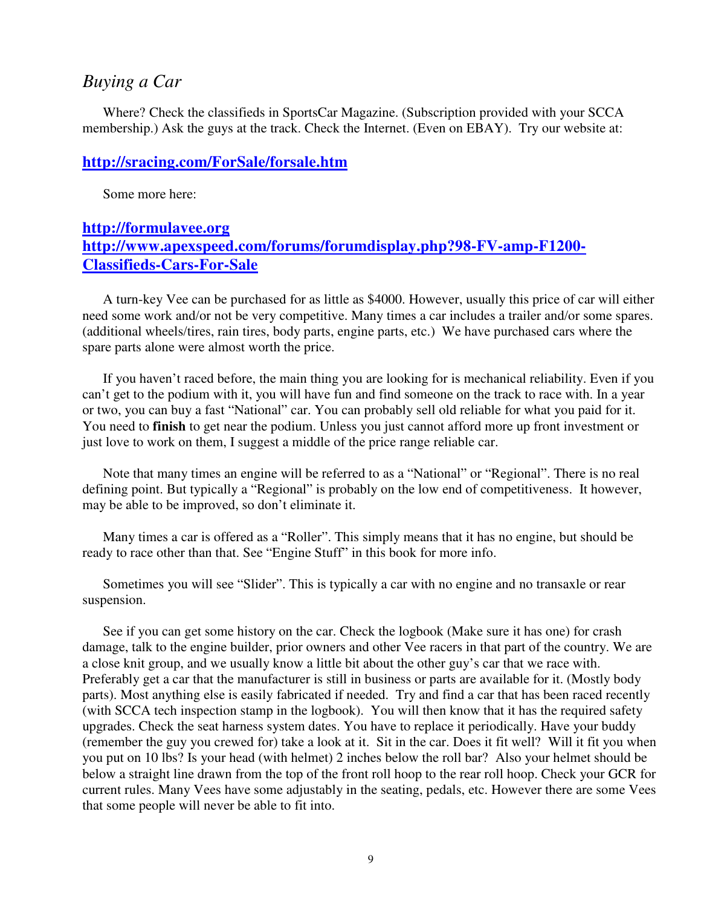## *Buying a Car*

Where? Check the classifieds in SportsCar Magazine. (Subscription provided with your SCCA membership.) Ask the guys at the track. Check the Internet. (Even on EBAY). Try our website at:

**http://sracing.com/ForSale/forsale.htm**

Some more here:

**http://formulavee.org**
**http://www.apexspeed.com/forums/forumdisplay.php?98-FV-amp-F1200-Classifieds-Cars-For-Sale**

A turn-key Vee can be purchased for as little as $4000. However, usually this price of car will either need some work and/or not be very competitive. Many times a car includes a trailer and/or some spares. (additional wheels/tires, rain tires, body parts, engine parts, etc.) We have purchased cars where the spare parts alone were almost worth the price.

If you haven't raced before, the main thing you are looking for is mechanical reliability. Even if you can't get to the podium with it, you will have fun and find someone on the track to race with. In a year or two, you can buy a fast "National" car. You can probably sell old reliable for what you paid for it. You need to **finish** to get near the podium. Unless you just cannot afford more up front investment or just love to work on them, I suggest a middle of the price range reliable car.

Note that many times an engine will be referred to as a "National" or "Regional". There is no real defining point. But typically a "Regional" is probably on the low end of competitiveness. It however, may be able to be improved, so don't eliminate it.

Many times a car is offered as a "Roller". This simply means that it has no engine, but should be ready to race other than that. See "Engine Stuff" in this book for more info.

Sometimes you will see "Slider". This is typically a car with no engine and no transaxle or rear suspension.

See if you can get some history on the car. Check the logbook (Make sure it has one) for crash damage, talk to the engine builder, prior owners and other Vee racers in that part of the country. We are a close knit group, and we usually know a little bit about the other guy's car that we race with. Preferably get a car that the manufacturer is still in business or parts are available for it. (Mostly body parts). Most anything else is easily fabricated if needed. Try and find a car that has been raced recently (with SCCA tech inspection stamp in the logbook). You will then know that it has the required safety upgrades. Check the seat harness system dates. You have to replace it periodically. Have your buddy (remember the guy you crewed for) take a look at it. Sit in the car. Does it fit well? Will it fit you when you put on 10 lbs? Is your head (with helmet) 2 inches below the roll bar? Also your helmet should be below a straight line drawn from the top of the front roll hoop to the rear roll hoop. Check your GCR for current rules. Many Vees have some adjustably in the seating, pedals, etc. However there are some Vees that some people will never be able to fit into.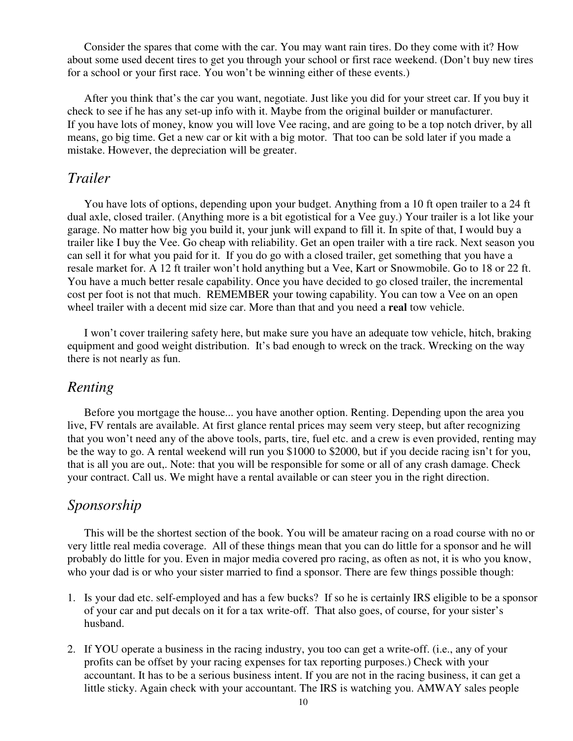Consider the spares that come with the car. You may want rain tires. Do they come with it? How about some used decent tires to get you through your school or first race weekend. (Don't buy new tires for a school or your first race. You won't be winning either of these events.)

After you think that's the car you want, negotiate. Just like you did for your street car. If you buy it check to see if he has any set-up info with it. Maybe from the original builder or manufacturer.
If you have lots of money, know you will love Vee racing, and are going to be a top notch driver, by all means, go big time. Get a new car or kit with a big motor. That too can be sold later if you made a mistake. However, the depreciation will be greater.

## *Trailer*

You have lots of options, depending upon your budget. Anything from a 10 ft open trailer to a 24 ft dual axle, closed trailer. (Anything more is a bit egotistical for a Vee guy.) Your trailer is a lot like your garage. No matter how big you build it, your junk will expand to fill it. In spite of that, I would buy a trailer like I buy the Vee. Go cheap with reliability. Get an open trailer with a tire rack. Next season you can sell it for what you paid for it. If you do go with a closed trailer, get something that you have a resale market for. A 12 ft trailer won't hold anything but a Vee, Kart or Snowmobile. Go to 18 or 22 ft. You have a much better resale capability. Once you have decided to go closed trailer, the incremental cost per foot is not that much. REMEMBER your towing capability. You can tow a Vee on an open wheel trailer with a decent mid size car. More than that and you need a **real** tow vehicle.

I won't cover trailering safety here, but make sure you have an adequate tow vehicle, hitch, braking equipment and good weight distribution. It's bad enough to wreck on the track. Wrecking on the way there is not nearly as fun.

## *Renting*

Before you mortgage the house... you have another option. Renting. Depending upon the area you live, FV rentals are available. At first glance rental prices may seem very steep, but after recognizing that you won't need any of the above tools, parts, tire, fuel etc. and a crew is even provided, renting may be the way to go. A rental weekend will run you $1000 to $2000, but if you decide racing isn't for you, that is all you are out,. Note: that you will be responsible for some or all of any crash damage. Check your contract. Call us. We might have a rental available or can steer you in the right direction.

## *Sponsorship*

This will be the shortest section of the book. You will be amateur racing on a road course with no or very little real media coverage. All of these things mean that you can do little for a sponsor and he will probably do little for you. Even in major media covered pro racing, as often as not, it is who you know, who your dad is or who your sister married to find a sponsor. There are few things possible though:

1. Is your dad etc. self-employed and has a few bucks? If so he is certainly IRS eligible to be a sponsor of your car and put decals on it for a tax write-off. That also goes, of course, for your sister's husband.

2. If YOU operate a business in the racing industry, you too can get a write-off. (i.e., any of your profits can be offset by your racing expenses for tax reporting purposes.) Check with your accountant. It has to be a serious business intent. If you are not in the racing business, it can get a little sticky. Again check with your accountant. The IRS is watching you. AMWAY sales people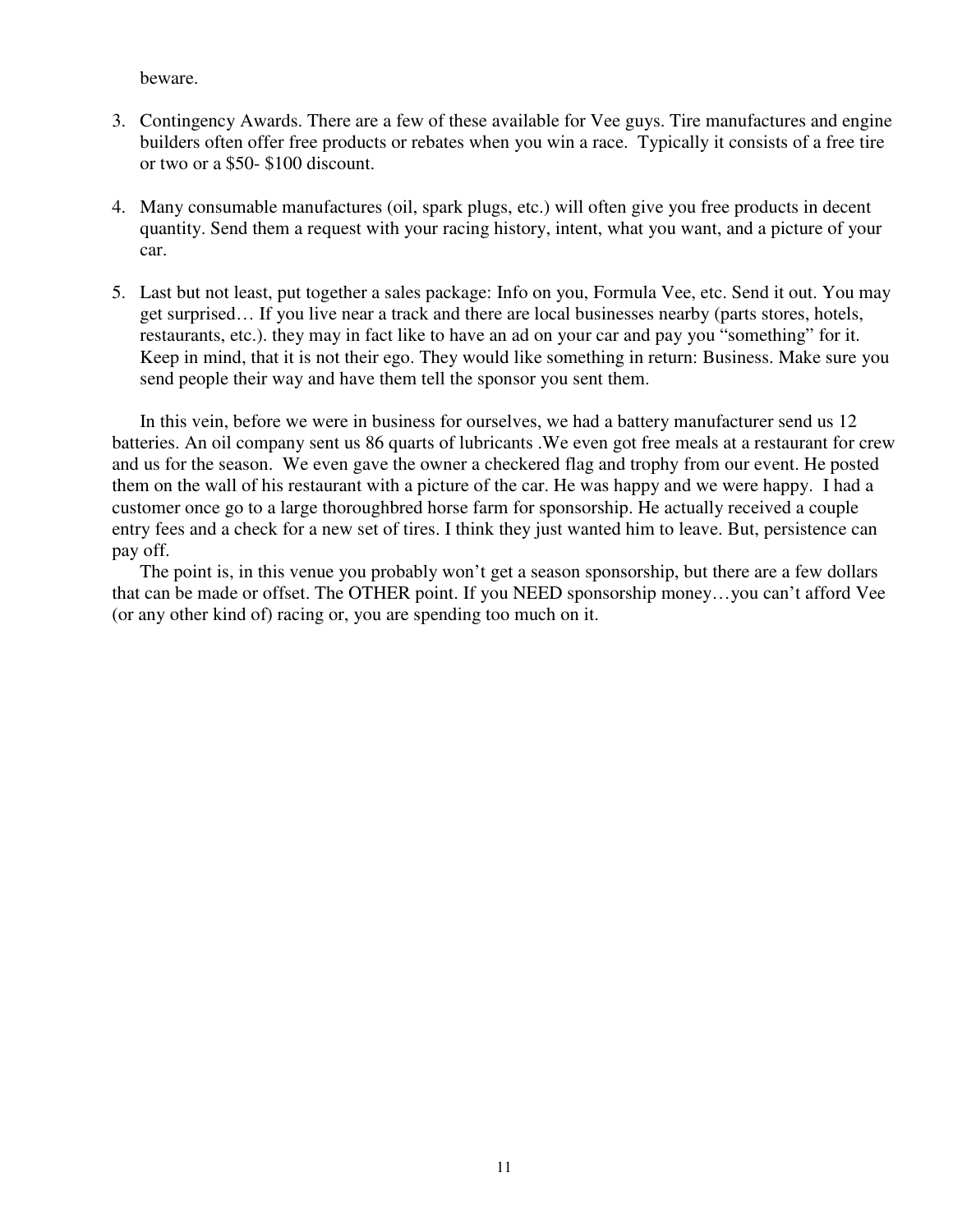beware.

3. Contingency Awards. There are a few of these available for Vee guys. Tire manufactures and engine builders often offer free products or rebates when you win a race. Typically it consists of a free tire or two or a $50- $100 discount.

4. Many consumable manufactures (oil, spark plugs, etc.) will often give you free products in decent quantity. Send them a request with your racing history, intent, what you want, and a picture of your car.

5. Last but not least, put together a sales package: Info on you, Formula Vee, etc. Send it out. You may get surprised… If you live near a track and there are local businesses nearby (parts stores, hotels, restaurants, etc.). they may in fact like to have an ad on your car and pay you "something" for it. Keep in mind, that it is not their ego. They would like something in return: Business. Make sure you send people their way and have them tell the sponsor you sent them.

In this vein, before we were in business for ourselves, we had a battery manufacturer send us 12 batteries. An oil company sent us 86 quarts of lubricants .We even got free meals at a restaurant for crew and us for the season. We even gave the owner a checkered flag and trophy from our event. He posted them on the wall of his restaurant with a picture of the car. He was happy and we were happy. I had a customer once go to a large thoroughbred horse farm for sponsorship. He actually received a couple entry fees and a check for a new set of tires. I think they just wanted him to leave. But, persistence can pay off.

The point is, in this venue you probably won't get a season sponsorship, but there are a few dollars that can be made or offset. The OTHER point. If you NEED sponsorship money…you can't afford Vee (or any other kind of) racing or, you are spending too much on it.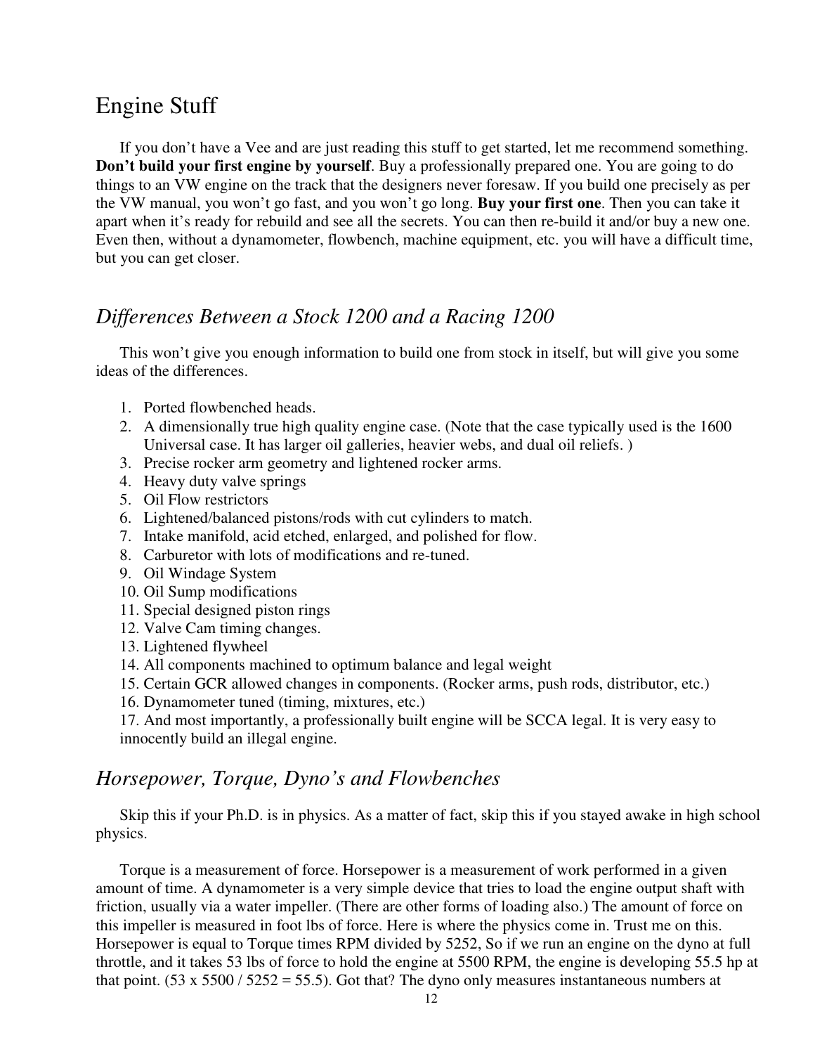# Engine Stuff

If you don't have a Vee and are just reading this stuff to get started, let me recommend something. **Don't build your first engine by yourself**. Buy a professionally prepared one. You are going to do things to an VW engine on the track that the designers never foresaw. If you build one precisely as per the VW manual, you won't go fast, and you won't go long. **Buy your first one**. Then you can take it apart when it's ready for rebuild and see all the secrets. You can then re-build it and/or buy a new one. Even then, without a dynamometer, flowbench, machine equipment, etc. you will have a difficult time, but you can get closer.

## *Differences Between a Stock 1200 and a Racing 1200*

This won't give you enough information to build one from stock in itself, but will give you some ideas of the differences.

1. Ported flowbenched heads.
2. A dimensionally true high quality engine case. (Note that the case typically used is the 1600 Universal case. It has larger oil galleries, heavier webs, and dual oil reliefs. )
3. Precise rocker arm geometry and lightened rocker arms.
4. Heavy duty valve springs
5. Oil Flow restrictors
6. Lightened/balanced pistons/rods with cut cylinders to match.
7. Intake manifold, acid etched, enlarged, and polished for flow.
8. Carburetor with lots of modifications and re-tuned.
9. Oil Windage System
10. Oil Sump modifications
11. Special designed piston rings
12. Valve Cam timing changes.
13. Lightened flywheel
14. All components machined to optimum balance and legal weight
15. Certain GCR allowed changes in components. (Rocker arms, push rods, distributor, etc.)
16. Dynamometer tuned (timing, mixtures, etc.)
17. And most importantly, a professionally built engine will be SCCA legal. It is very easy to innocently build an illegal engine.

## *Horsepower, Torque, Dyno's and Flowbenches*

Skip this if your Ph.D. is in physics. As a matter of fact, skip this if you stayed awake in high school physics.

Torque is a measurement of force. Horsepower is a measurement of work performed in a given amount of time. A dynamometer is a very simple device that tries to load the engine output shaft with friction, usually via a water impeller. (There are other forms of loading also.) The amount of force on this impeller is measured in foot lbs of force. Here is where the physics come in. Trust me on this. Horsepower is equal to Torque times RPM divided by 5252, So if we run an engine on the dyno at full throttle, and it takes 53 lbs of force to hold the engine at 5500 RPM, the engine is developing 55.5 hp at that point. ($53 \times 5500 / 5252 = 55.5$). Got that? The dyno only measures instantaneous numbers at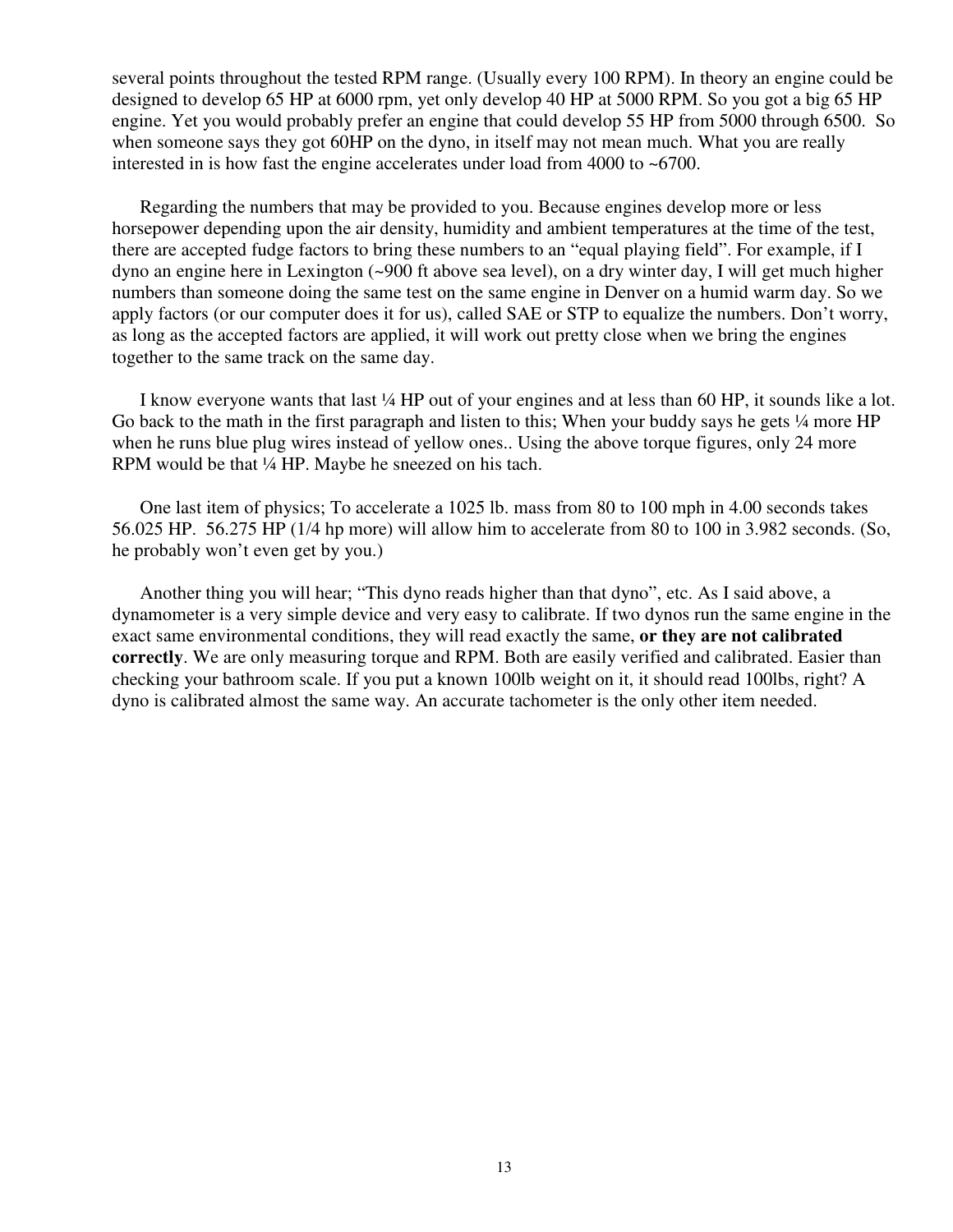several points throughout the tested RPM range. (Usually every 100 RPM). In theory an engine could be designed to develop 65 HP at 6000 rpm, yet only develop 40 HP at 5000 RPM. So you got a big 65 HP engine. Yet you would probably prefer an engine that could develop 55 HP from 5000 through 6500. So when someone says they got 60HP on the dyno, in itself may not mean much. What you are really interested in is how fast the engine accelerates under load from 4000 to ~6700.

Regarding the numbers that may be provided to you. Because engines develop more or less horsepower depending upon the air density, humidity and ambient temperatures at the time of the test, there are accepted fudge factors to bring these numbers to an "equal playing field". For example, if I dyno an engine here in Lexington (~900 ft above sea level), on a dry winter day, I will get much higher numbers than someone doing the same test on the same engine in Denver on a humid warm day. So we apply factors (or our computer does it for us), called SAE or STP to equalize the numbers. Don't worry, as long as the accepted factors are applied, it will work out pretty close when we bring the engines together to the same track on the same day.

I know everyone wants that last ¼ HP out of your engines and at less than 60 HP, it sounds like a lot. Go back to the math in the first paragraph and listen to this; When your buddy says he gets ¼ more HP when he runs blue plug wires instead of yellow ones.. Using the above torque figures, only 24 more RPM would be that ¼ HP. Maybe he sneezed on his tach.

One last item of physics; To accelerate a 1025 lb. mass from 80 to 100 mph in 4.00 seconds takes 56.025 HP. 56.275 HP (1/4 hp more) will allow him to accelerate from 80 to 100 in 3.982 seconds. (So, he probably won't even get by you.)

Another thing you will hear; "This dyno reads higher than that dyno", etc. As I said above, a dynamometer is a very simple device and very easy to calibrate. If two dynos run the same engine in the exact same environmental conditions, they will read exactly the same, **or they are not calibrated correctly**. We are only measuring torque and RPM. Both are easily verified and calibrated. Easier than checking your bathroom scale. If you put a known 100lb weight on it, it should read 100lbs, right? A dyno is calibrated almost the same way. An accurate tachometer is the only other item needed.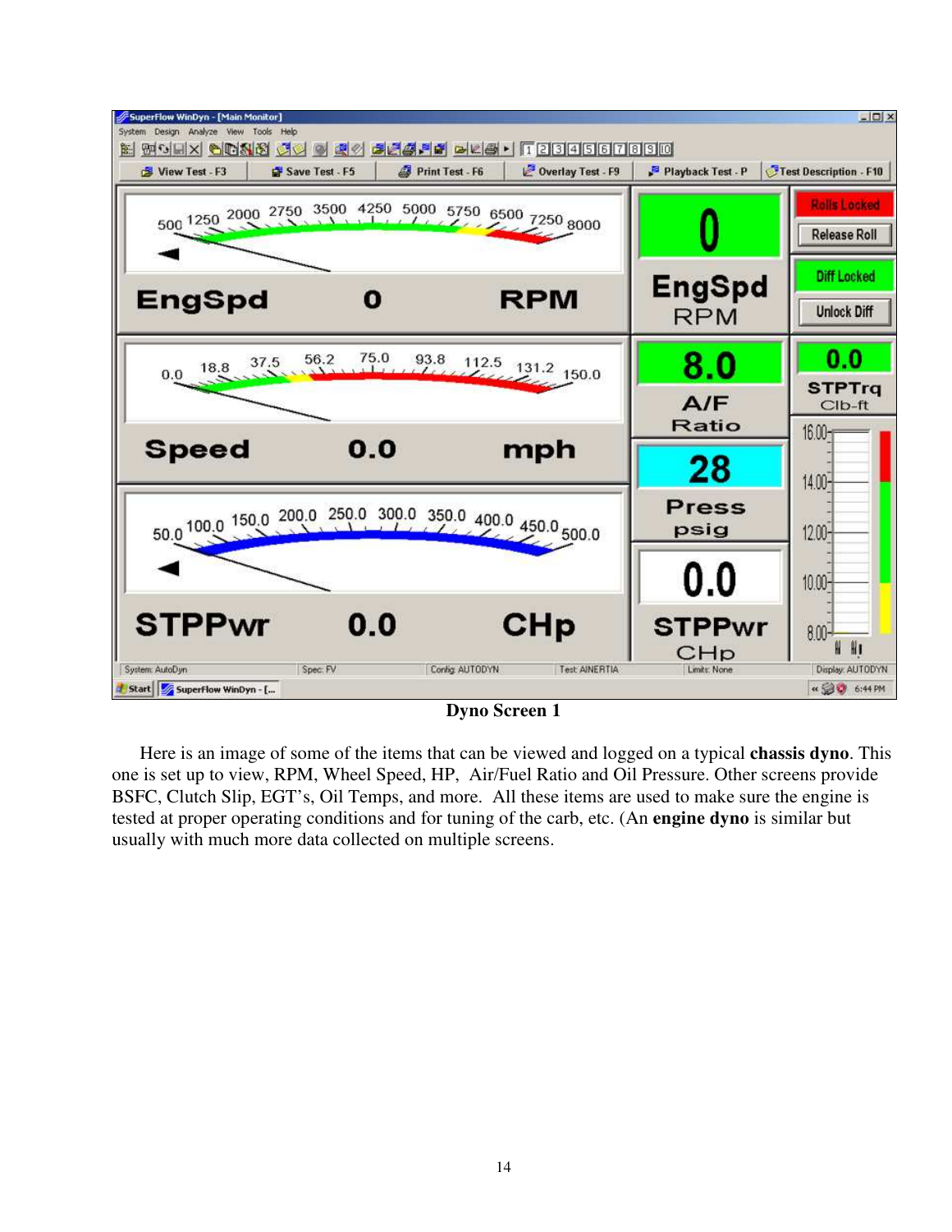**Dyno Screen 1**

Here is an image of some of the items that can be viewed and logged on a typical **chassis dyno**. This one is set up to view, RPM, Wheel Speed, HP, Air/Fuel Ratio and Oil Pressure. Other screens provide BSFC, Clutch Slip, EGT's, Oil Temps, and more. All these items are used to make sure the engine is tested at proper operating conditions and for tuning of the carb, etc. (An **engine dyno** is similar but usually with much more data collected on multiple screens.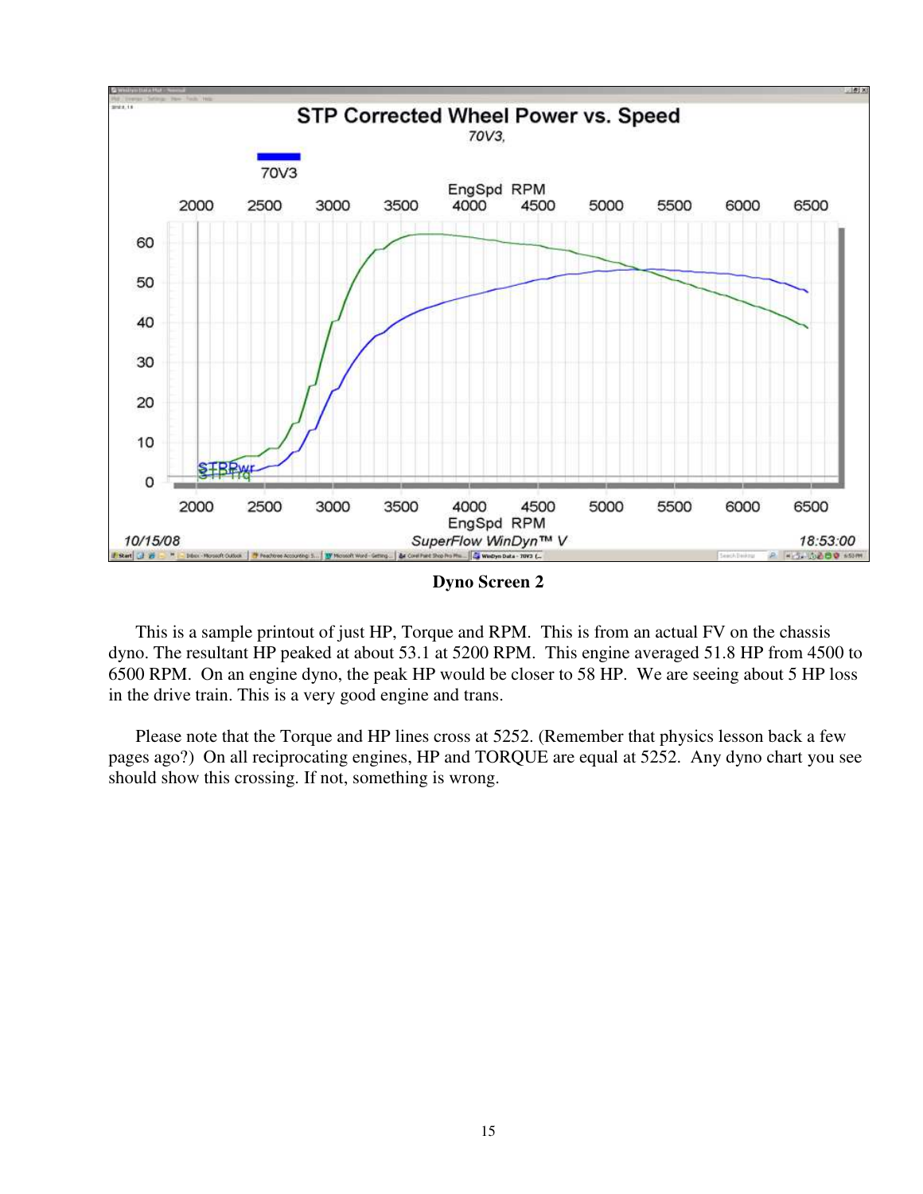**Dyno Screen 2**

This is a sample printout of just HP, Torque and RPM. This is from an actual FV on the chassis dyno. The resultant HP peaked at about 53.1 at 5200 RPM. This engine averaged 51.8 HP from 4500 to 6500 RPM. On an engine dyno, the peak HP would be closer to 58 HP. We are seeing about 5 HP loss in the drive train. This is a very good engine and trans.

Please note that the Torque and HP lines cross at 5252. (Remember that physics lesson back a few pages ago?) On all reciprocating engines, HP and TORQUE are equal at 5252. Any dyno chart you see should show this crossing. If not, something is wrong.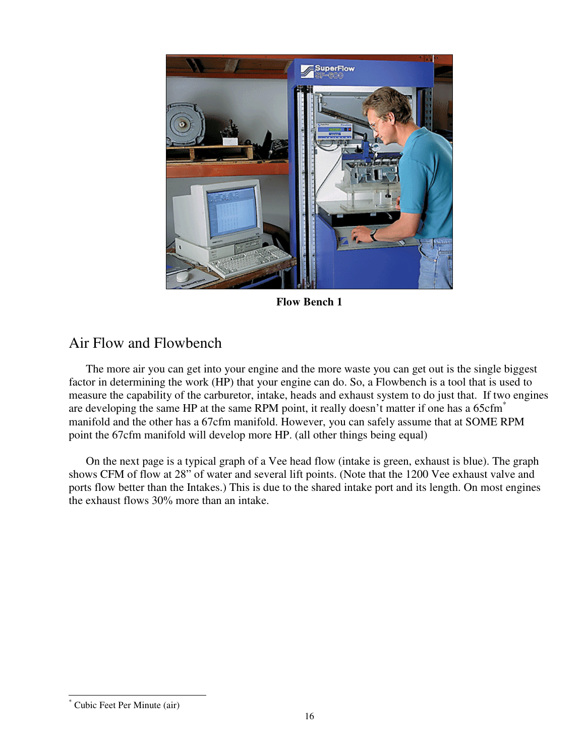Flow Bench 1

## Air Flow and Flowbench

The more air you can get into your engine and the more waste you can get out is the single biggest factor in determining the work (HP) that your engine can do. So, a Flowbench is a tool that is used to measure the capability of the carburetor, intake, heads and exhaust system to do just that. If two engines are developing the same HP at the same RPM point, it really doesn't matter if one has a 65cfm* manifold and the other has a 67cfm manifold. However, you can safely assume that at SOME RPM point the 67cfm manifold will develop more HP. (all other things being equal)

On the next page is a typical graph of a Vee head flow (intake is green, exhaust is blue). The graph shows CFM of flow at 28" of water and several lift points. (Note that the 1200 Vee exhaust valve and ports flow better than the Intakes.) This is due to the shared intake port and its length. On most engines the exhaust flows 30% more than an intake.

* Cubic Feet Per Minute (air)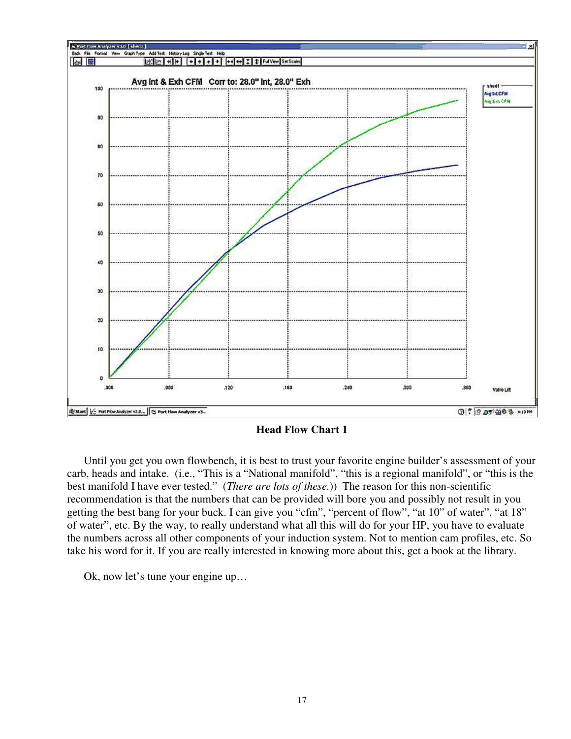**Head Flow Chart 1**

Until you get you own flowbench, it is best to trust your favorite engine builder's assessment of your carb, heads and intake. (i.e., "This is a "National manifold", "this is a regional manifold", or "this is the best manifold I have ever tested." (*There are lots of these.*)) The reason for this non-scientific recommendation is that the numbers that can be provided will bore you and possibly not result in you getting the best bang for your buck. I can give you "cfm", "percent of flow", "at 10" of water", "at 18" of water", etc. By the way, to really understand what all this will do for your HP, you have to evaluate the numbers across all other components of your induction system. Not to mention cam profiles, etc. So take his word for it. If you are really interested in knowing more about this, get a book at the library.

Ok, now let's tune your engine up…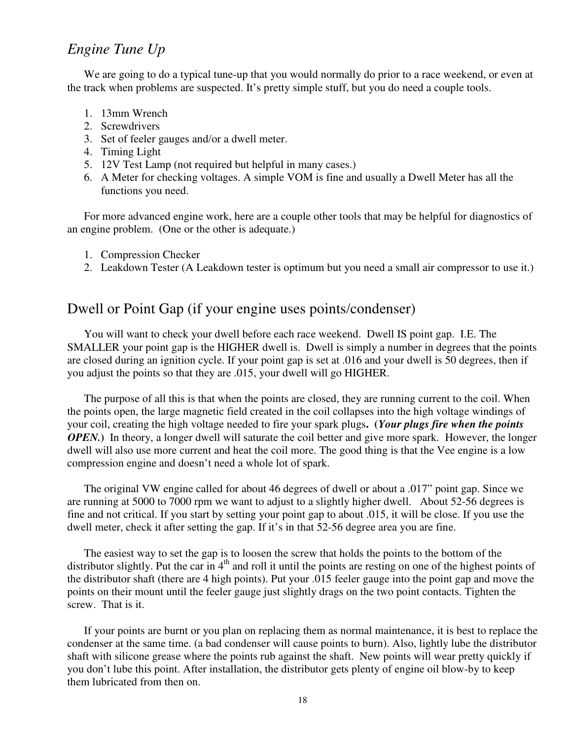## *Engine Tune Up*

We are going to do a typical tune-up that you would normally do prior to a race weekend, or even at the track when problems are suspected. It's pretty simple stuff, but you do need a couple tools.

1. 13mm Wrench
2. Screwdrivers
3. Set of feeler gauges and/or a dwell meter.
4. Timing Light
5. 12V Test Lamp (not required but helpful in many cases.)
6. A Meter for checking voltages. A simple VOM is fine and usually a Dwell Meter has all the functions you need.

For more advanced engine work, here are a couple other tools that may be helpful for diagnostics of an engine problem. (One or the other is adequate.)

1. Compression Checker
2. Leakdown Tester (A Leakdown tester is optimum but you need a small air compressor to use it.)

## Dwell or Point Gap (if your engine uses points/condenser)

You will want to check your dwell before each race weekend. Dwell IS point gap. I.E. The SMALLER your point gap is the HIGHER dwell is. Dwell is simply a number in degrees that the points are closed during an ignition cycle. If your point gap is set at .016 and your dwell is 50 degrees, then if you adjust the points so that they are .015, your dwell will go HIGHER.

The purpose of all this is that when the points are closed, they are running current to the coil. When the points open, the large magnetic field created in the coil collapses into the high voltage windings of your coil, creating the high voltage needed to fire your spark plugs. **(*Your plugs fire when the points OPEN.*)** In theory, a longer dwell will saturate the coil better and give more spark. However, the longer dwell will also use more current and heat the coil more. The good thing is that the Vee engine is a low compression engine and doesn't need a whole lot of spark.

The original VW engine called for about 46 degrees of dwell or about a .017" point gap. Since we are running at 5000 to 7000 rpm we want to adjust to a slightly higher dwell. About 52-56 degrees is fine and not critical. If you start by setting your point gap to about .015, it will be close. If you use the dwell meter, check it after setting the gap. If it's in that 52-56 degree area you are fine.

The easiest way to set the gap is to loosen the screw that holds the points to the bottom of the distributor slightly. Put the car in 4th and roll it until the points are resting on one of the highest points of the distributor shaft (there are 4 high points). Put your .015 feeler gauge into the point gap and move the points on their mount until the feeler gauge just slightly drags on the two point contacts. Tighten the screw. That is it.

If your points are burnt or you plan on replacing them as normal maintenance, it is best to replace the condenser at the same time. (a bad condenser will cause points to burn). Also, lightly lube the distributor shaft with silicone grease where the points rub against the shaft. New points will wear pretty quickly if you don't lube this point. After installation, the distributor gets plenty of engine oil blow-by to keep them lubricated from then on.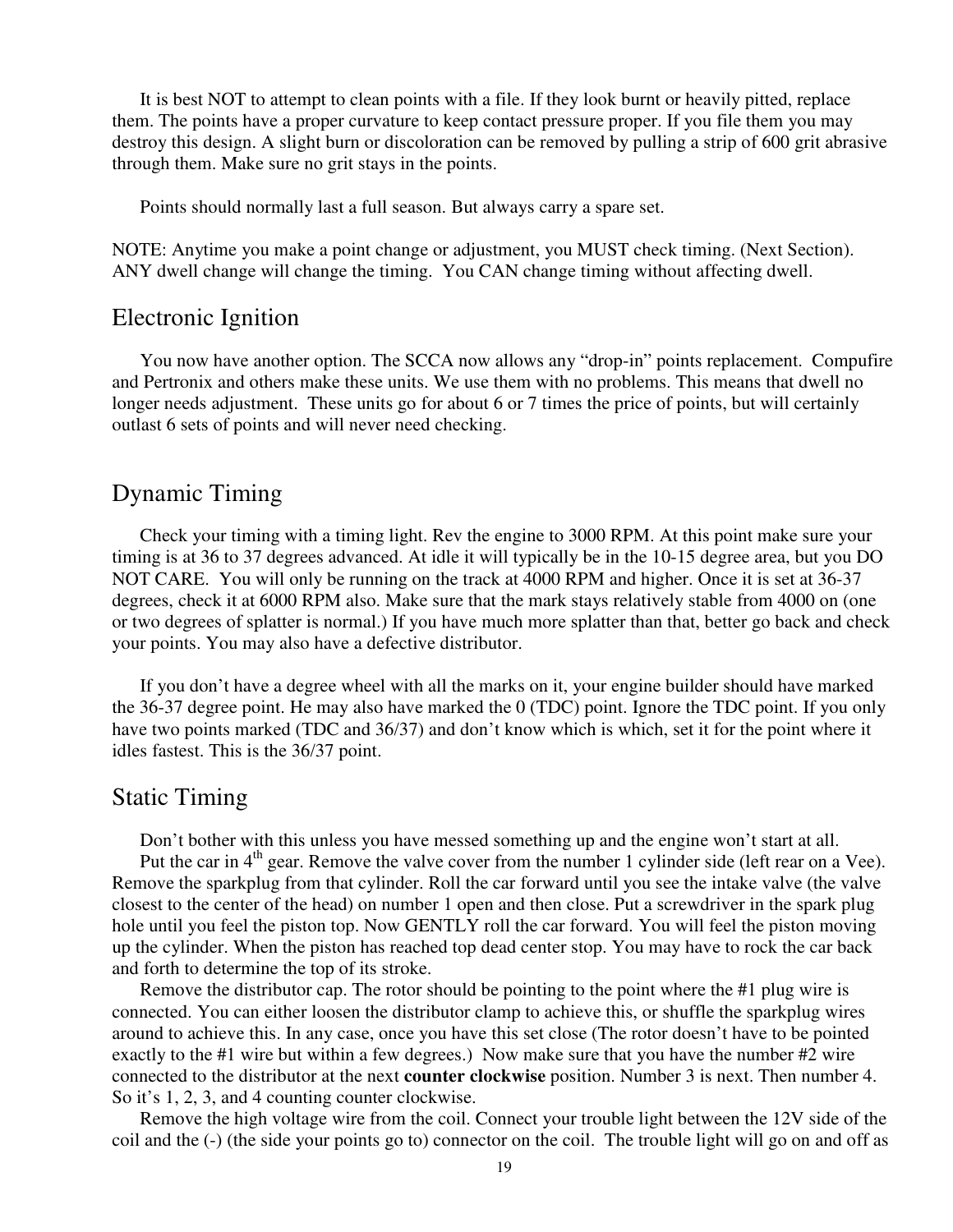It is best NOT to attempt to clean points with a file. If they look burnt or heavily pitted, replace them. The points have a proper curvature to keep contact pressure proper. If you file them you may destroy this design. A slight burn or discoloration can be removed by pulling a strip of 600 grit abrasive through them. Make sure no grit stays in the points.

Points should normally last a full season. But always carry a spare set.

NOTE: Anytime you make a point change or adjustment, you MUST check timing. (Next Section). ANY dwell change will change the timing. You CAN change timing without affecting dwell.

## Electronic Ignition

You now have another option. The SCCA now allows any "drop-in" points replacement. Compufire and Pertronix and others make these units. We use them with no problems. This means that dwell no longer needs adjustment. These units go for about 6 or 7 times the price of points, but will certainly outlast 6 sets of points and will never need checking.

## Dynamic Timing

Check your timing with a timing light. Rev the engine to 3000 RPM. At this point make sure your timing is at 36 to 37 degrees advanced. At idle it will typically be in the 10-15 degree area, but you DO NOT CARE. You will only be running on the track at 4000 RPM and higher. Once it is set at 36-37 degrees, check it at 6000 RPM also. Make sure that the mark stays relatively stable from 4000 on (one or two degrees of splatter is normal.) If you have much more splatter than that, better go back and check your points. You may also have a defective distributor.

If you don't have a degree wheel with all the marks on it, your engine builder should have marked the 36-37 degree point. He may also have marked the 0 (TDC) point. Ignore the TDC point. If you only have two points marked (TDC and 36/37) and don't know which is which, set it for the point where it idles fastest. This is the 36/37 point.

## Static Timing

Don't bother with this unless you have messed something up and the engine won't start at all.

Put the car in 4th gear. Remove the valve cover from the number 1 cylinder side (left rear on a Vee). Remove the sparkplug from that cylinder. Roll the car forward until you see the intake valve (the valve closest to the center of the head) on number 1 open and then close. Put a screwdriver in the spark plug hole until you feel the piston top. Now GENTLY roll the car forward. You will feel the piston moving up the cylinder. When the piston has reached top dead center stop. You may have to rock the car back and forth to determine the top of its stroke.

Remove the distributor cap. The rotor should be pointing to the point where the #1 plug wire is connected. You can either loosen the distributor clamp to achieve this, or shuffle the sparkplug wires around to achieve this. In any case, once you have this set close (The rotor doesn't have to be pointed exactly to the #1 wire but within a few degrees.) Now make sure that you have the number #2 wire connected to the distributor at the next **counter clockwise** position. Number 3 is next. Then number 4. So it's 1, 2, 3, and 4 counting counter clockwise.

Remove the high voltage wire from the coil. Connect your trouble light between the 12V side of the coil and the (-) (the side your points go to) connector on the coil. The trouble light will go on and off as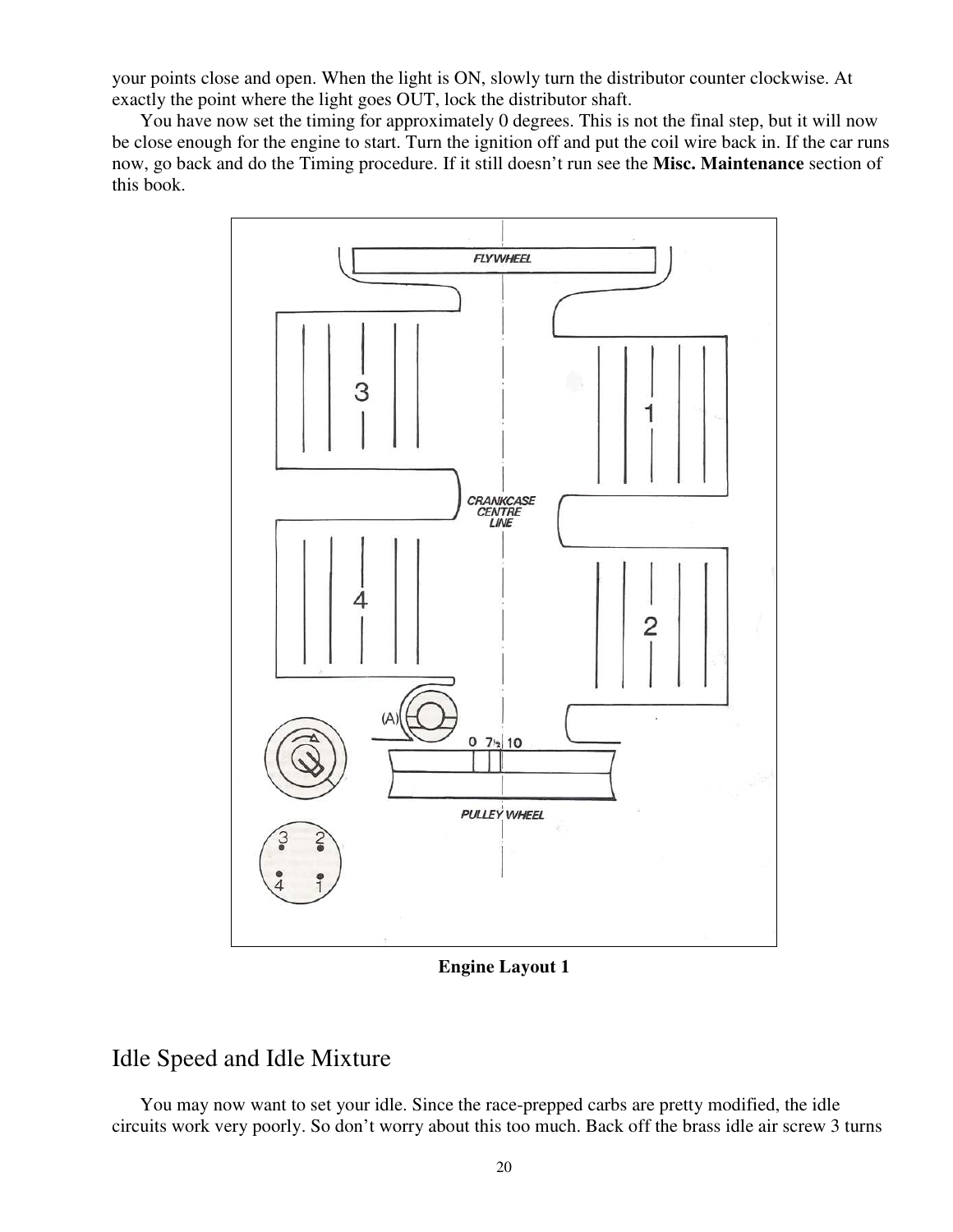your points close and open. When the light is ON, slowly turn the distributor counter clockwise. At exactly the point where the light goes OUT, lock the distributor shaft.

You have now set the timing for approximately 0 degrees. This is not the final step, but it will now be close enough for the engine to start. Turn the ignition off and put the coil wire back in. If the car runs now, go back and do the Timing procedure. If it still doesn't run see the **Misc. Maintenance** section of this book.

**Engine Layout 1**

## Idle Speed and Idle Mixture

You may now want to set your idle. Since the race-prepped carbs are pretty modified, the idle circuits work very poorly. So don't worry about this too much. Back off the brass idle air screw 3 turns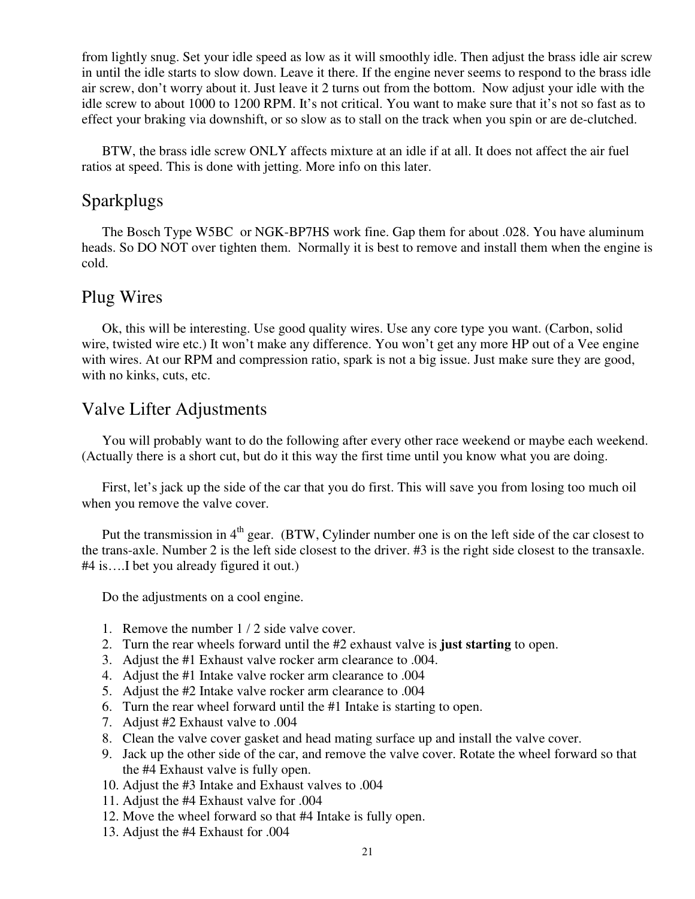from lightly snug. Set your idle speed as low as it will smoothly idle. Then adjust the brass idle air screw in until the idle starts to slow down. Leave it there. If the engine never seems to respond to the brass idle air screw, don't worry about it. Just leave it 2 turns out from the bottom. Now adjust your idle with the idle screw to about 1000 to 1200 RPM. It's not critical. You want to make sure that it's not so fast as to effect your braking via downshift, or so slow as to stall on the track when you spin or are de-clutched.

BTW, the brass idle screw ONLY affects mixture at an idle if at all. It does not affect the air fuel ratios at speed. This is done with jetting. More info on this later.

## Sparkplugs

The Bosch Type W5BC or NGK-BP7HS work fine. Gap them for about .028. You have aluminum heads. So DO NOT over tighten them. Normally it is best to remove and install them when the engine is cold.

## Plug Wires

Ok, this will be interesting. Use good quality wires. Use any core type you want. (Carbon, solid wire, twisted wire etc.) It won't make any difference. You won't get any more HP out of a Vee engine with wires. At our RPM and compression ratio, spark is not a big issue. Just make sure they are good, with no kinks, cuts, etc.

## Valve Lifter Adjustments

You will probably want to do the following after every other race weekend or maybe each weekend. (Actually there is a short cut, but do it this way the first time until you know what you are doing.

First, let's jack up the side of the car that you do first. This will save you from losing too much oil when you remove the valve cover.

Put the transmission in 4th gear. (BTW, Cylinder number one is on the left side of the car closest to the trans-axle. Number 2 is the left side closest to the driver. #3 is the right side closest to the transaxle. #4 is….I bet you already figured it out.)

Do the adjustments on a cool engine.

1. Remove the number 1 / 2 side valve cover.
2. Turn the rear wheels forward until the #2 exhaust valve is **just starting** to open.
3. Adjust the #1 Exhaust valve rocker arm clearance to .004.
4. Adjust the #1 Intake valve rocker arm clearance to .004
5. Adjust the #2 Intake valve rocker arm clearance to .004
6. Turn the rear wheel forward until the #1 Intake is starting to open.
7. Adjust #2 Exhaust valve to .004
8. Clean the valve cover gasket and head mating surface up and install the valve cover.
9. Jack up the other side of the car, and remove the valve cover. Rotate the wheel forward so that the #4 Exhaust valve is fully open.
10. Adjust the #3 Intake and Exhaust valves to .004
11. Adjust the #4 Exhaust valve for .004
12. Move the wheel forward so that #4 Intake is fully open.
13. Adjust the #4 Exhaust for .004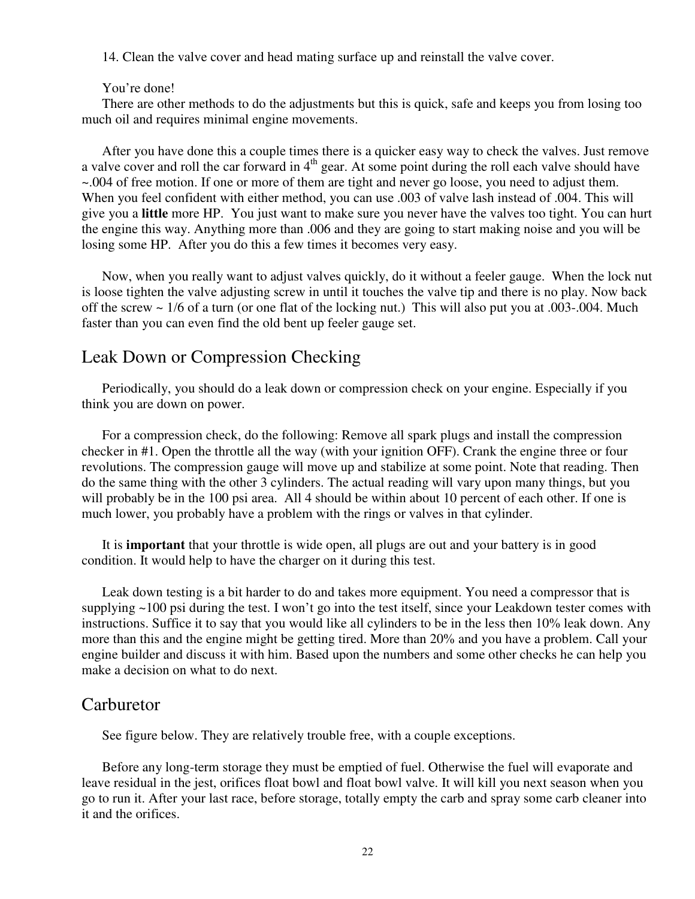14. Clean the valve cover and head mating surface up and reinstall the valve cover.

You're done!

There are other methods to do the adjustments but this is quick, safe and keeps you from losing too much oil and requires minimal engine movements.

After you have done this a couple times there is a quicker easy way to check the valves. Just remove a valve cover and roll the car forward in 4th gear. At some point during the roll each valve should have ~.004 of free motion. If one or more of them are tight and never go loose, you need to adjust them. When you feel confident with either method, you can use .003 of valve lash instead of .004. This will give you a **little** more HP. You just want to make sure you never have the valves too tight. You can hurt the engine this way. Anything more than .006 and they are going to start making noise and you will be losing some HP. After you do this a few times it becomes very easy.

Now, when you really want to adjust valves quickly, do it without a feeler gauge. When the lock nut is loose tighten the valve adjusting screw in until it touches the valve tip and there is no play. Now back off the screw ~ 1/6 of a turn (or one flat of the locking nut.) This will also put you at .003-.004. Much faster than you can even find the old bent up feeler gauge set.

## Leak Down or Compression Checking

Periodically, you should do a leak down or compression check on your engine. Especially if you think you are down on power.

For a compression check, do the following: Remove all spark plugs and install the compression checker in #1. Open the throttle all the way (with your ignition OFF). Crank the engine three or four revolutions. The compression gauge will move up and stabilize at some point. Note that reading. Then do the same thing with the other 3 cylinders. The actual reading will vary upon many things, but you will probably be in the 100 psi area. All 4 should be within about 10 percent of each other. If one is much lower, you probably have a problem with the rings or valves in that cylinder.

It is **important** that your throttle is wide open, all plugs are out and your battery is in good condition. It would help to have the charger on it during this test.

Leak down testing is a bit harder to do and takes more equipment. You need a compressor that is supplying ~100 psi during the test. I won't go into the test itself, since your Leakdown tester comes with instructions. Suffice it to say that you would like all cylinders to be in the less then 10% leak down. Any more than this and the engine might be getting tired. More than 20% and you have a problem. Call your engine builder and discuss it with him. Based upon the numbers and some other checks he can help you make a decision on what to do next.

## Carburetor

See figure below. They are relatively trouble free, with a couple exceptions.

Before any long-term storage they must be emptied of fuel. Otherwise the fuel will evaporate and leave residual in the jest, orifices float bowl and float bowl valve. It will kill you next season when you go to run it. After your last race, before storage, totally empty the carb and spray some carb cleaner into it and the orifices.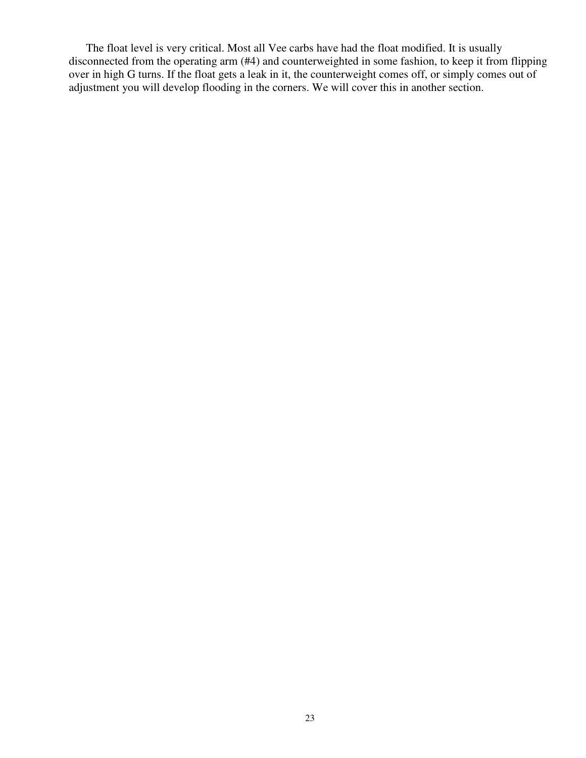The float level is very critical. Most all Vee carbs have had the float modified. It is usually disconnected from the operating arm (#4) and counterweighted in some fashion, to keep it from flipping over in high G turns. If the float gets a leak in it, the counterweight comes off, or simply comes out of adjustment you will develop flooding in the corners. We will cover this in another section.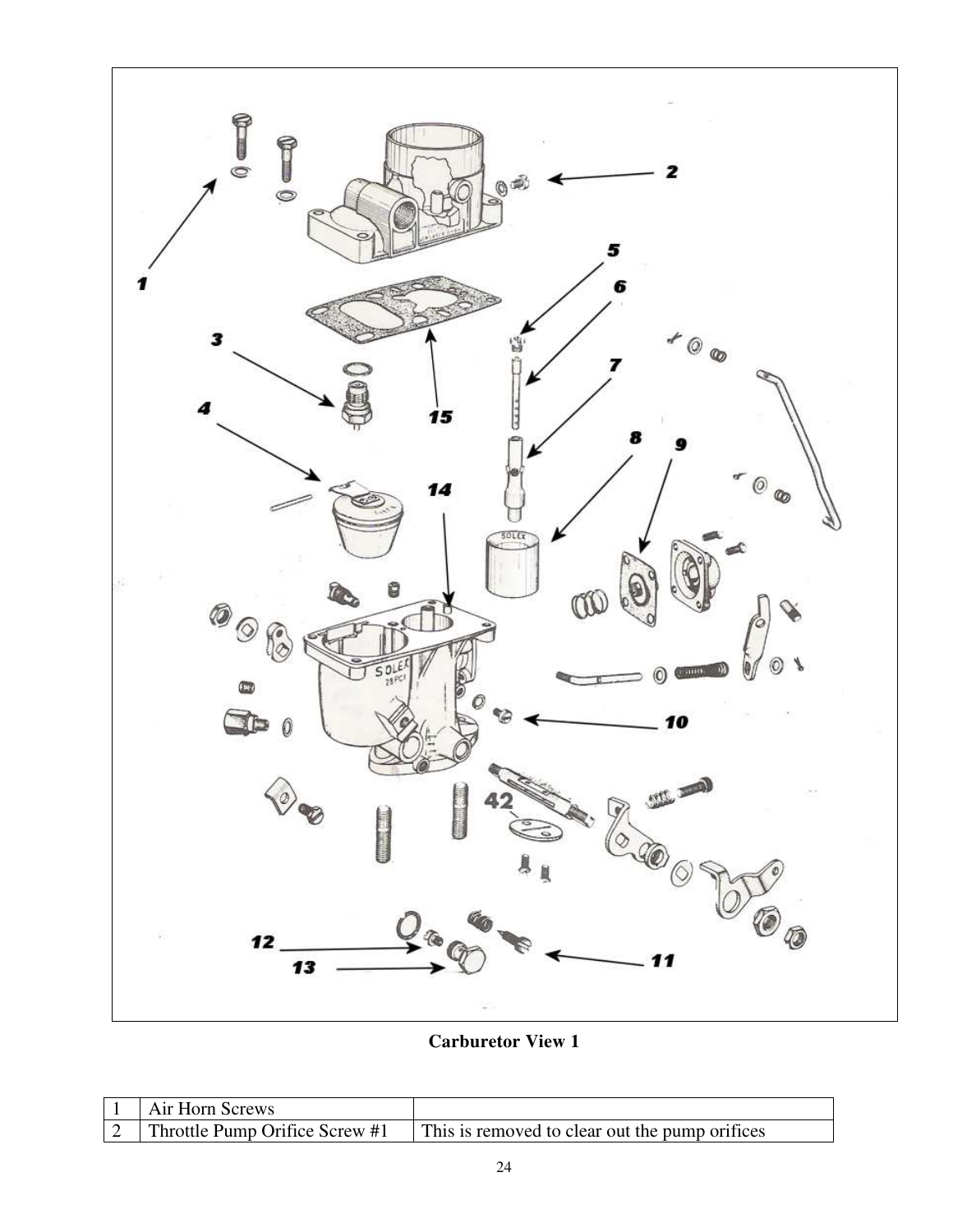**Carburetor View 1**

| | | |
|---|---|---|
| 1 | Air Horn Screws | |
| 2 | Throttle Pump Orifice Screw #1 | This is removed to clear out the pump orifices |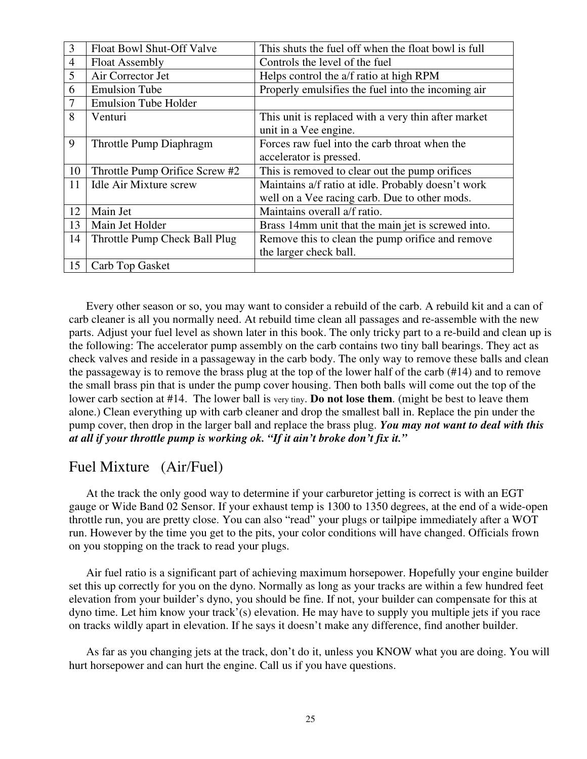| 3 | Float Bowl Shut-Off Valve | This shuts the fuel off when the float bowl is full |
|---|---|---|
| 4 | Float Assembly | Controls the level of the fuel |
| 5 | Air Corrector Jet | Helps control the a/f ratio at high RPM |
| 6 | Emulsion Tube | Properly emulsifies the fuel into the incoming air |
| 7 | Emulsion Tube Holder | |
| 8 | Venturi | This unit is replaced with a very thin after market unit in a Vee engine. |
| 9 | Throttle Pump Diaphragm | Forces raw fuel into the carb throat when the accelerator is pressed. |
| 10 | Throttle Pump Orifice Screw #2 | This is removed to clear out the pump orifices |
| 11 | Idle Air Mixture screw | Maintains a/f ratio at idle. Probably doesn't work well on a Vee racing carb. Due to other mods. |
| 12 | Main Jet | Maintains overall a/f ratio. |
| 13 | Main Jet Holder | Brass 14mm unit that the main jet is screwed into. |
| 14 | Throttle Pump Check Ball Plug | Remove this to clean the pump orifice and remove the larger check ball. |
| 15 | Carb Top Gasket | |

Every other season or so, you may want to consider a rebuild of the carb. A rebuild kit and a can of carb cleaner is all you normally need. At rebuild time clean all passages and re-assemble with the new parts. Adjust your fuel level as shown later in this book. The only tricky part to a re-build and clean up is the following: The accelerator pump assembly on the carb contains two tiny ball bearings. They act as check valves and reside in a passageway in the carb body. The only way to remove these balls and clean the passageway is to remove the brass plug at the top of the lower half of the carb (#14) and to remove the small brass pin that is under the pump cover housing. Then both balls will come out the top of the lower carb section at #14. The lower ball is very tiny. **Do not lose them**. (might be best to leave them alone.) Clean everything up with carb cleaner and drop the smallest ball in. Replace the pin under the pump cover, then drop in the larger ball and replace the brass plug. ***You may not want to deal with this at all if your throttle pump is working ok. "If it ain't broke don't fix it."***

## Fuel Mixture (Air/Fuel)

At the track the only good way to determine if your carburetor jetting is correct is with an EGT gauge or Wide Band 02 Sensor. If your exhaust temp is 1300 to 1350 degrees, at the end of a wide-open throttle run, you are pretty close. You can also "read" your plugs or tailpipe immediately after a WOT run. However by the time you get to the pits, your color conditions will have changed. Officials frown on you stopping on the track to read your plugs.

Air fuel ratio is a significant part of achieving maximum horsepower. Hopefully your engine builder set this up correctly for you on the dyno. Normally as long as your tracks are within a few hundred feet elevation from your builder's dyno, you should be fine. If not, your builder can compensate for this at dyno time. Let him know your track'(s) elevation. He may have to supply you multiple jets if you race on tracks wildly apart in elevation. If he says it doesn't make any difference, find another builder.

As far as you changing jets at the track, don't do it, unless you KNOW what you are doing. You will hurt horsepower and can hurt the engine. Call us if you have questions.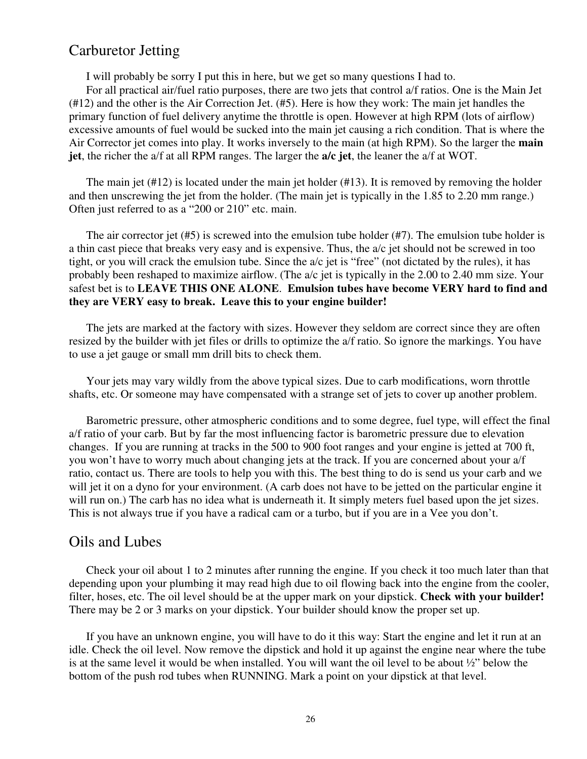## Carburetor Jetting

I will probably be sorry I put this in here, but we get so many questions I had to.

For all practical air/fuel ratio purposes, there are two jets that control a/f ratios. One is the Main Jet (#12) and the other is the Air Correction Jet. (#5). Here is how they work: The main jet handles the primary function of fuel delivery anytime the throttle is open. However at high RPM (lots of airflow) excessive amounts of fuel would be sucked into the main jet causing a rich condition. That is where the Air Corrector jet comes into play. It works inversely to the main (at high RPM). So the larger the **main jet**, the richer the a/f at all RPM ranges. The larger the **a/c jet**, the leaner the a/f at WOT.

The main jet (#12) is located under the main jet holder (#13). It is removed by removing the holder and then unscrewing the jet from the holder. (The main jet is typically in the 1.85 to 2.20 mm range.) Often just referred to as a "200 or 210" etc. main.

The air corrector jet (#5) is screwed into the emulsion tube holder (#7). The emulsion tube holder is a thin cast piece that breaks very easy and is expensive. Thus, the a/c jet should not be screwed in too tight, or you will crack the emulsion tube. Since the a/c jet is "free" (not dictated by the rules), it has probably been reshaped to maximize airflow. (The a/c jet is typically in the 2.00 to 2.40 mm size. Your safest bet is to **LEAVE THIS ONE ALONE**. **Emulsion tubes have become VERY hard to find and they are VERY easy to break. Leave this to your engine builder!**

The jets are marked at the factory with sizes. However they seldom are correct since they are often resized by the builder with jet files or drills to optimize the a/f ratio. So ignore the markings. You have to use a jet gauge or small mm drill bits to check them.

Your jets may vary wildly from the above typical sizes. Due to carb modifications, worn throttle shafts, etc. Or someone may have compensated with a strange set of jets to cover up another problem.

Barometric pressure, other atmospheric conditions and to some degree, fuel type, will effect the final a/f ratio of your carb. But by far the most influencing factor is barometric pressure due to elevation changes. If you are running at tracks in the 500 to 900 foot ranges and your engine is jetted at 700 ft, you won't have to worry much about changing jets at the track. If you are concerned about your a/f ratio, contact us. There are tools to help you with this. The best thing to do is send us your carb and we will jet it on a dyno for your environment. (A carb does not have to be jetted on the particular engine it will run on.) The carb has no idea what is underneath it. It simply meters fuel based upon the jet sizes. This is not always true if you have a radical cam or a turbo, but if you are in a Vee you don't.

## Oils and Lubes

Check your oil about 1 to 2 minutes after running the engine. If you check it too much later than that depending upon your plumbing it may read high due to oil flowing back into the engine from the cooler, filter, hoses, etc. The oil level should be at the upper mark on your dipstick. **Check with your builder!** There may be 2 or 3 marks on your dipstick. Your builder should know the proper set up.

If you have an unknown engine, you will have to do it this way: Start the engine and let it run at an idle. Check the oil level. Now remove the dipstick and hold it up against the engine near where the tube is at the same level it would be when installed. You will want the oil level to be about ½" below the bottom of the push rod tubes when RUNNING. Mark a point on your dipstick at that level.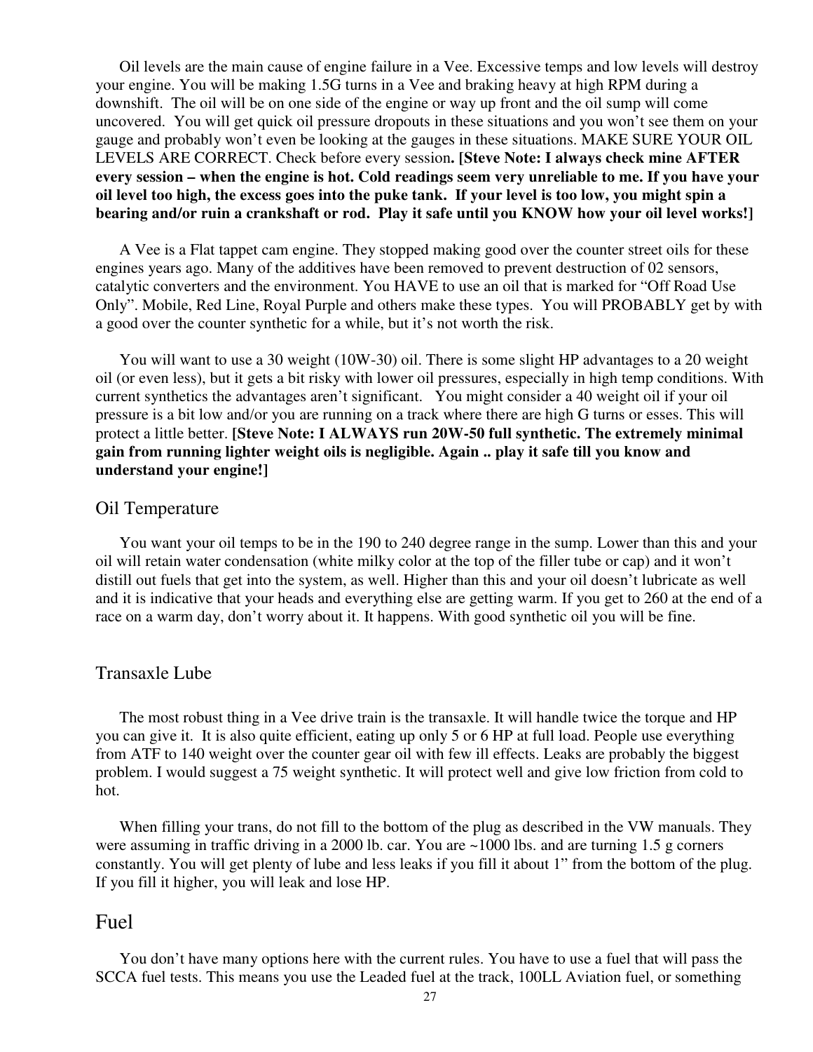Oil levels are the main cause of engine failure in a Vee. Excessive temps and low levels will destroy your engine. You will be making 1.5G turns in a Vee and braking heavy at high RPM during a downshift. The oil will be on one side of the engine or way up front and the oil sump will come uncovered. You will get quick oil pressure dropouts in these situations and you won't see them on your gauge and probably won't even be looking at the gauges in these situations. MAKE SURE YOUR OIL LEVELS ARE CORRECT. Check before every session**. [Steve Note: I always check mine AFTER every session – when the engine is hot. Cold readings seem very unreliable to me. If you have your oil level too high, the excess goes into the puke tank. If your level is too low, you might spin a bearing and/or ruin a crankshaft or rod. Play it safe until you KNOW how your oil level works!]**

A Vee is a Flat tappet cam engine. They stopped making good over the counter street oils for these engines years ago. Many of the additives have been removed to prevent destruction of 02 sensors, catalytic converters and the environment. You HAVE to use an oil that is marked for "Off Road Use Only". Mobile, Red Line, Royal Purple and others make these types. You will PROBABLY get by with a good over the counter synthetic for a while, but it's not worth the risk.

You will want to use a 30 weight (10W-30) oil. There is some slight HP advantages to a 20 weight oil (or even less), but it gets a bit risky with lower oil pressures, especially in high temp conditions. With current synthetics the advantages aren't significant. You might consider a 40 weight oil if your oil pressure is a bit low and/or you are running on a track where there are high G turns or esses. This will protect a little better. **[Steve Note: I ALWAYS run 20W-50 full synthetic. The extremely minimal gain from running lighter weight oils is negligible. Again .. play it safe till you know and understand your engine!]**

## Oil Temperature

You want your oil temps to be in the 190 to 240 degree range in the sump. Lower than this and your oil will retain water condensation (white milky color at the top of the filler tube or cap) and it won't distill out fuels that get into the system, as well. Higher than this and your oil doesn't lubricate as well and it is indicative that your heads and everything else are getting warm. If you get to 260 at the end of a race on a warm day, don't worry about it. It happens. With good synthetic oil you will be fine.

## Transaxle Lube

The most robust thing in a Vee drive train is the transaxle. It will handle twice the torque and HP you can give it. It is also quite efficient, eating up only 5 or 6 HP at full load. People use everything from ATF to 140 weight over the counter gear oil with few ill effects. Leaks are probably the biggest problem. I would suggest a 75 weight synthetic. It will protect well and give low friction from cold to hot.

When filling your trans, do not fill to the bottom of the plug as described in the VW manuals. They were assuming in traffic driving in a 2000 lb. car. You are ~1000 lbs. and are turning 1.5 g corners constantly. You will get plenty of lube and less leaks if you fill it about 1" from the bottom of the plug. If you fill it higher, you will leak and lose HP.

# Fuel

You don't have many options here with the current rules. You have to use a fuel that will pass the SCCA fuel tests. This means you use the Leaded fuel at the track, 100LL Aviation fuel, or something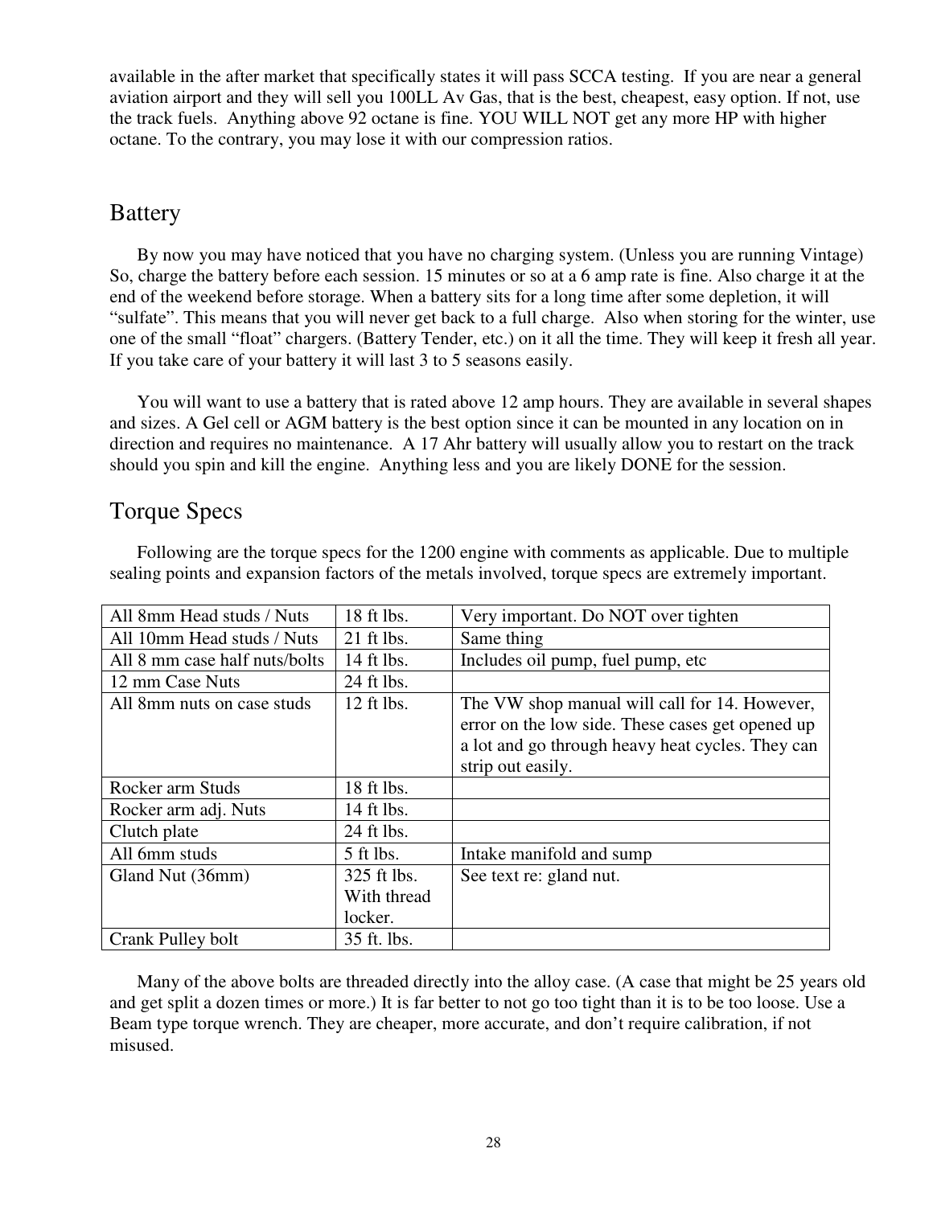available in the after market that specifically states it will pass SCCA testing. If you are near a general aviation airport and they will sell you 100LL Av Gas, that is the best, cheapest, easy option. If not, use the track fuels. Anything above 92 octane is fine. YOU WILL NOT get any more HP with higher octane. To the contrary, you may lose it with our compression ratios.

## Battery

By now you may have noticed that you have no charging system. (Unless you are running Vintage) So, charge the battery before each session. 15 minutes or so at a 6 amp rate is fine. Also charge it at the end of the weekend before storage. When a battery sits for a long time after some depletion, it will "sulfate". This means that you will never get back to a full charge. Also when storing for the winter, use one of the small "float" chargers. (Battery Tender, etc.) on it all the time. They will keep it fresh all year. If you take care of your battery it will last 3 to 5 seasons easily.

You will want to use a battery that is rated above 12 amp hours. They are available in several shapes and sizes. A Gel cell or AGM battery is the best option since it can be mounted in any location on in direction and requires no maintenance. A 17 Ahr battery will usually allow you to restart on the track should you spin and kill the engine. Anything less and you are likely DONE for the session.

## Torque Specs

Following are the torque specs for the 1200 engine with comments as applicable. Due to multiple sealing points and expansion factors of the metals involved, torque specs are extremely important.

| All 8mm Head studs / Nuts | 18 ft lbs. | Very important. Do NOT over tighten |
|---|---|---|
| All 10mm Head studs / Nuts | 21 ft lbs. | Same thing |
| All 8 mm case half nuts/bolts | 14 ft lbs. | Includes oil pump, fuel pump, etc |
| 12 mm Case Nuts | 24 ft lbs. | |
| All 8mm nuts on case studs | 12 ft lbs. | The VW shop manual will call for 14. However, error on the low side. These cases get opened up a lot and go through heavy heat cycles. They can strip out easily. |
| Rocker arm Studs | 18 ft lbs. | |
| Rocker arm adj. Nuts | 14 ft lbs. | |
| Clutch plate | 24 ft lbs. | |
| All 6mm studs | 5 ft lbs. | Intake manifold and sump |
| Gland Nut (36mm) | 325 ft lbs. With thread locker. | See text re: gland nut. |
| Crank Pulley bolt | 35 ft. lbs. | |

Many of the above bolts are threaded directly into the alloy case. (A case that might be 25 years old and get split a dozen times or more.) It is far better to not go too tight than it is to be too loose. Use a Beam type torque wrench. They are cheaper, more accurate, and don't require calibration, if not misused.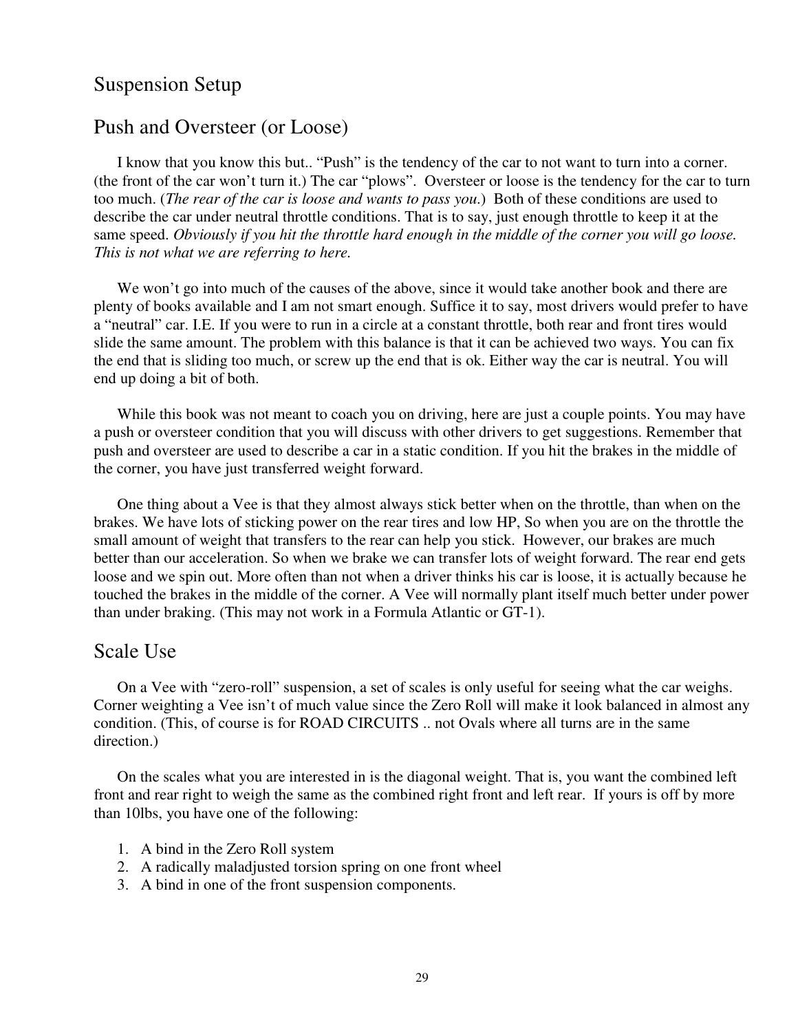# Suspension Setup

## Push and Oversteer (or Loose)

I know that you know this but.. "Push" is the tendency of the car to not want to turn into a corner. (the front of the car won't turn it.) The car "plows". Oversteer or loose is the tendency for the car to turn too much. (*The rear of the car is loose and wants to pass you.*) Both of these conditions are used to describe the car under neutral throttle conditions. That is to say, just enough throttle to keep it at the same speed. *Obviously if you hit the throttle hard enough in the middle of the corner you will go loose. This is not what we are referring to here.*

We won't go into much of the causes of the above, since it would take another book and there are plenty of books available and I am not smart enough. Suffice it to say, most drivers would prefer to have a "neutral" car. I.E. If you were to run in a circle at a constant throttle, both rear and front tires would slide the same amount. The problem with this balance is that it can be achieved two ways. You can fix the end that is sliding too much, or screw up the end that is ok. Either way the car is neutral. You will end up doing a bit of both.

While this book was not meant to coach you on driving, here are just a couple points. You may have a push or oversteer condition that you will discuss with other drivers to get suggestions. Remember that push and oversteer are used to describe a car in a static condition. If you hit the brakes in the middle of the corner, you have just transferred weight forward.

One thing about a Vee is that they almost always stick better when on the throttle, than when on the brakes. We have lots of sticking power on the rear tires and low HP, So when you are on the throttle the small amount of weight that transfers to the rear can help you stick. However, our brakes are much better than our acceleration. So when we brake we can transfer lots of weight forward. The rear end gets loose and we spin out. More often than not when a driver thinks his car is loose, it is actually because he touched the brakes in the middle of the corner. A Vee will normally plant itself much better under power than under braking. (This may not work in a Formula Atlantic or GT-1).

## Scale Use

On a Vee with "zero-roll" suspension, a set of scales is only useful for seeing what the car weighs. Corner weighting a Vee isn't of much value since the Zero Roll will make it look balanced in almost any condition. (This, of course is for ROAD CIRCUITS .. not Ovals where all turns are in the same direction.)

On the scales what you are interested in is the diagonal weight. That is, you want the combined left front and rear right to weigh the same as the combined right front and left rear. If yours is off by more than 10lbs, you have one of the following:

1. A bind in the Zero Roll system
2. A radically maladjusted torsion spring on one front wheel
3. A bind in one of the front suspension components.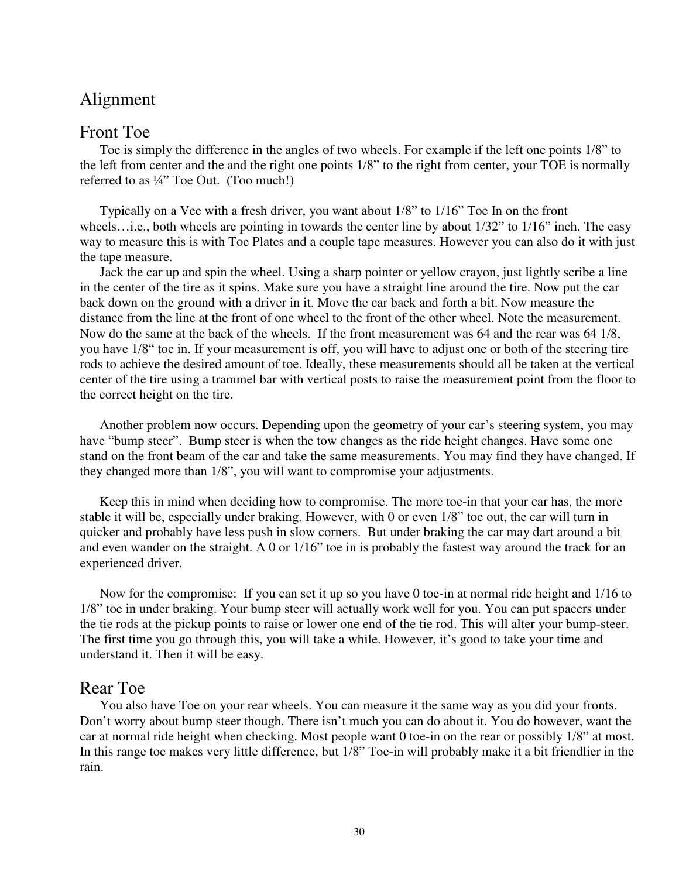# Alignment

## Front Toe

Toe is simply the difference in the angles of two wheels. For example if the left one points 1/8" to the left from center and the and the right one points 1/8" to the right from center, your TOE is normally referred to as ¼" Toe Out. (Too much!)

Typically on a Vee with a fresh driver, you want about 1/8" to 1/16" Toe In on the front wheels…i.e., both wheels are pointing in towards the center line by about 1/32" to 1/16" inch. The easy way to measure this is with Toe Plates and a couple tape measures. However you can also do it with just the tape measure.

Jack the car up and spin the wheel. Using a sharp pointer or yellow crayon, just lightly scribe a line in the center of the tire as it spins. Make sure you have a straight line around the tire. Now put the car back down on the ground with a driver in it. Move the car back and forth a bit. Now measure the distance from the line at the front of one wheel to the front of the other wheel. Note the measurement. Now do the same at the back of the wheels. If the front measurement was 64 and the rear was 64 1/8, you have 1/8" toe in. If your measurement is off, you will have to adjust one or both of the steering tire rods to achieve the desired amount of toe. Ideally, these measurements should all be taken at the vertical center of the tire using a trammel bar with vertical posts to raise the measurement point from the floor to the correct height on the tire.

Another problem now occurs. Depending upon the geometry of your car's steering system, you may have "bump steer". Bump steer is when the tow changes as the ride height changes. Have some one stand on the front beam of the car and take the same measurements. You may find they have changed. If they changed more than 1/8", you will want to compromise your adjustments.

Keep this in mind when deciding how to compromise. The more toe-in that your car has, the more stable it will be, especially under braking. However, with 0 or even 1/8" toe out, the car will turn in quicker and probably have less push in slow corners. But under braking the car may dart around a bit and even wander on the straight. A 0 or 1/16" toe in is probably the fastest way around the track for an experienced driver.

Now for the compromise: If you can set it up so you have 0 toe-in at normal ride height and 1/16 to 1/8" toe in under braking. Your bump steer will actually work well for you. You can put spacers under the tie rods at the pickup points to raise or lower one end of the tie rod. This will alter your bump-steer. The first time you go through this, you will take a while. However, it's good to take your time and understand it. Then it will be easy.

## Rear Toe

You also have Toe on your rear wheels. You can measure it the same way as you did your fronts. Don't worry about bump steer though. There isn't much you can do about it. You do however, want the car at normal ride height when checking. Most people want 0 toe-in on the rear or possibly 1/8" at most. In this range toe makes very little difference, but 1/8" Toe-in will probably make it a bit friendlier in the rain.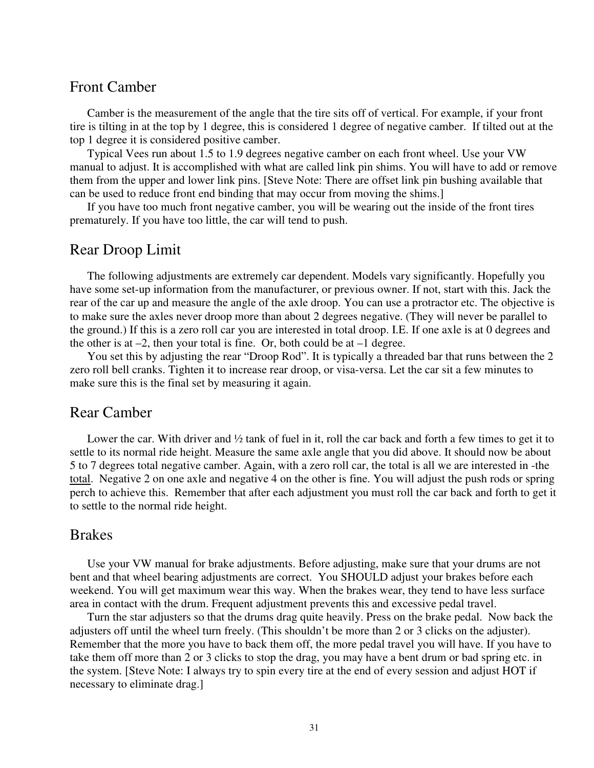## Front Camber

Camber is the measurement of the angle that the tire sits off of vertical. For example, if your front tire is tilting in at the top by 1 degree, this is considered 1 degree of negative camber. If tilted out at the top 1 degree it is considered positive camber.

Typical Vees run about 1.5 to 1.9 degrees negative camber on each front wheel. Use your VW manual to adjust. It is accomplished with what are called link pin shims. You will have to add or remove them from the upper and lower link pins. [Steve Note: There are offset link pin bushing available that can be used to reduce front end binding that may occur from moving the shims.]

If you have too much front negative camber, you will be wearing out the inside of the front tires prematurely. If you have too little, the car will tend to push.

## Rear Droop Limit

The following adjustments are extremely car dependent. Models vary significantly. Hopefully you have some set-up information from the manufacturer, or previous owner. If not, start with this. Jack the rear of the car up and measure the angle of the axle droop. You can use a protractor etc. The objective is to make sure the axles never droop more than about 2 degrees negative. (They will never be parallel to the ground.) If this is a zero roll car you are interested in total droop. I.E. If one axle is at 0 degrees and the other is at –2, then your total is fine. Or, both could be at –1 degree.

You set this by adjusting the rear "Droop Rod". It is typically a threaded bar that runs between the 2 zero roll bell cranks. Tighten it to increase rear droop, or visa-versa. Let the car sit a few minutes to make sure this is the final set by measuring it again.

## Rear Camber

Lower the car. With driver and ½ tank of fuel in it, roll the car back and forth a few times to get it to settle to its normal ride height. Measure the same axle angle that you did above. It should now be about 5 to 7 degrees total negative camber. Again, with a zero roll car, the total is all we are interested in -the <u>total</u>. Negative 2 on one axle and negative 4 on the other is fine. You will adjust the push rods or spring perch to achieve this. Remember that after each adjustment you must roll the car back and forth to get it to settle to the normal ride height.

## Brakes

Use your VW manual for brake adjustments. Before adjusting, make sure that your drums are not bent and that wheel bearing adjustments are correct. You SHOULD adjust your brakes before each weekend. You will get maximum wear this way. When the brakes wear, they tend to have less surface area in contact with the drum. Frequent adjustment prevents this and excessive pedal travel.

Turn the star adjusters so that the drums drag quite heavily. Press on the brake pedal. Now back the adjusters off until the wheel turn freely. (This shouldn't be more than 2 or 3 clicks on the adjuster). Remember that the more you have to back them off, the more pedal travel you will have. If you have to take them off more than 2 or 3 clicks to stop the drag, you may have a bent drum or bad spring etc. in the system. [Steve Note: I always try to spin every tire at the end of every session and adjust HOT if necessary to eliminate drag.]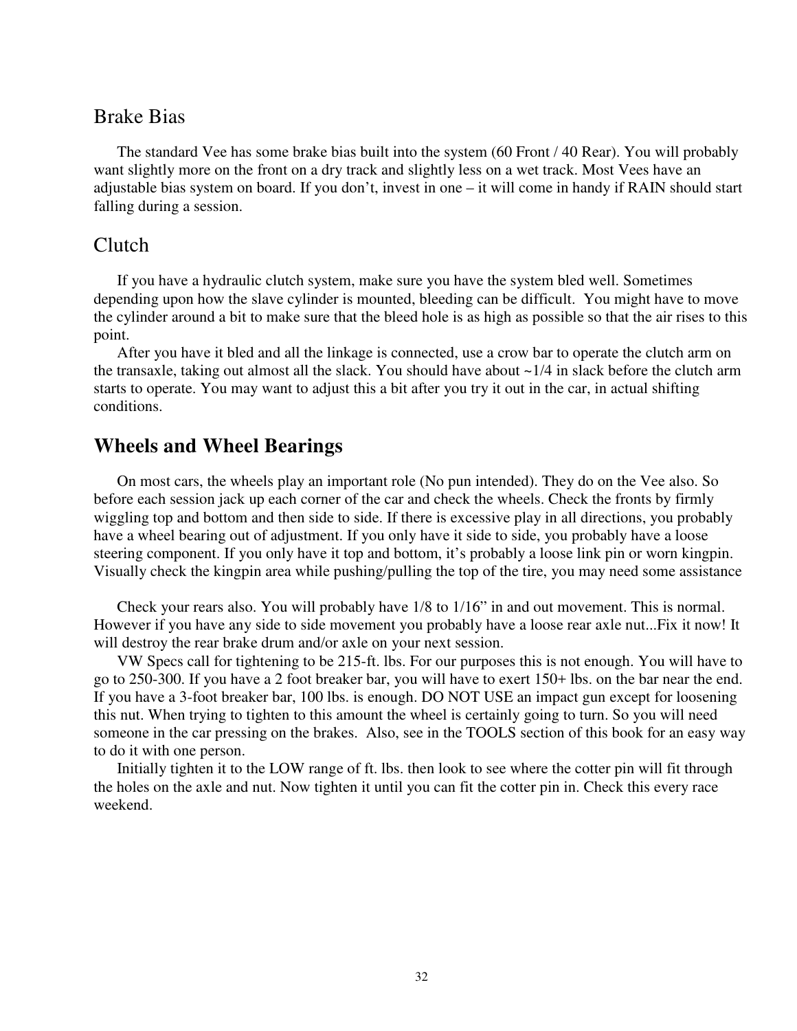## Brake Bias

The standard Vee has some brake bias built into the system (60 Front / 40 Rear). You will probably want slightly more on the front on a dry track and slightly less on a wet track. Most Vees have an adjustable bias system on board. If you don't, invest in one – it will come in handy if RAIN should start falling during a session.

## Clutch

If you have a hydraulic clutch system, make sure you have the system bled well. Sometimes depending upon how the slave cylinder is mounted, bleeding can be difficult. You might have to move the cylinder around a bit to make sure that the bleed hole is as high as possible so that the air rises to this point.

After you have it bled and all the linkage is connected, use a crow bar to operate the clutch arm on the transaxle, taking out almost all the slack. You should have about ~1/4 in slack before the clutch arm starts to operate. You may want to adjust this a bit after you try it out in the car, in actual shifting conditions.

## **Wheels and Wheel Bearings**

On most cars, the wheels play an important role (No pun intended). They do on the Vee also. So before each session jack up each corner of the car and check the wheels. Check the fronts by firmly wiggling top and bottom and then side to side. If there is excessive play in all directions, you probably have a wheel bearing out of adjustment. If you only have it side to side, you probably have a loose steering component. If you only have it top and bottom, it's probably a loose link pin or worn kingpin. Visually check the kingpin area while pushing/pulling the top of the tire, you may need some assistance

Check your rears also. You will probably have 1/8 to 1/16" in and out movement. This is normal. However if you have any side to side movement you probably have a loose rear axle nut...Fix it now! It will destroy the rear brake drum and/or axle on your next session.

VW Specs call for tightening to be 215-ft. lbs. For our purposes this is not enough. You will have to go to 250-300. If you have a 2 foot breaker bar, you will have to exert 150+ lbs. on the bar near the end. If you have a 3-foot breaker bar, 100 lbs. is enough. DO NOT USE an impact gun except for loosening this nut. When trying to tighten to this amount the wheel is certainly going to turn. So you will need someone in the car pressing on the brakes. Also, see in the TOOLS section of this book for an easy way to do it with one person.

Initially tighten it to the LOW range of ft. lbs. then look to see where the cotter pin will fit through the holes on the axle and nut. Now tighten it until you can fit the cotter pin in. Check this every race weekend.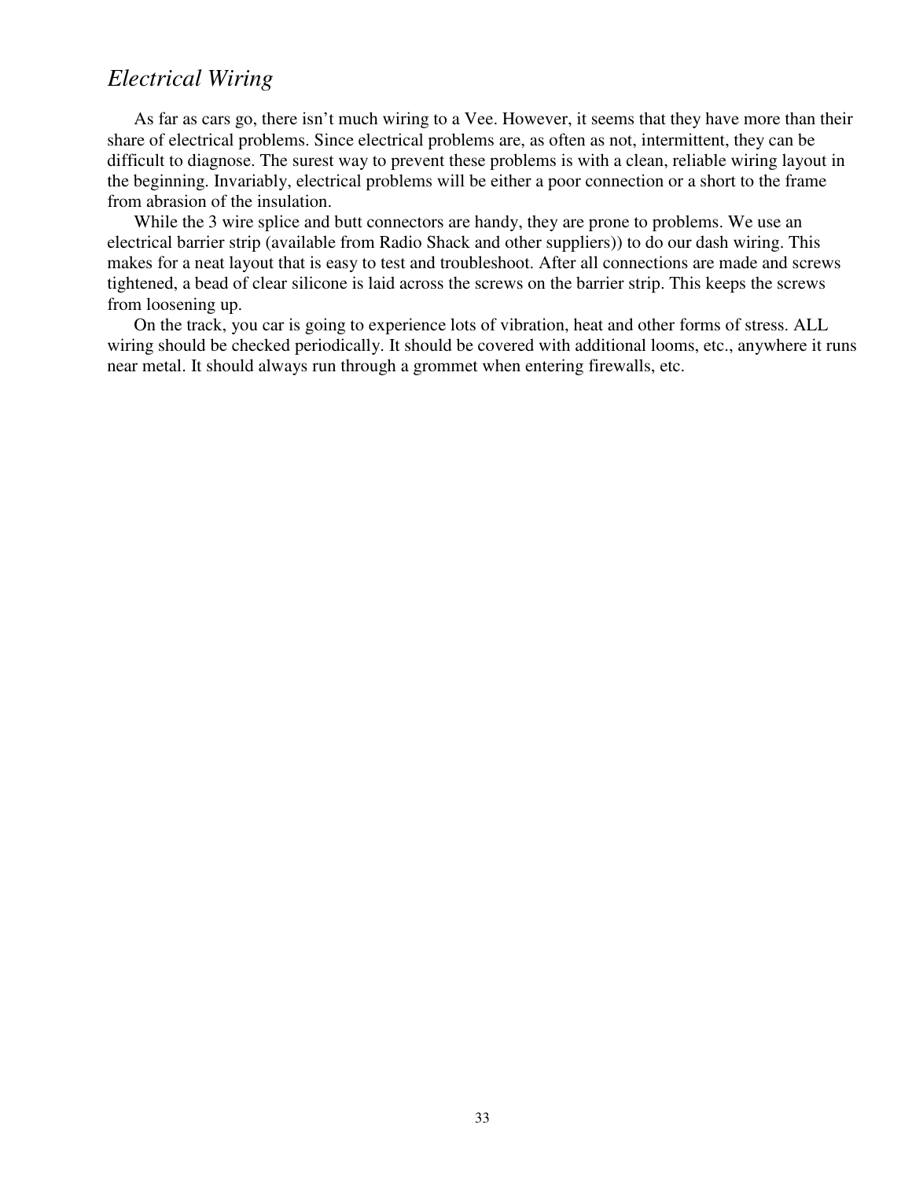## *Electrical Wiring*

As far as cars go, there isn't much wiring to a Vee. However, it seems that they have more than their share of electrical problems. Since electrical problems are, as often as not, intermittent, they can be difficult to diagnose. The surest way to prevent these problems is with a clean, reliable wiring layout in the beginning. Invariably, electrical problems will be either a poor connection or a short to the frame from abrasion of the insulation.

While the 3 wire splice and butt connectors are handy, they are prone to problems. We use an electrical barrier strip (available from Radio Shack and other suppliers)) to do our dash wiring. This makes for a neat layout that is easy to test and troubleshoot. After all connections are made and screws tightened, a bead of clear silicone is laid across the screws on the barrier strip. This keeps the screws from loosening up.

On the track, you car is going to experience lots of vibration, heat and other forms of stress. ALL wiring should be checked periodically. It should be covered with additional looms, etc., anywhere it runs near metal. It should always run through a grommet when entering firewalls, etc.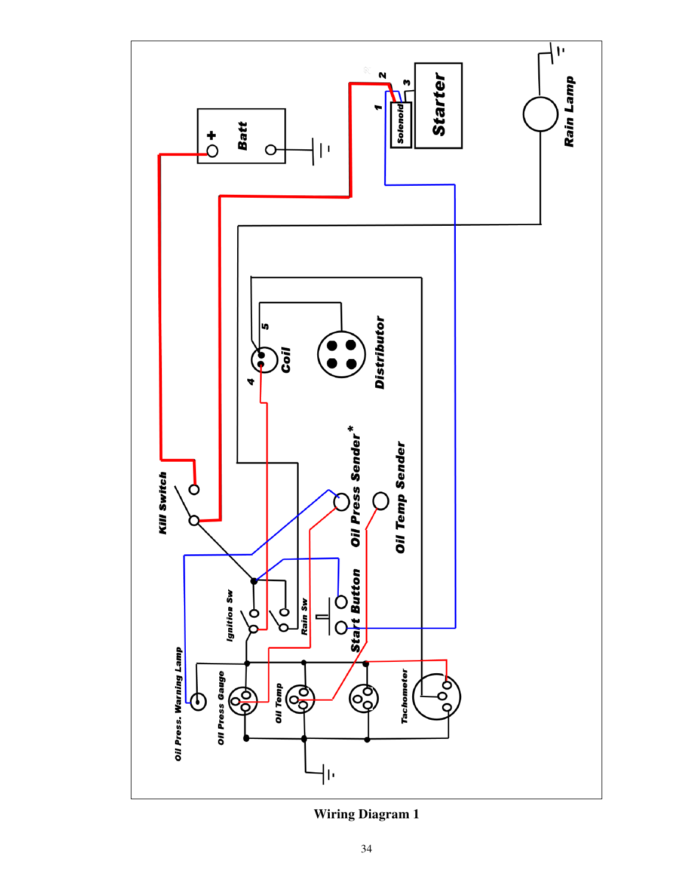Wiring Diagram 1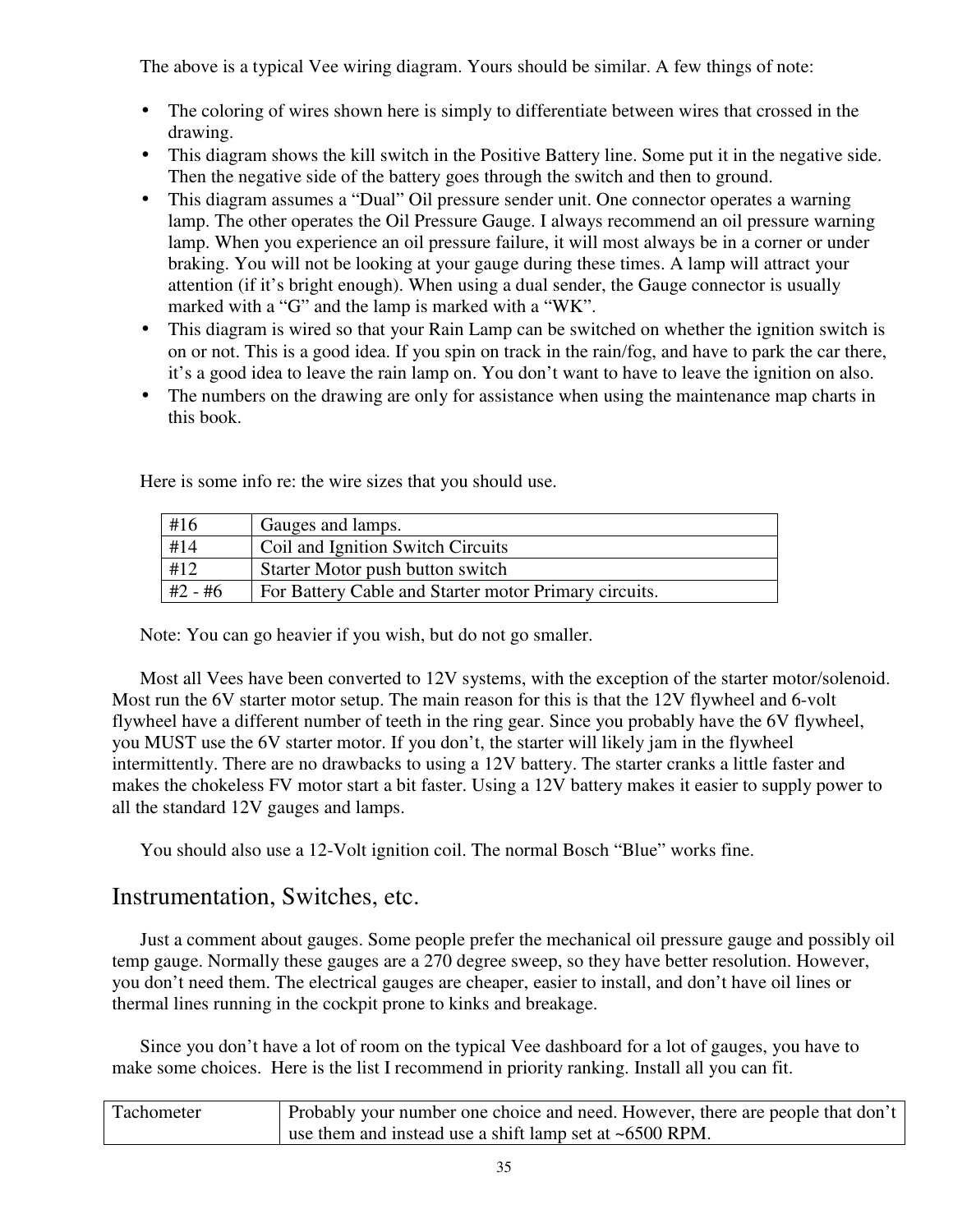The above is a typical Vee wiring diagram. Yours should be similar. A few things of note:

- The coloring of wires shown here is simply to differentiate between wires that crossed in the drawing.
- This diagram shows the kill switch in the Positive Battery line. Some put it in the negative side. Then the negative side of the battery goes through the switch and then to ground.
- This diagram assumes a "Dual" Oil pressure sender unit. One connector operates a warning lamp. The other operates the Oil Pressure Gauge. I always recommend an oil pressure warning lamp. When you experience an oil pressure failure, it will most always be in a corner or under braking. You will not be looking at your gauge during these times. A lamp will attract your attention (if it's bright enough). When using a dual sender, the Gauge connector is usually marked with a "G" and the lamp is marked with a "WK".
- This diagram is wired so that your Rain Lamp can be switched on whether the ignition switch is on or not. This is a good idea. If you spin on track in the rain/fog, and have to park the car there, it's a good idea to leave the rain lamp on. You don't want to have to leave the ignition on also.
- The numbers on the drawing are only for assistance when using the maintenance map charts in this book.

Here is some info re: the wire sizes that you should use.

| | |
|---|---|
| #16 | Gauges and lamps. |
| #14 | Coil and Ignition Switch Circuits |
| #12 | Starter Motor push button switch |
| #2 - #6 | For Battery Cable and Starter motor Primary circuits. |

Note: You can go heavier if you wish, but do not go smaller.

Most all Vees have been converted to 12V systems, with the exception of the starter motor/solenoid. Most run the 6V starter motor setup. The main reason for this is that the 12V flywheel and 6-volt flywheel have a different number of teeth in the ring gear. Since you probably have the 6V flywheel, you MUST use the 6V starter motor. If you don't, the starter will likely jam in the flywheel intermittently. There are no drawbacks to using a 12V battery. The starter cranks a little faster and makes the chokeless FV motor start a bit faster. Using a 12V battery makes it easier to supply power to all the standard 12V gauges and lamps.

You should also use a 12-Volt ignition coil. The normal Bosch "Blue" works fine.

## Instrumentation, Switches, etc.

Just a comment about gauges. Some people prefer the mechanical oil pressure gauge and possibly oil temp gauge. Normally these gauges are a 270 degree sweep, so they have better resolution. However, you don't need them. The electrical gauges are cheaper, easier to install, and don't have oil lines or thermal lines running in the cockpit prone to kinks and breakage.

Since you don't have a lot of room on the typical Vee dashboard for a lot of gauges, you have to make some choices. Here is the list I recommend in priority ranking. Install all you can fit.

| | |
|---|---|
| Tachometer | Probably your number one choice and need. However, there are people that don't use them and instead use a shift lamp set at ~6500 RPM. |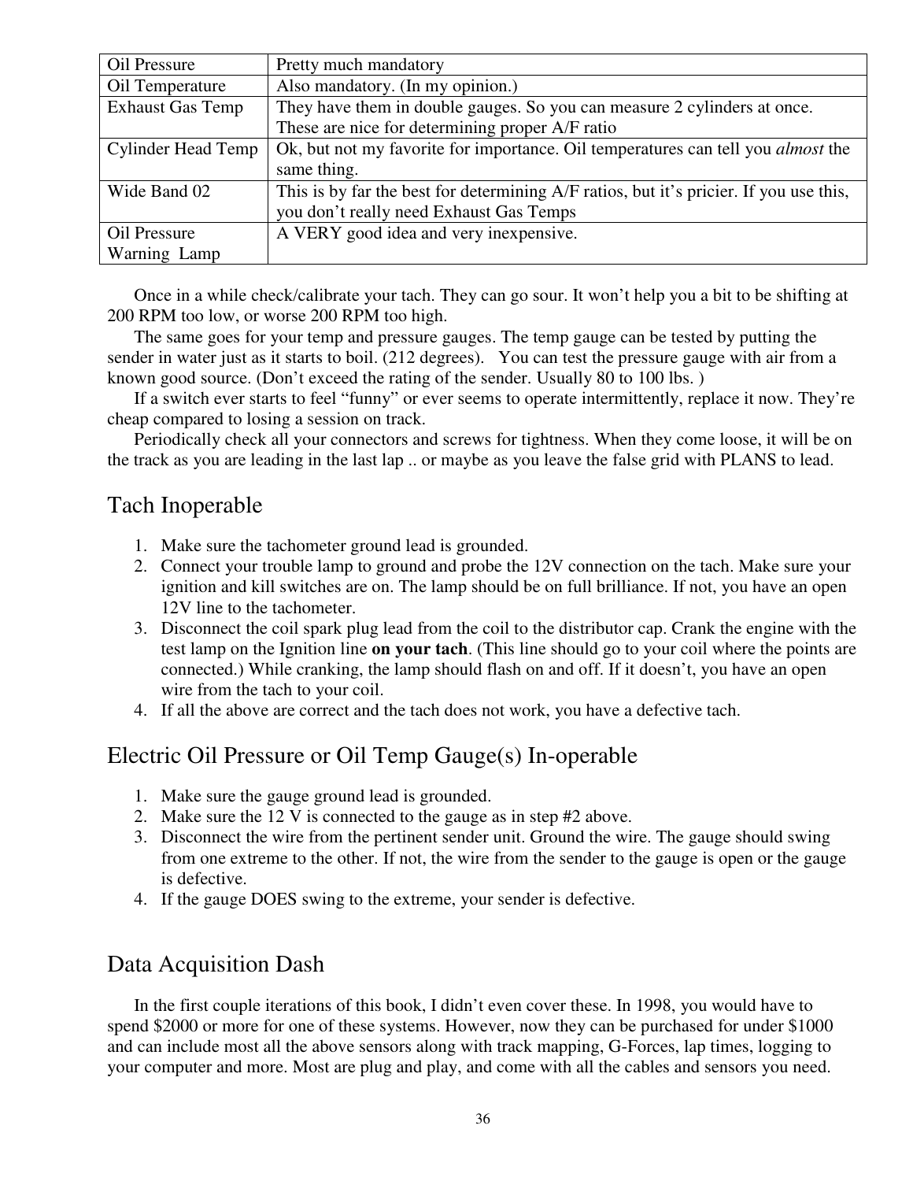| Oil Pressure | Pretty much mandatory |
|---|---|
| Oil Temperature | Also mandatory. (In my opinion.) |
| Exhaust Gas Temp | They have them in double gauges. So you can measure 2 cylinders at once. These are nice for determining proper A/F ratio |
| Cylinder Head Temp | Ok, but not my favorite for importance. Oil temperatures can tell you *almost* the same thing. |
| Wide Band 02 | This is by far the best for determining A/F ratios, but it's pricier. If you use this, you don't really need Exhaust Gas Temps |
| Oil Pressure Warning Lamp | A VERY good idea and very inexpensive. |

Once in a while check/calibrate your tach. They can go sour. It won't help you a bit to be shifting at 200 RPM too low, or worse 200 RPM too high.

The same goes for your temp and pressure gauges. The temp gauge can be tested by putting the sender in water just as it starts to boil. (212 degrees). You can test the pressure gauge with air from a known good source. (Don't exceed the rating of the sender. Usually 80 to 100 lbs. )

If a switch ever starts to feel "funny" or ever seems to operate intermittently, replace it now. They're cheap compared to losing a session on track.

Periodically check all your connectors and screws for tightness. When they come loose, it will be on the track as you are leading in the last lap .. or maybe as you leave the false grid with PLANS to lead.

## Tach Inoperable

1. Make sure the tachometer ground lead is grounded.
2. Connect your trouble lamp to ground and probe the 12V connection on the tach. Make sure your ignition and kill switches are on. The lamp should be on full brilliance. If not, you have an open 12V line to the tachometer.
3. Disconnect the coil spark plug lead from the coil to the distributor cap. Crank the engine with the test lamp on the Ignition line **on your tach**. (This line should go to your coil where the points are connected.) While cranking, the lamp should flash on and off. If it doesn't, you have an open wire from the tach to your coil.
4. If all the above are correct and the tach does not work, you have a defective tach.

## Electric Oil Pressure or Oil Temp Gauge(s) In-operable

1. Make sure the gauge ground lead is grounded.
2. Make sure the 12 V is connected to the gauge as in step #2 above.
3. Disconnect the wire from the pertinent sender unit. Ground the wire. The gauge should swing from one extreme to the other. If not, the wire from the sender to the gauge is open or the gauge is defective.
4. If the gauge DOES swing to the extreme, your sender is defective.

## Data Acquisition Dash

In the first couple iterations of this book, I didn't even cover these. In 1998, you would have to spend $2000 or more for one of these systems. However, now they can be purchased for under $1000 and can include most all the above sensors along with track mapping, G-Forces, lap times, logging to your computer and more. Most are plug and play, and come with all the cables and sensors you need.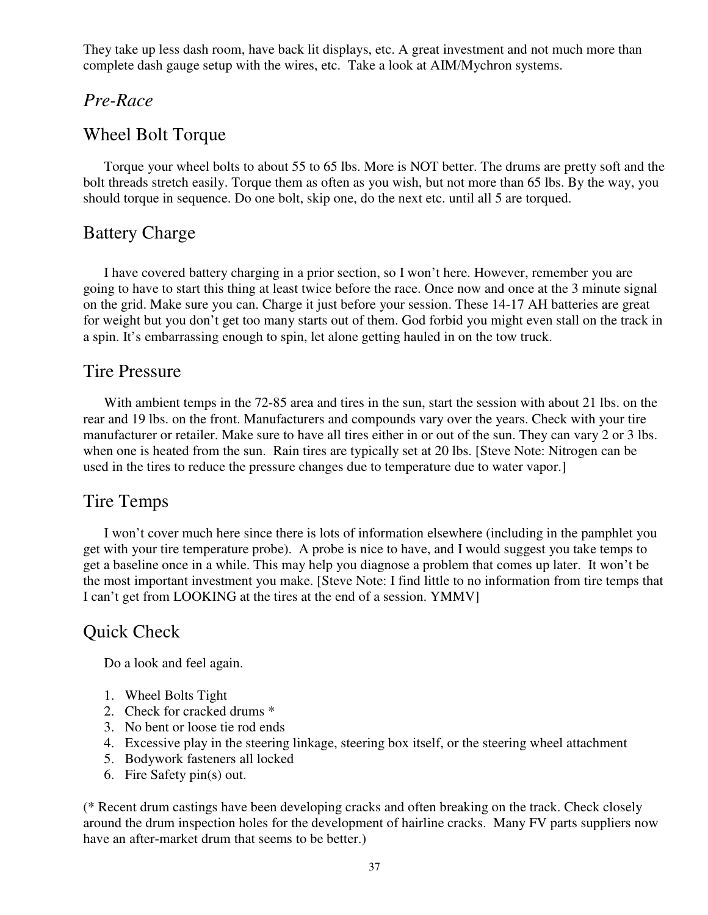They take up less dash room, have back lit displays, etc. A great investment and not much more than complete dash gauge setup with the wires, etc.  Take a look at AIM/Mychron systems.

## *Pre-Race*

### Wheel Bolt Torque

Torque your wheel bolts to about 55 to 65 lbs. More is NOT better. The drums are pretty soft and the bolt threads stretch easily. Torque them as often as you wish, but not more than 65 lbs. By the way, you should torque in sequence. Do one bolt, skip one, do the next etc. until all 5 are torqued.

### Battery Charge

I have covered battery charging in a prior section, so I won't here. However, remember you are going to have to start this thing at least twice before the race. Once now and once at the 3 minute signal on the grid. Make sure you can. Charge it just before your session. These 14-17 AH batteries are great for weight but you don't get too many starts out of them. God forbid you might even stall on the track in a spin. It's embarrassing enough to spin, let alone getting hauled in on the tow truck.

### Tire Pressure

With ambient temps in the 72-85 area and tires in the sun, start the session with about 21 lbs. on the rear and 19 lbs. on the front. Manufacturers and compounds vary over the years. Check with your tire manufacturer or retailer. Make sure to have all tires either in or out of the sun. They can vary 2 or 3 lbs. when one is heated from the sun.  Rain tires are typically set at 20 lbs. [Steve Note: Nitrogen can be used in the tires to reduce the pressure changes due to temperature due to water vapor.]

### Tire Temps

I won't cover much here since there is lots of information elsewhere (including in the pamphlet you get with your tire temperature probe).  A probe is nice to have, and I would suggest you take temps to get a baseline once in a while. This may help you diagnose a problem that comes up later.  It won't be the most important investment you make. [Steve Note: I find little to no information from tire temps that I can't get from LOOKING at the tires at the end of a session. YMMV]

### Quick Check

Do a look and feel again.

1. Wheel Bolts Tight
2. Check for cracked drums *
3. No bent or loose tie rod ends
4. Excessive play in the steering linkage, steering box itself, or the steering wheel attachment
5. Bodywork fasteners all locked
6. Fire Safety pin(s) out.

(* Recent drum castings have been developing cracks and often breaking on the track. Check closely around the drum inspection holes for the development of hairline cracks.  Many FV parts suppliers now have an after-market drum that seems to be better.)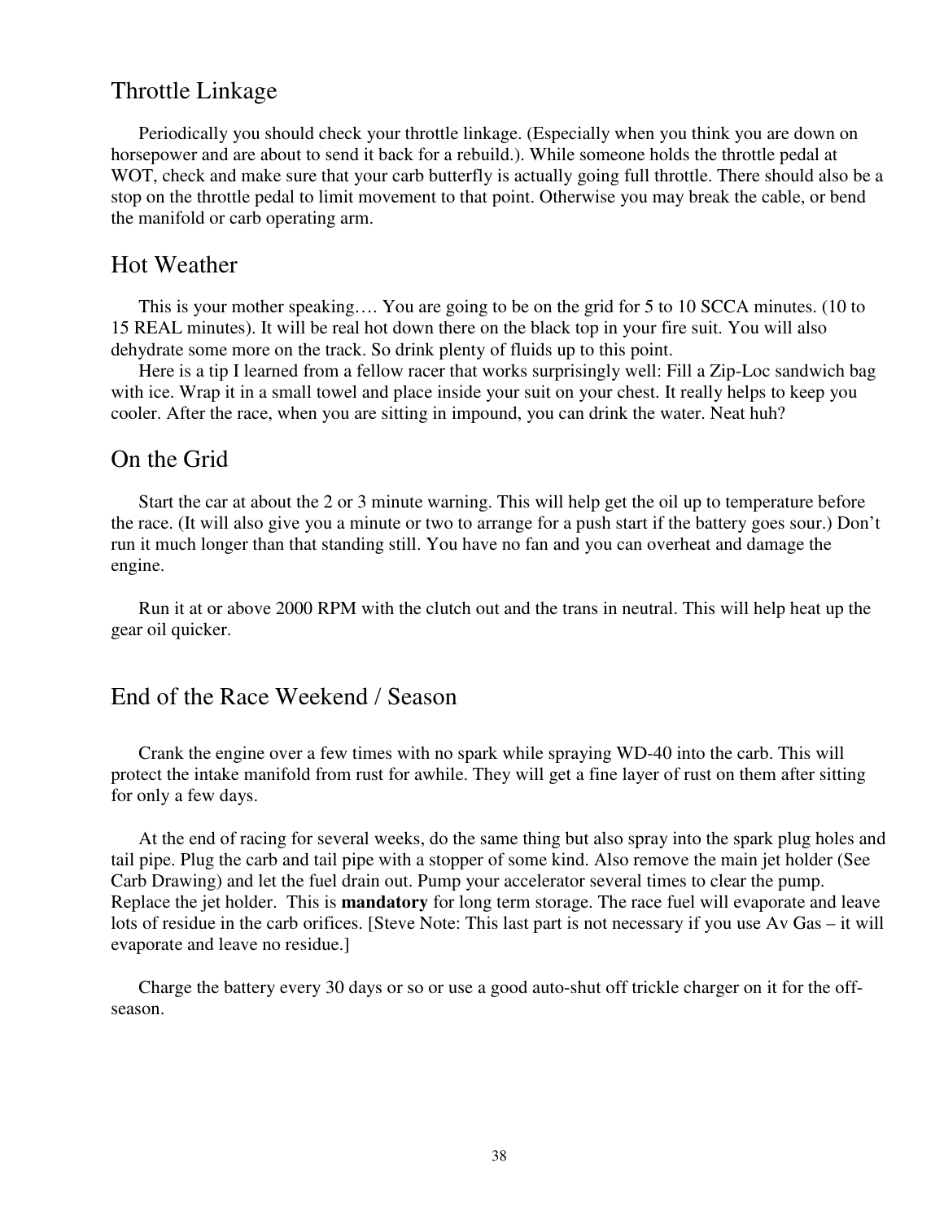## Throttle Linkage

Periodically you should check your throttle linkage. (Especially when you think you are down on horsepower and are about to send it back for a rebuild.). While someone holds the throttle pedal at WOT, check and make sure that your carb butterfly is actually going full throttle. There should also be a stop on the throttle pedal to limit movement to that point. Otherwise you may break the cable, or bend the manifold or carb operating arm.

## Hot Weather

This is your mother speaking…. You are going to be on the grid for 5 to 10 SCCA minutes. (10 to 15 REAL minutes). It will be real hot down there on the black top in your fire suit. You will also dehydrate some more on the track. So drink plenty of fluids up to this point.

Here is a tip I learned from a fellow racer that works surprisingly well: Fill a Zip-Loc sandwich bag with ice. Wrap it in a small towel and place inside your suit on your chest. It really helps to keep you cooler. After the race, when you are sitting in impound, you can drink the water. Neat huh?

## On the Grid

Start the car at about the 2 or 3 minute warning. This will help get the oil up to temperature before the race. (It will also give you a minute or two to arrange for a push start if the battery goes sour.) Don't run it much longer than that standing still. You have no fan and you can overheat and damage the engine.

Run it at or above 2000 RPM with the clutch out and the trans in neutral. This will help heat up the gear oil quicker.

## End of the Race Weekend / Season

Crank the engine over a few times with no spark while spraying WD-40 into the carb. This will protect the intake manifold from rust for awhile. They will get a fine layer of rust on them after sitting for only a few days.

At the end of racing for several weeks, do the same thing but also spray into the spark plug holes and tail pipe. Plug the carb and tail pipe with a stopper of some kind. Also remove the main jet holder (See Carb Drawing) and let the fuel drain out. Pump your accelerator several times to clear the pump. Replace the jet holder. This is **mandatory** for long term storage. The race fuel will evaporate and leave lots of residue in the carb orifices. [Steve Note: This last part is not necessary if you use Av Gas – it will evaporate and leave no residue.]

Charge the battery every 30 days or so or use a good auto-shut off trickle charger on it for the off-season.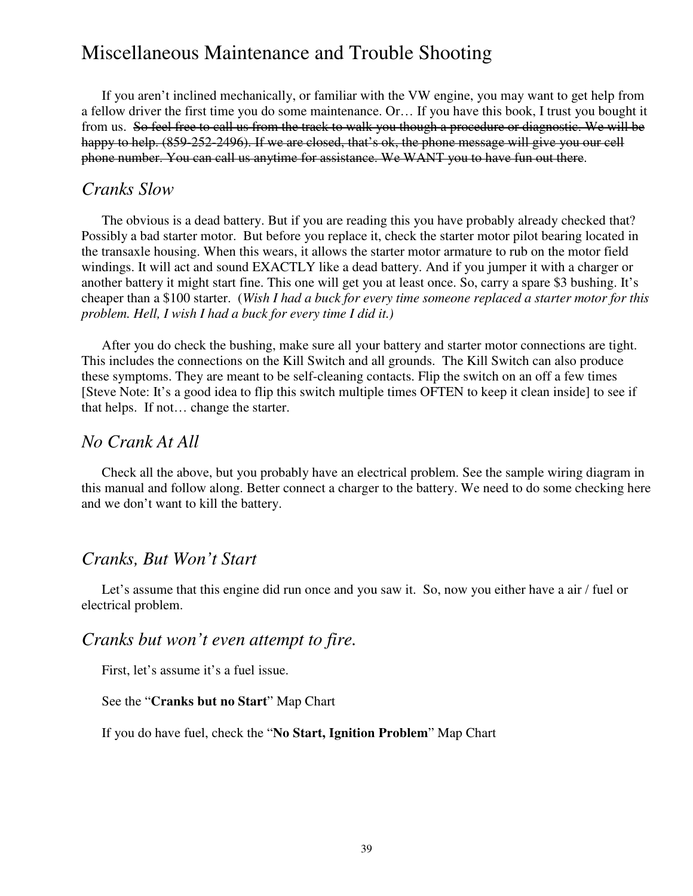# Miscellaneous Maintenance and Trouble Shooting

If you aren't inclined mechanically, or familiar with the VW engine, you may want to get help from a fellow driver the first time you do some maintenance. Or… If you have this book, I trust you bought it from us. ~~So feel free to call us from the track to walk you though a procedure or diagnostic. We will be happy to help. (859-252-2496). If we are closed, that's ok, the phone message will give you our cell phone number. You can call us anytime for assistance. We WANT you to have fun out there~~.

## *Cranks Slow*

The obvious is a dead battery. But if you are reading this you have probably already checked that? Possibly a bad starter motor. But before you replace it, check the starter motor pilot bearing located in the transaxle housing. When this wears, it allows the starter motor armature to rub on the motor field windings. It will act and sound EXACTLY like a dead battery. And if you jumper it with a charger or another battery it might start fine. This one will get you at least once. So, carry a spare $3 bushing. It's cheaper than a $100 starter. (*Wish I had a buck for every time someone replaced a starter motor for this problem. Hell, I wish I had a buck for every time I did it.)*

After you do check the bushing, make sure all your battery and starter motor connections are tight. This includes the connections on the Kill Switch and all grounds. The Kill Switch can also produce these symptoms. They are meant to be self-cleaning contacts. Flip the switch on an off a few times [Steve Note: It's a good idea to flip this switch multiple times OFTEN to keep it clean inside] to see if that helps. If not… change the starter.

## *No Crank At All*

Check all the above, but you probably have an electrical problem. See the sample wiring diagram in this manual and follow along. Better connect a charger to the battery. We need to do some checking here and we don't want to kill the battery.

## *Cranks, But Won't Start*

Let's assume that this engine did run once and you saw it. So, now you either have a air / fuel or electrical problem.

## *Cranks but won't even attempt to fire.*

First, let's assume it's a fuel issue.

See the "**Cranks but no Start**" Map Chart

If you do have fuel, check the "**No Start, Ignition Problem**" Map Chart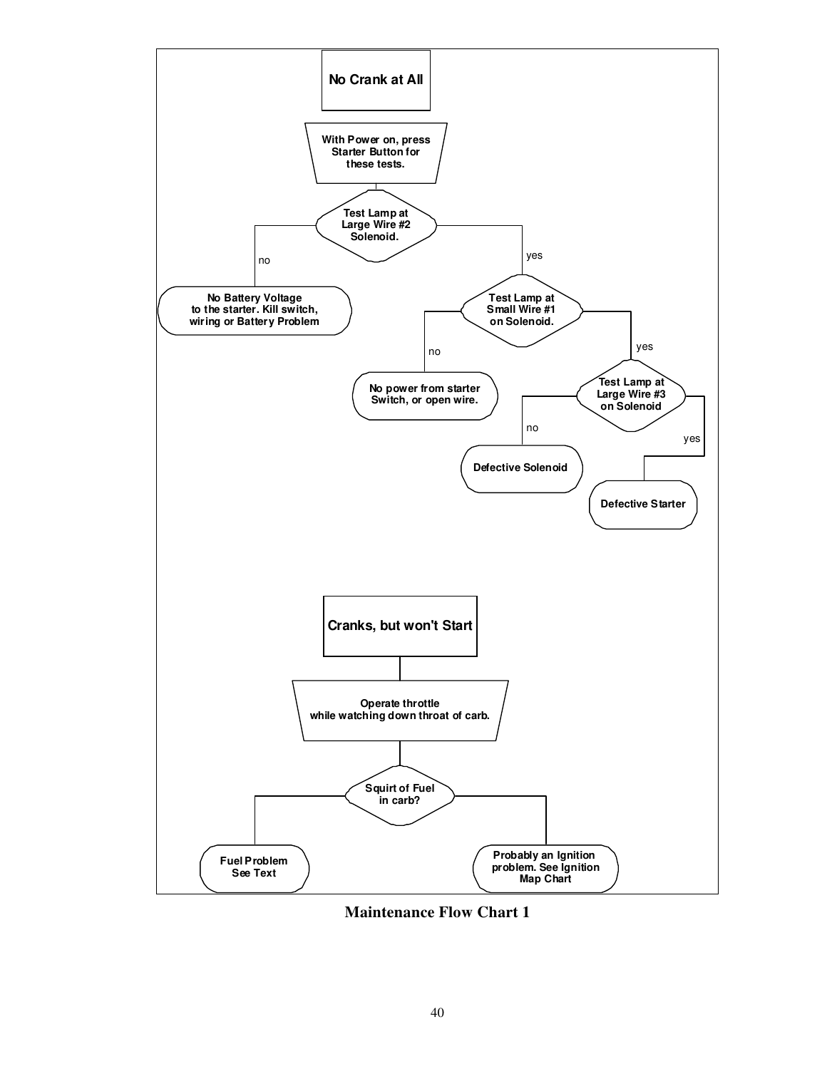**No Crank at All**

With Power on, press Starter Button for these tests.

Test Lamp at Large Wire #2 Solenoid.

- no → No Battery Voltage to the starter. Kill switch, wiring or Battery Problem
- yes → Test Lamp at Small Wire #1 on Solenoid.
  - no → No power from starter Switch, or open wire.
  - yes → Test Lamp at Large Wire #3 on Solenoid
    - no → Defective Solenoid
    - yes → Defective Starter

**Cranks, but won't Start**

Operate throttle while watching down throat of carb.

Squirt of Fuel in carb?

- Fuel Problem See Text
- Probably an Ignition problem. See Ignition Map Chart

**Maintenance Flow Chart 1**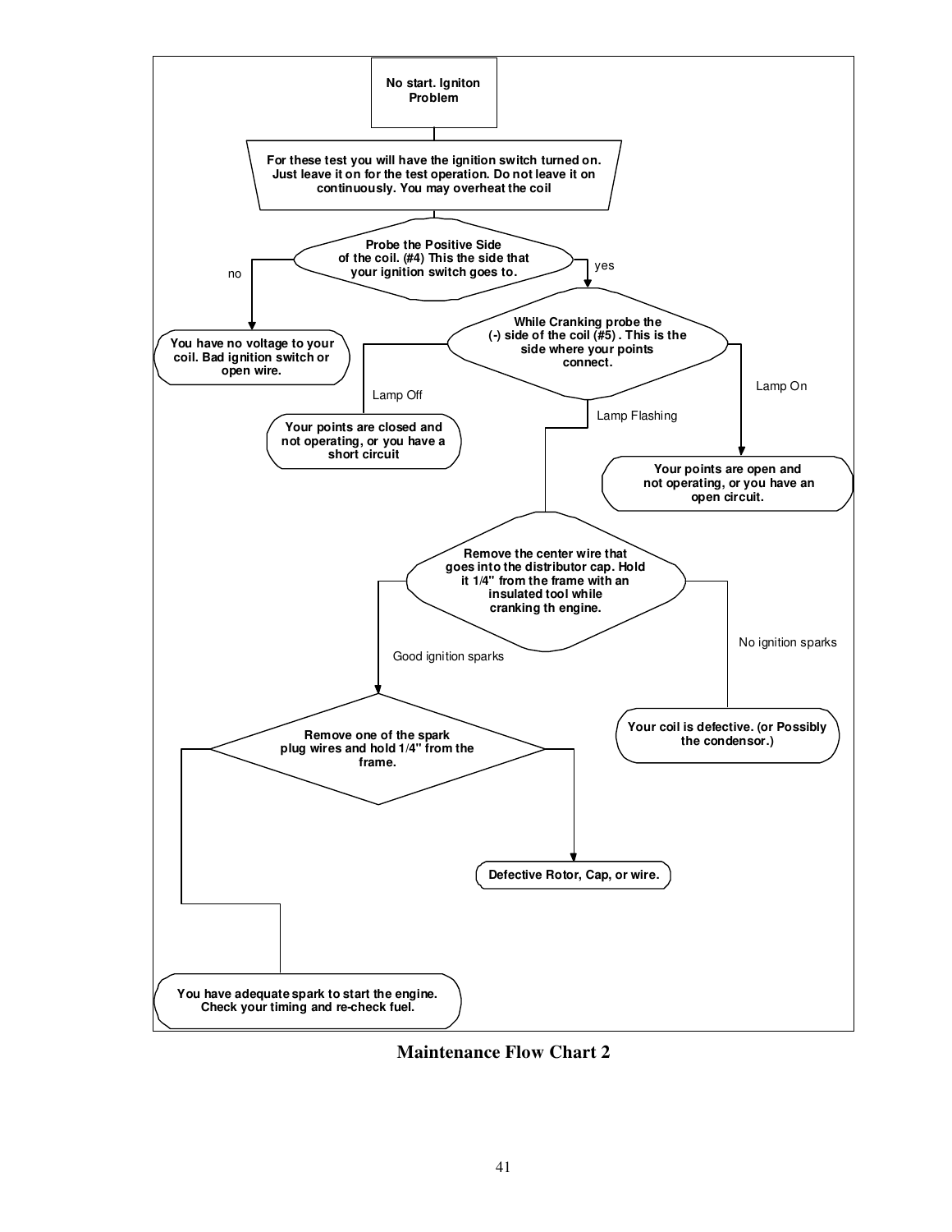No start. Igniton Problem

For these test you will have the ignition switch turned on. Just leave it on for the test operation. Do not leave it on continuously. You may overheat the coil

Probe the Positive Side of the coil. (#4) This the side that your ignition switch goes to.

- no → You have no voltage to your coil. Bad ignition switch or open wire.
- yes → While Cranking probe the (-) side of the coil (#5) . This is the side where your points connect.
  - Lamp Off → Your points are closed and not operating, or you have a short circuit
  - Lamp On → Your points are open and not operating, or you have an open circuit.
  - Lamp Flashing → Remove the center wire that goes into the distributor cap. Hold it 1/4" from the frame with an insulated tool while cranking th engine.
    - No ignition sparks → Your coil is defective. (or Possibly the condensor.)
    - Good ignition sparks → Remove one of the spark plug wires and hold 1/4" from the frame.
      - → Defective Rotor, Cap, or wire.
      - → You have adequate spark to start the engine. Check your timing and re-check fuel.

**Maintenance Flow Chart 2**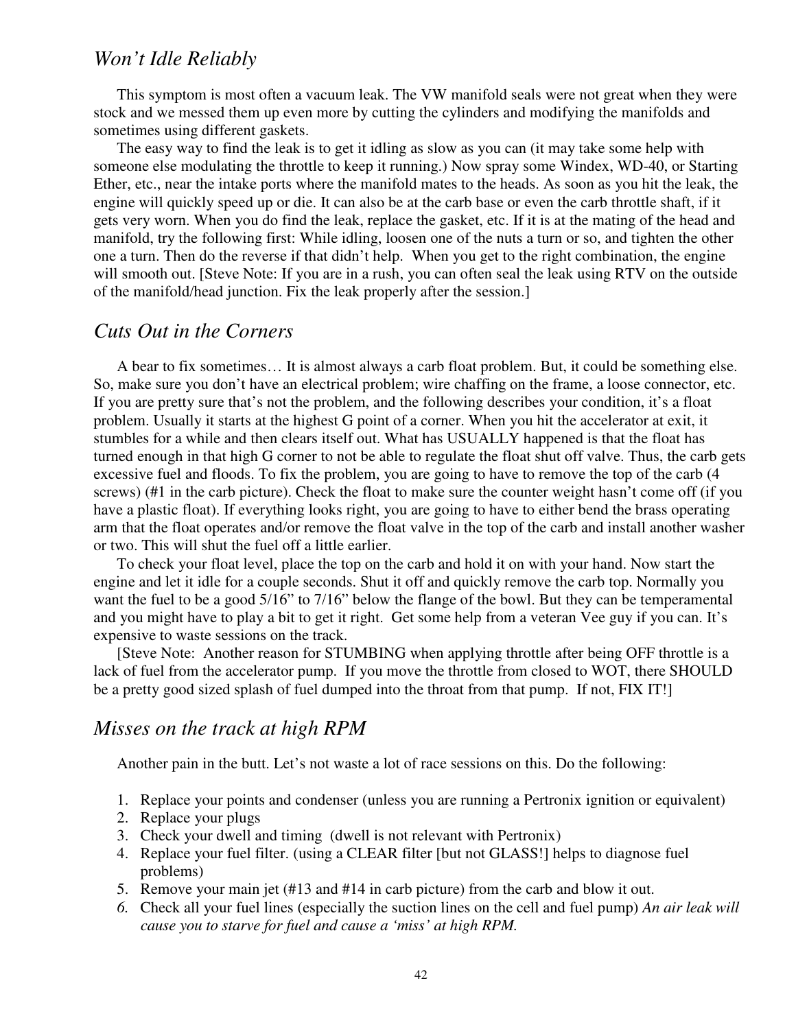## *Won't Idle Reliably*

This symptom is most often a vacuum leak. The VW manifold seals were not great when they were stock and we messed them up even more by cutting the cylinders and modifying the manifolds and sometimes using different gaskets.

The easy way to find the leak is to get it idling as slow as you can (it may take some help with someone else modulating the throttle to keep it running.) Now spray some Windex, WD-40, or Starting Ether, etc., near the intake ports where the manifold mates to the heads. As soon as you hit the leak, the engine will quickly speed up or die. It can also be at the carb base or even the carb throttle shaft, if it gets very worn. When you do find the leak, replace the gasket, etc. If it is at the mating of the head and manifold, try the following first: While idling, loosen one of the nuts a turn or so, and tighten the other one a turn. Then do the reverse if that didn't help. When you get to the right combination, the engine will smooth out. [Steve Note: If you are in a rush, you can often seal the leak using RTV on the outside of the manifold/head junction. Fix the leak properly after the session.]

## *Cuts Out in the Corners*

A bear to fix sometimes… It is almost always a carb float problem. But, it could be something else. So, make sure you don't have an electrical problem; wire chaffing on the frame, a loose connector, etc. If you are pretty sure that's not the problem, and the following describes your condition, it's a float problem. Usually it starts at the highest G point of a corner. When you hit the accelerator at exit, it stumbles for a while and then clears itself out. What has USUALLY happened is that the float has turned enough in that high G corner to not be able to regulate the float shut off valve. Thus, the carb gets excessive fuel and floods. To fix the problem, you are going to have to remove the top of the carb (4 screws) (#1 in the carb picture). Check the float to make sure the counter weight hasn't come off (if you have a plastic float). If everything looks right, you are going to have to either bend the brass operating arm that the float operates and/or remove the float valve in the top of the carb and install another washer or two. This will shut the fuel off a little earlier.

To check your float level, place the top on the carb and hold it on with your hand. Now start the engine and let it idle for a couple seconds. Shut it off and quickly remove the carb top. Normally you want the fuel to be a good 5/16" to 7/16" below the flange of the bowl. But they can be temperamental and you might have to play a bit to get it right. Get some help from a veteran Vee guy if you can. It's expensive to waste sessions on the track.

[Steve Note: Another reason for STUMBING when applying throttle after being OFF throttle is a lack of fuel from the accelerator pump. If you move the throttle from closed to WOT, there SHOULD be a pretty good sized splash of fuel dumped into the throat from that pump. If not, FIX IT!]

## *Misses on the track at high RPM*

Another pain in the butt. Let's not waste a lot of race sessions on this. Do the following:

1. Replace your points and condenser (unless you are running a Pertronix ignition or equivalent)
2. Replace your plugs
3. Check your dwell and timing (dwell is not relevant with Pertronix)
4. Replace your fuel filter. (using a CLEAR filter [but not GLASS!] helps to diagnose fuel problems)
5. Remove your main jet (#13 and #14 in carb picture) from the carb and blow it out.
6. Check all your fuel lines (especially the suction lines on the cell and fuel pump) *An air leak will cause you to starve for fuel and cause a 'miss' at high RPM.*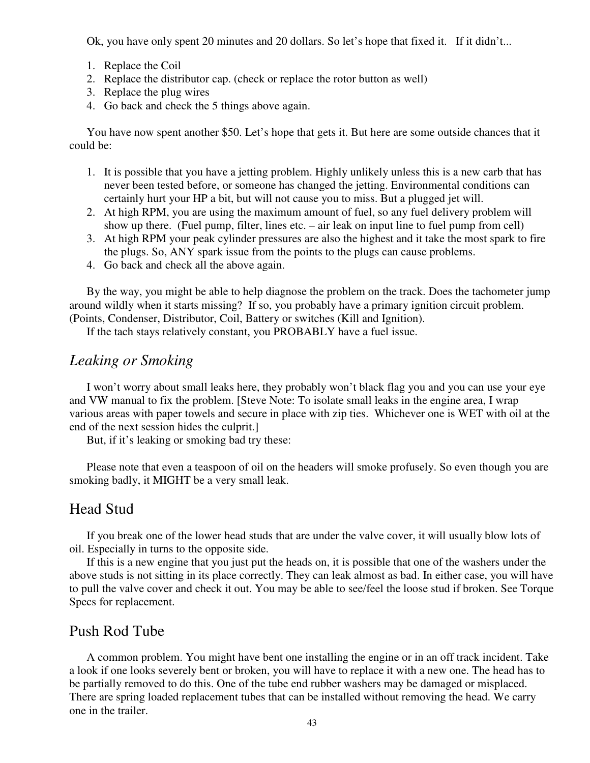Ok, you have only spent 20 minutes and 20 dollars. So let's hope that fixed it. If it didn't...

1. Replace the Coil
2. Replace the distributor cap. (check or replace the rotor button as well)
3. Replace the plug wires
4. Go back and check the 5 things above again.

You have now spent another $50. Let's hope that gets it. But here are some outside chances that it could be:

1. It is possible that you have a jetting problem. Highly unlikely unless this is a new carb that has never been tested before, or someone has changed the jetting. Environmental conditions can certainly hurt your HP a bit, but will not cause you to miss. But a plugged jet will.
2. At high RPM, you are using the maximum amount of fuel, so any fuel delivery problem will show up there. (Fuel pump, filter, lines etc. – air leak on input line to fuel pump from cell)
3. At high RPM your peak cylinder pressures are also the highest and it take the most spark to fire the plugs. So, ANY spark issue from the points to the plugs can cause problems.
4. Go back and check all the above again.

By the way, you might be able to help diagnose the problem on the track. Does the tachometer jump around wildly when it starts missing? If so, you probably have a primary ignition circuit problem. (Points, Condenser, Distributor, Coil, Battery or switches (Kill and Ignition).

If the tach stays relatively constant, you PROBABLY have a fuel issue.

## *Leaking or Smoking*

I won't worry about small leaks here, they probably won't black flag you and you can use your eye and VW manual to fix the problem. [Steve Note: To isolate small leaks in the engine area, I wrap various areas with paper towels and secure in place with zip ties. Whichever one is WET with oil at the end of the next session hides the culprit.]

But, if it's leaking or smoking bad try these:

Please note that even a teaspoon of oil on the headers will smoke profusely. So even though you are smoking badly, it MIGHT be a very small leak.

## Head Stud

If you break one of the lower head studs that are under the valve cover, it will usually blow lots of oil. Especially in turns to the opposite side.

If this is a new engine that you just put the heads on, it is possible that one of the washers under the above studs is not sitting in its place correctly. They can leak almost as bad. In either case, you will have to pull the valve cover and check it out. You may be able to see/feel the loose stud if broken. See Torque Specs for replacement.

## Push Rod Tube

A common problem. You might have bent one installing the engine or in an off track incident. Take a look if one looks severely bent or broken, you will have to replace it with a new one. The head has to be partially removed to do this. One of the tube end rubber washers may be damaged or misplaced. There are spring loaded replacement tubes that can be installed without removing the head. We carry one in the trailer.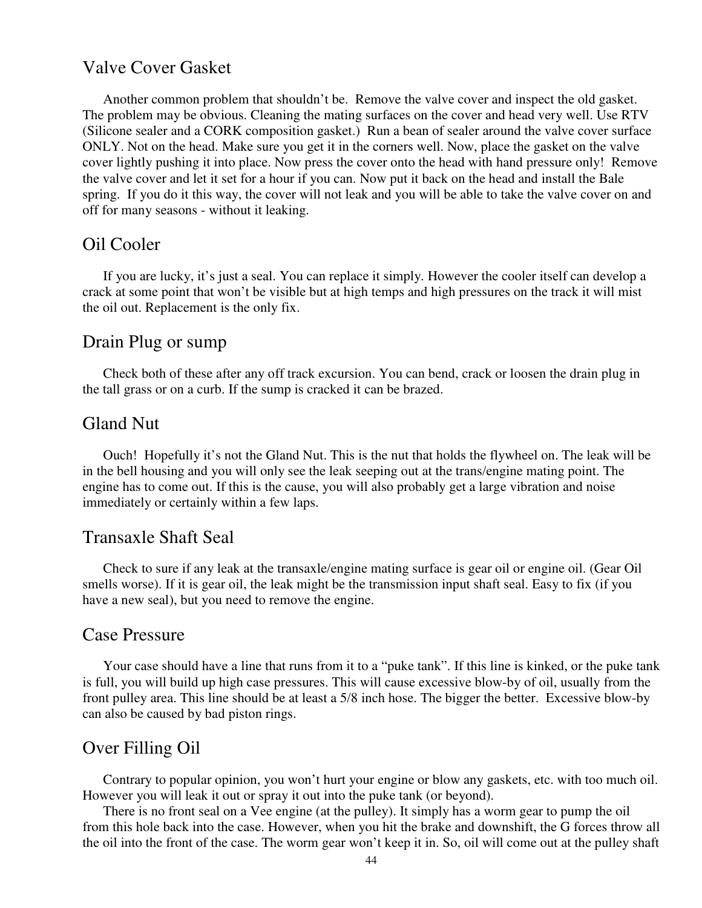## Valve Cover Gasket

Another common problem that shouldn't be. Remove the valve cover and inspect the old gasket. The problem may be obvious. Cleaning the mating surfaces on the cover and head very well. Use RTV (Silicone sealer and a CORK composition gasket.) Run a bean of sealer around the valve cover surface ONLY. Not on the head. Make sure you get it in the corners well. Now, place the gasket on the valve cover lightly pushing it into place. Now press the cover onto the head with hand pressure only! Remove the valve cover and let it set for a hour if you can. Now put it back on the head and install the Bale spring. If you do it this way, the cover will not leak and you will be able to take the valve cover on and off for many seasons - without it leaking.

## Oil Cooler

If you are lucky, it's just a seal. You can replace it simply. However the cooler itself can develop a crack at some point that won't be visible but at high temps and high pressures on the track it will mist the oil out. Replacement is the only fix.

## Drain Plug or sump

Check both of these after any off track excursion. You can bend, crack or loosen the drain plug in the tall grass or on a curb. If the sump is cracked it can be brazed.

## Gland Nut

Ouch! Hopefully it's not the Gland Nut. This is the nut that holds the flywheel on. The leak will be in the bell housing and you will only see the leak seeping out at the trans/engine mating point. The engine has to come out. If this is the cause, you will also probably get a large vibration and noise immediately or certainly within a few laps.

## Transaxle Shaft Seal

Check to sure if any leak at the transaxle/engine mating surface is gear oil or engine oil. (Gear Oil smells worse). If it is gear oil, the leak might be the transmission input shaft seal. Easy to fix (if you have a new seal), but you need to remove the engine.

## Case Pressure

Your case should have a line that runs from it to a "puke tank". If this line is kinked, or the puke tank is full, you will build up high case pressures. This will cause excessive blow-by of oil, usually from the front pulley area. This line should be at least a 5/8 inch hose. The bigger the better. Excessive blow-by can also be caused by bad piston rings.

## Over Filling Oil

Contrary to popular opinion, you won't hurt your engine or blow any gaskets, etc. with too much oil. However you will leak it out or spray it out into the puke tank (or beyond).

There is no front seal on a Vee engine (at the pulley). It simply has a worm gear to pump the oil from this hole back into the case. However, when you hit the brake and downshift, the G forces throw all the oil into the front of the case. The worm gear won't keep it in. So, oil will come out at the pulley shaft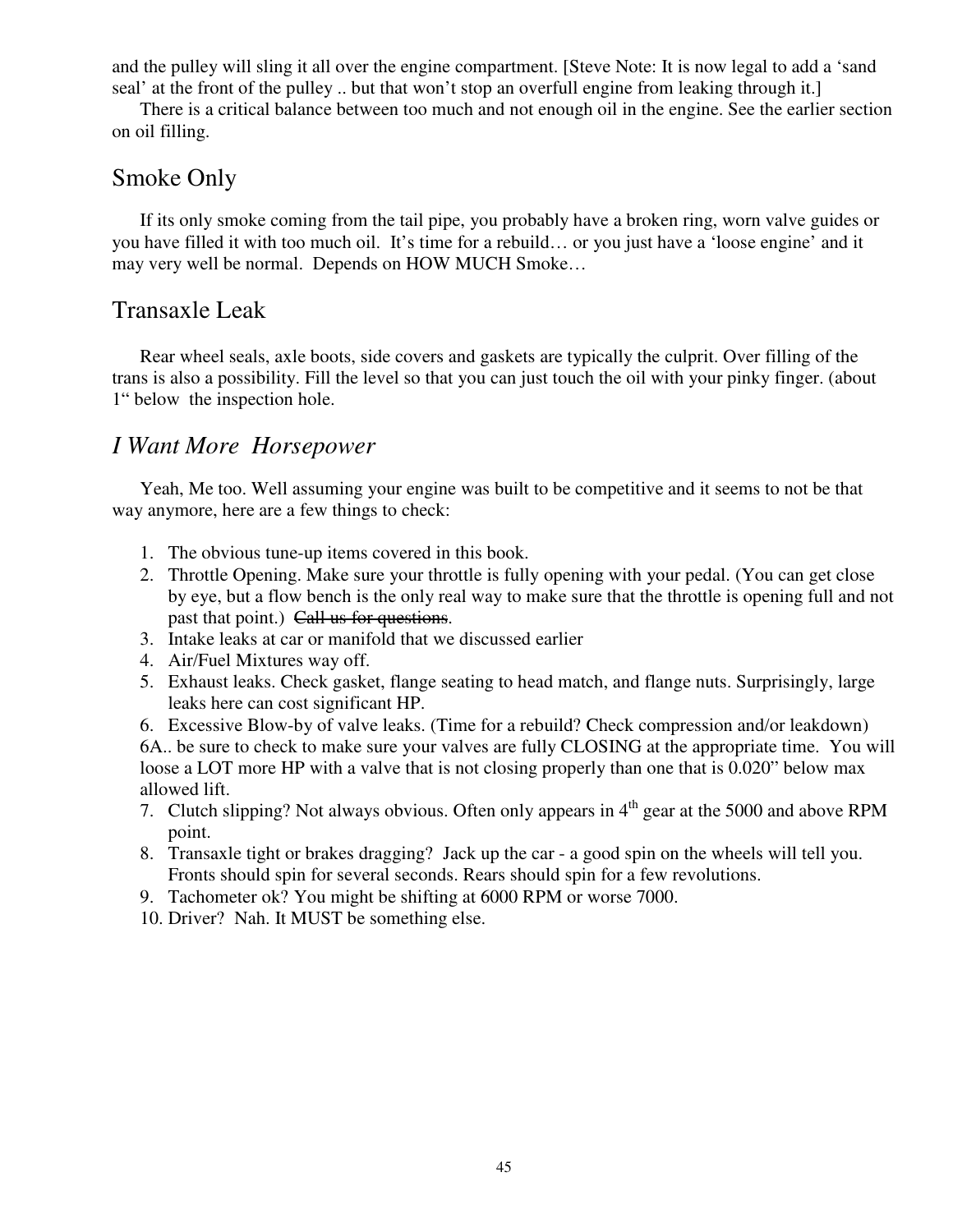and the pulley will sling it all over the engine compartment. [Steve Note: It is now legal to add a 'sand seal' at the front of the pulley .. but that won't stop an overfull engine from leaking through it.]

There is a critical balance between too much and not enough oil in the engine. See the earlier section on oil filling.

## Smoke Only

If its only smoke coming from the tail pipe, you probably have a broken ring, worn valve guides or you have filled it with too much oil. It's time for a rebuild… or you just have a 'loose engine' and it may very well be normal. Depends on HOW MUCH Smoke…

## Transaxle Leak

Rear wheel seals, axle boots, side covers and gaskets are typically the culprit. Over filling of the trans is also a possibility. Fill the level so that you can just touch the oil with your pinky finger. (about 1" below the inspection hole.

## *I Want More Horsepower*

Yeah, Me too. Well assuming your engine was built to be competitive and it seems to not be that way anymore, here are a few things to check:

1. The obvious tune-up items covered in this book.
2. Throttle Opening. Make sure your throttle is fully opening with your pedal. (You can get close by eye, but a flow bench is the only real way to make sure that the throttle is opening full and not past that point.) ~~Call us for questions~~.
3. Intake leaks at car or manifold that we discussed earlier
4. Air/Fuel Mixtures way off.
5. Exhaust leaks. Check gasket, flange seating to head match, and flange nuts. Surprisingly, large leaks here can cost significant HP.
6. Excessive Blow-by of valve leaks. (Time for a rebuild? Check compression and/or leakdown)

   6A.. be sure to check to make sure your valves are fully CLOSING at the appropriate time. You will loose a LOT more HP with a valve that is not closing properly than one that is 0.020" below max allowed lift.
7. Clutch slipping? Not always obvious. Often only appears in 4th gear at the 5000 and above RPM point.
8. Transaxle tight or brakes dragging? Jack up the car - a good spin on the wheels will tell you. Fronts should spin for several seconds. Rears should spin for a few revolutions.
9. Tachometer ok? You might be shifting at 6000 RPM or worse 7000.
10. Driver? Nah. It MUST be something else.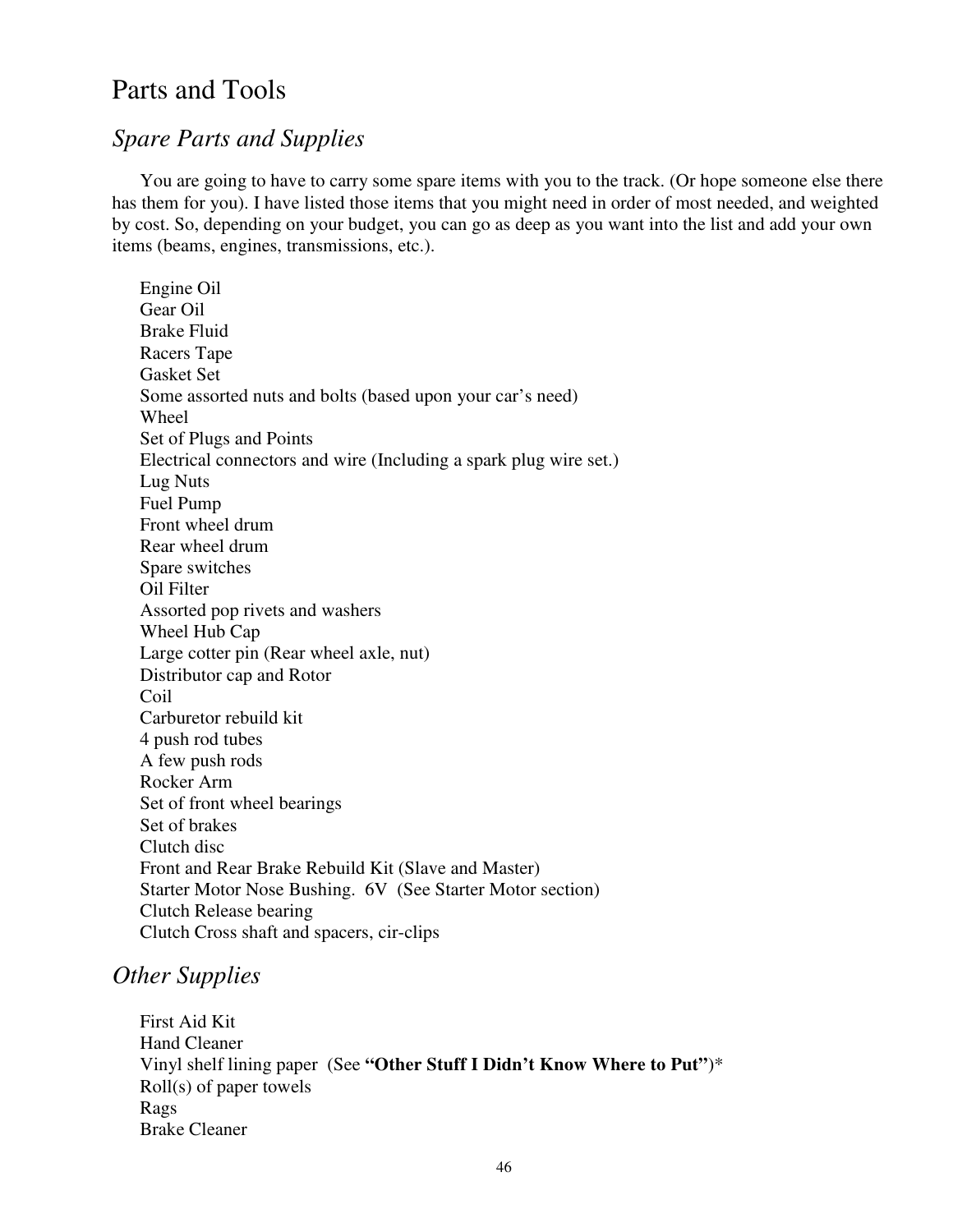# Parts and Tools

## *Spare Parts and Supplies*

You are going to have to carry some spare items with you to the track. (Or hope someone else there has them for you). I have listed those items that you might need in order of most needed, and weighted by cost. So, depending on your budget, you can go as deep as you want into the list and add your own items (beams, engines, transmissions, etc.).

Engine Oil
Gear Oil
Brake Fluid
Racers Tape
Gasket Set
Some assorted nuts and bolts (based upon your car's need)
Wheel
Set of Plugs and Points
Electrical connectors and wire (Including a spark plug wire set.)
Lug Nuts
Fuel Pump
Front wheel drum
Rear wheel drum
Spare switches
Oil Filter
Assorted pop rivets and washers
Wheel Hub Cap
Large cotter pin (Rear wheel axle, nut)
Distributor cap and Rotor
Coil
Carburetor rebuild kit
4 push rod tubes
A few push rods
Rocker Arm
Set of front wheel bearings
Set of brakes
Clutch disc
Front and Rear Brake Rebuild Kit (Slave and Master)
Starter Motor Nose Bushing. 6V (See Starter Motor section)
Clutch Release bearing
Clutch Cross shaft and spacers, cir-clips

## *Other Supplies*

First Aid Kit
Hand Cleaner
Vinyl shelf lining paper (See **"Other Stuff I Didn't Know Where to Put"**)*
Roll(s) of paper towels
Rags
Brake Cleaner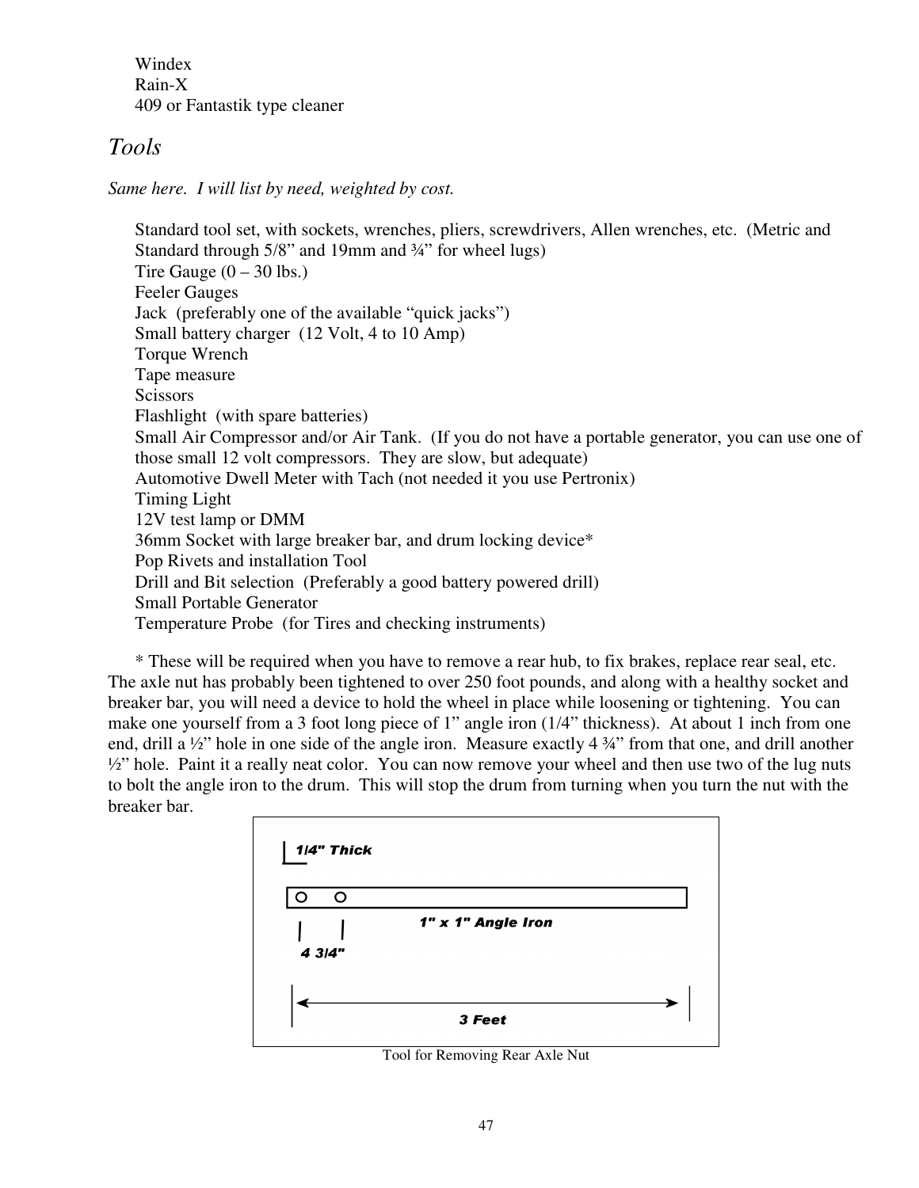Windex
Rain-X
409 or Fantastik type cleaner

## *Tools*

*Same here. I will list by need, weighted by cost.*

Standard tool set, with sockets, wrenches, pliers, screwdrivers, Allen wrenches, etc. (Metric and Standard through 5/8" and 19mm and ¾" for wheel lugs)
Tire Gauge (0 – 30 lbs.)
Feeler Gauges
Jack (preferably one of the available "quick jacks")
Small battery charger (12 Volt, 4 to 10 Amp)
Torque Wrench
Tape measure
Scissors
Flashlight (with spare batteries)
Small Air Compressor and/or Air Tank. (If you do not have a portable generator, you can use one of those small 12 volt compressors. They are slow, but adequate)
Automotive Dwell Meter with Tach (not needed it you use Pertronix)
Timing Light
12V test lamp or DMM
36mm Socket with large breaker bar, and drum locking device*
Pop Rivets and installation Tool
Drill and Bit selection (Preferably a good battery powered drill)
Small Portable Generator
Temperature Probe (for Tires and checking instruments)

\* These will be required when you have to remove a rear hub, to fix brakes, replace rear seal, etc. The axle nut has probably been tightened to over 250 foot pounds, and along with a healthy socket and breaker bar, you will need a device to hold the wheel in place while loosening or tightening. You can make one yourself from a 3 foot long piece of 1" angle iron (1/4" thickness). At about 1 inch from one end, drill a ½" hole in one side of the angle iron. Measure exactly 4 ¾" from that one, and drill another ½" hole. Paint it a really neat color. You can now remove your wheel and then use two of the lug nuts to bolt the angle iron to the drum. This will stop the drum from turning when you turn the nut with the breaker bar.

1/4" Thick

1" x 1" Angle Iron

4 3/4"

3 Feet

Tool for Removing Rear Axle Nut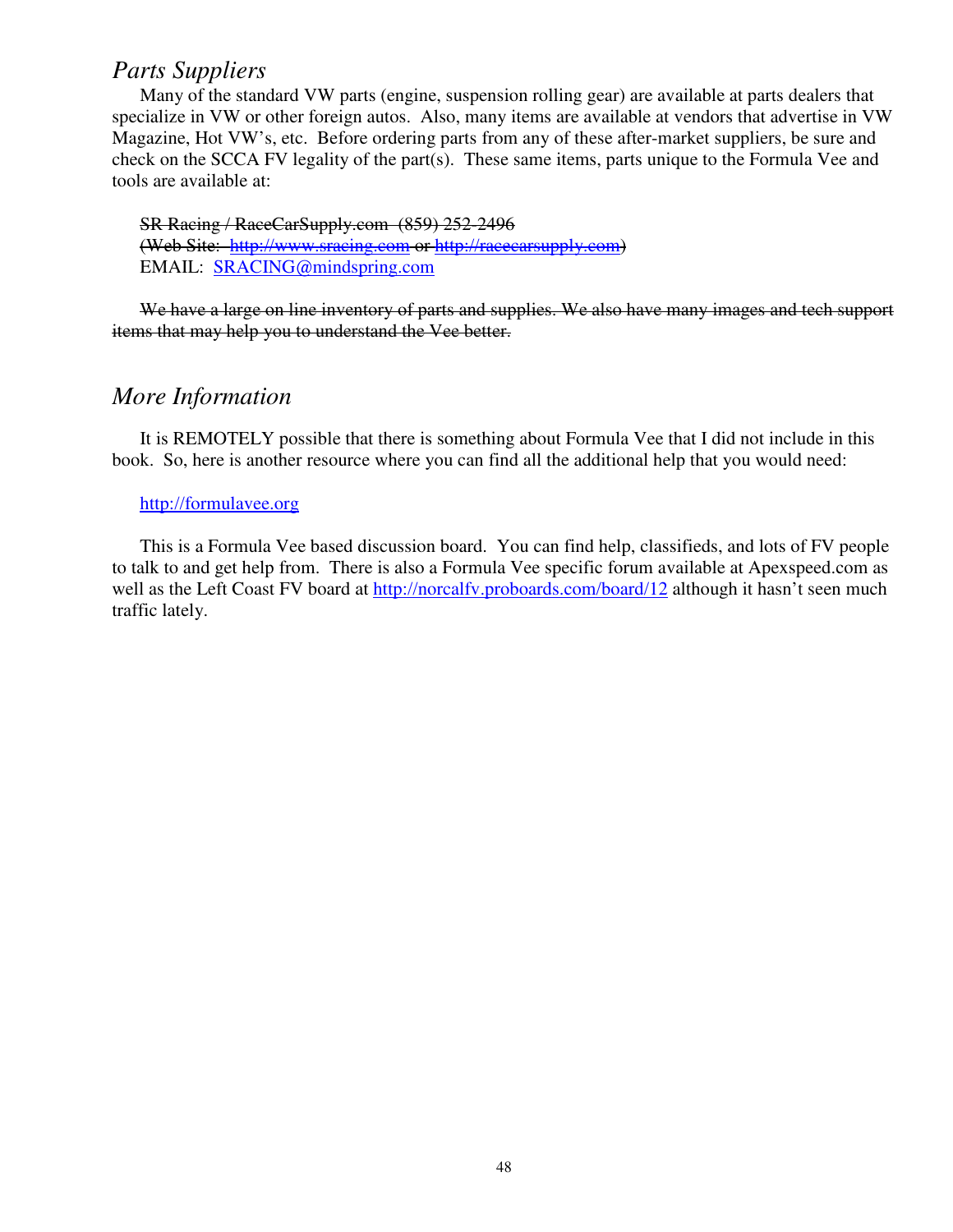## *Parts Suppliers*

Many of the standard VW parts (engine, suspension rolling gear) are available at parts dealers that specialize in VW or other foreign autos. Also, many items are available at vendors that advertise in VW Magazine, Hot VW's, etc. Before ordering parts from any of these after-market suppliers, be sure and check on the SCCA FV legality of the part(s). These same items, parts unique to the Formula Vee and tools are available at:

~~SR Racing / RaceCarSupply.com (859) 252-2496~~
~~(Web Site: http://www.sracing.com or http://racecarsupply.com)~~
EMAIL: SRACING@mindspring.com

~~We have a large on line inventory of parts and supplies. We also have many images and tech support items that may help you to understand the Vee better.~~

## *More Information*

It is REMOTELY possible that there is something about Formula Vee that I did not include in this book. So, here is another resource where you can find all the additional help that you would need:

http://formulavee.org

This is a Formula Vee based discussion board. You can find help, classifieds, and lots of FV people to talk to and get help from. There is also a Formula Vee specific forum available at Apexspeed.com as well as the Left Coast FV board at http://norcalfv.proboards.com/board/12 although it hasn't seen much traffic lately.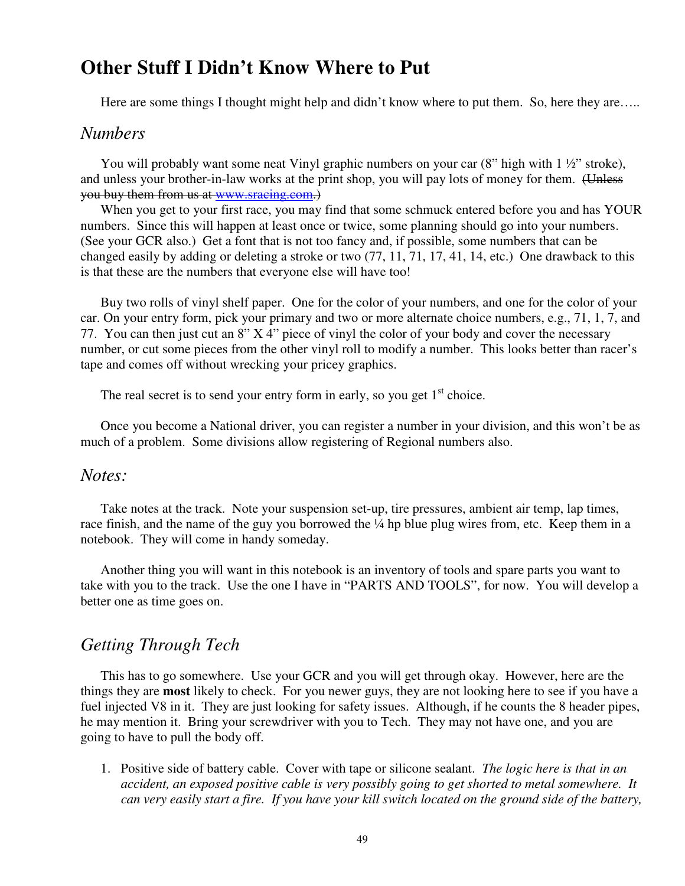# Other Stuff I Didn't Know Where to Put

Here are some things I thought might help and didn't know where to put them. So, here they are…..

## *Numbers*

You will probably want some neat Vinyl graphic numbers on your car (8" high with 1 ½" stroke), and unless your brother-in-law works at the print shop, you will pay lots of money for them. ~~(Unless you buy them from us at www.sracing.com.)~~

When you get to your first race, you may find that some schmuck entered before you and has YOUR numbers. Since this will happen at least once or twice, some planning should go into your numbers. (See your GCR also.) Get a font that is not too fancy and, if possible, some numbers that can be changed easily by adding or deleting a stroke or two (77, 11, 71, 17, 41, 14, etc.) One drawback to this is that these are the numbers that everyone else will have too!

Buy two rolls of vinyl shelf paper. One for the color of your numbers, and one for the color of your car. On your entry form, pick your primary and two or more alternate choice numbers, e.g., 71, 1, 7, and 77. You can then just cut an 8" X 4" piece of vinyl the color of your body and cover the necessary number, or cut some pieces from the other vinyl roll to modify a number. This looks better than racer's tape and comes off without wrecking your pricey graphics.

The real secret is to send your entry form in early, so you get 1st choice.

Once you become a National driver, you can register a number in your division, and this won't be as much of a problem. Some divisions allow registering of Regional numbers also.

## *Notes:*

Take notes at the track. Note your suspension set-up, tire pressures, ambient air temp, lap times, race finish, and the name of the guy you borrowed the ¼ hp blue plug wires from, etc. Keep them in a notebook. They will come in handy someday.

Another thing you will want in this notebook is an inventory of tools and spare parts you want to take with you to the track. Use the one I have in "PARTS AND TOOLS", for now. You will develop a better one as time goes on.

## *Getting Through Tech*

This has to go somewhere. Use your GCR and you will get through okay. However, here are the things they are **most** likely to check. For you newer guys, they are not looking here to see if you have a fuel injected V8 in it. They are just looking for safety issues. Although, if he counts the 8 header pipes, he may mention it. Bring your screwdriver with you to Tech. They may not have one, and you are going to have to pull the body off.

1. Positive side of battery cable. Cover with tape or silicone sealant. *The logic here is that in an accident, an exposed positive cable is very possibly going to get shorted to metal somewhere. It can very easily start a fire. If you have your kill switch located on the ground side of the battery,*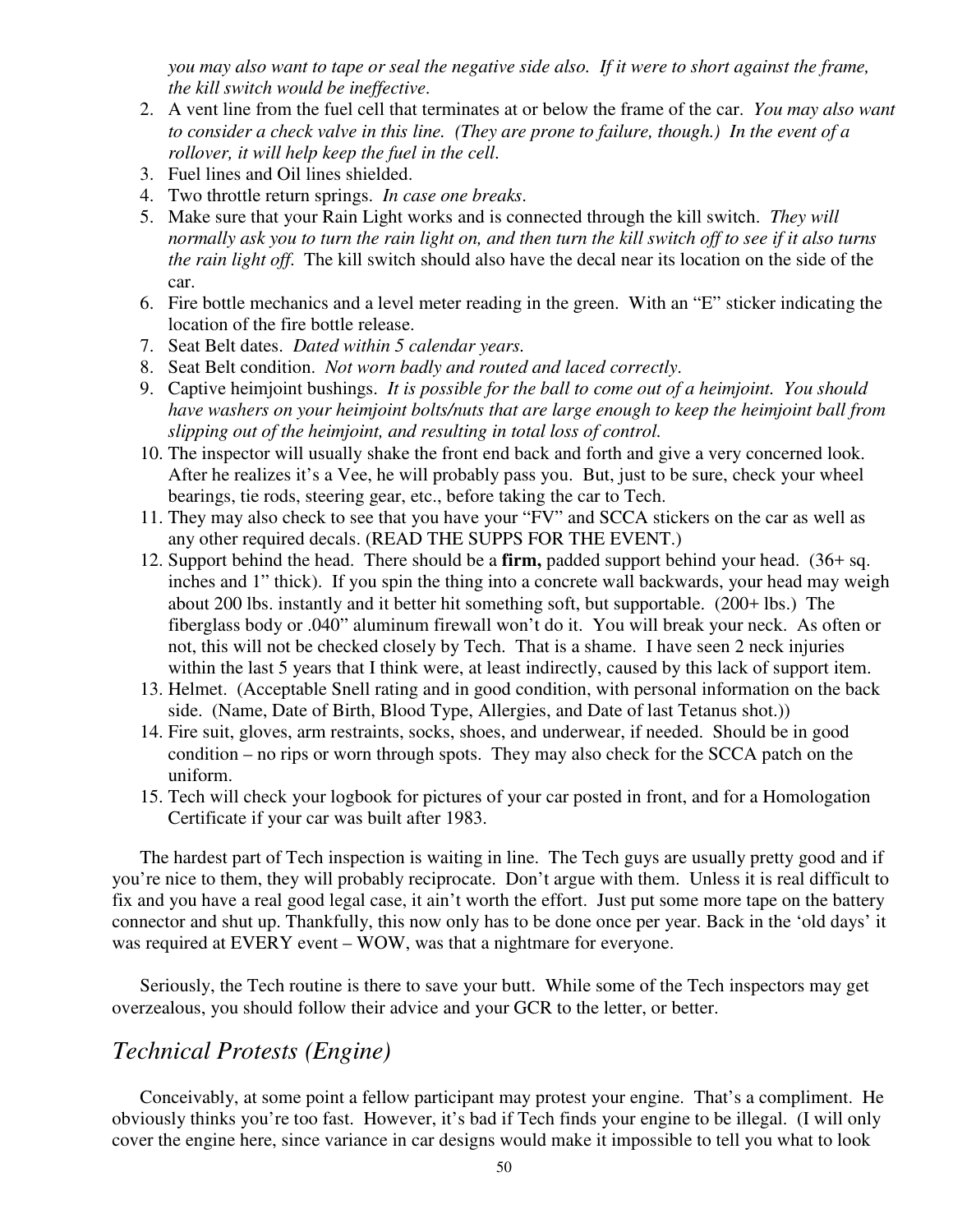*you may also want to tape or seal the negative side also. If it were to short against the frame, the kill switch would be ineffective*.

2. A vent line from the fuel cell that terminates at or below the frame of the car. *You may also want to consider a check valve in this line. (They are prone to failure, though.) In the event of a rollover, it will help keep the fuel in the cell*.
3. Fuel lines and Oil lines shielded.
4. Two throttle return springs. *In case one breaks*.
5. Make sure that your Rain Light works and is connected through the kill switch. *They will normally ask you to turn the rain light on, and then turn the kill switch off to see if it also turns the rain light off.* The kill switch should also have the decal near its location on the side of the car.
6. Fire bottle mechanics and a level meter reading in the green. With an "E" sticker indicating the location of the fire bottle release.
7. Seat Belt dates. *Dated within 5 calendar years.*
8. Seat Belt condition. *Not worn badly and routed and laced correctly.*
9. Captive heimjoint bushings. *It is possible for the ball to come out of a heimjoint. You should have washers on your heimjoint bolts/nuts that are large enough to keep the heimjoint ball from slipping out of the heimjoint, and resulting in total loss of control.*
10. The inspector will usually shake the front end back and forth and give a very concerned look. After he realizes it's a Vee, he will probably pass you. But, just to be sure, check your wheel bearings, tie rods, steering gear, etc., before taking the car to Tech.
11. They may also check to see that you have your "FV" and SCCA stickers on the car as well as any other required decals. (READ THE SUPPS FOR THE EVENT.)
12. Support behind the head. There should be a **firm,** padded support behind your head. (36+ sq. inches and 1" thick). If you spin the thing into a concrete wall backwards, your head may weigh about 200 lbs. instantly and it better hit something soft, but supportable. (200+ lbs.) The fiberglass body or .040" aluminum firewall won't do it. You will break your neck. As often or not, this will not be checked closely by Tech. That is a shame. I have seen 2 neck injuries within the last 5 years that I think were, at least indirectly, caused by this lack of support item.
13. Helmet. (Acceptable Snell rating and in good condition, with personal information on the back side. (Name, Date of Birth, Blood Type, Allergies, and Date of last Tetanus shot.))
14. Fire suit, gloves, arm restraints, socks, shoes, and underwear, if needed. Should be in good condition – no rips or worn through spots. They may also check for the SCCA patch on the uniform.
15. Tech will check your logbook for pictures of your car posted in front, and for a Homologation Certificate if your car was built after 1983.

The hardest part of Tech inspection is waiting in line. The Tech guys are usually pretty good and if you're nice to them, they will probably reciprocate. Don't argue with them. Unless it is real difficult to fix and you have a real good legal case, it ain't worth the effort. Just put some more tape on the battery connector and shut up. Thankfully, this now only has to be done once per year. Back in the 'old days' it was required at EVERY event – WOW, was that a nightmare for everyone.

Seriously, the Tech routine is there to save your butt. While some of the Tech inspectors may get overzealous, you should follow their advice and your GCR to the letter, or better.

## *Technical Protests (Engine)*

Conceivably, at some point a fellow participant may protest your engine. That's a compliment. He obviously thinks you're too fast. However, it's bad if Tech finds your engine to be illegal. (I will only cover the engine here, since variance in car designs would make it impossible to tell you what to look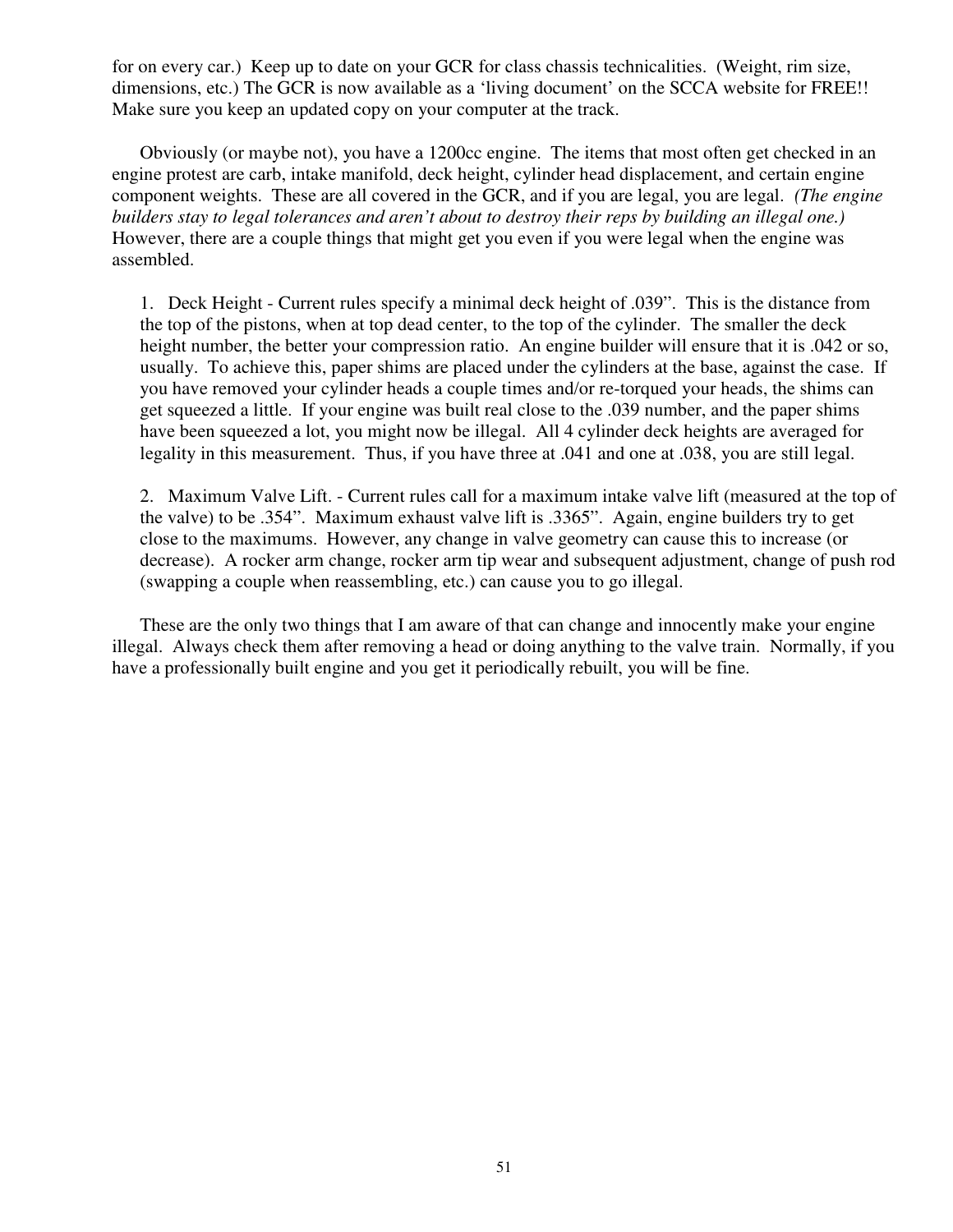for on every car.) Keep up to date on your GCR for class chassis technicalities. (Weight, rim size, dimensions, etc.) The GCR is now available as a 'living document' on the SCCA website for FREE!! Make sure you keep an updated copy on your computer at the track.

Obviously (or maybe not), you have a 1200cc engine. The items that most often get checked in an engine protest are carb, intake manifold, deck height, cylinder head displacement, and certain engine component weights. These are all covered in the GCR, and if you are legal, you are legal. *(The engine builders stay to legal tolerances and aren't about to destroy their reps by building an illegal one.)* However, there are a couple things that might get you even if you were legal when the engine was assembled.

1. Deck Height - Current rules specify a minimal deck height of .039". This is the distance from the top of the pistons, when at top dead center, to the top of the cylinder. The smaller the deck height number, the better your compression ratio. An engine builder will ensure that it is .042 or so, usually. To achieve this, paper shims are placed under the cylinders at the base, against the case. If you have removed your cylinder heads a couple times and/or re-torqued your heads, the shims can get squeezed a little. If your engine was built real close to the .039 number, and the paper shims have been squeezed a lot, you might now be illegal. All 4 cylinder deck heights are averaged for legality in this measurement. Thus, if you have three at .041 and one at .038, you are still legal.

2. Maximum Valve Lift. - Current rules call for a maximum intake valve lift (measured at the top of the valve) to be .354". Maximum exhaust valve lift is .3365". Again, engine builders try to get close to the maximums. However, any change in valve geometry can cause this to increase (or decrease). A rocker arm change, rocker arm tip wear and subsequent adjustment, change of push rod (swapping a couple when reassembling, etc.) can cause you to go illegal.

These are the only two things that I am aware of that can change and innocently make your engine illegal. Always check them after removing a head or doing anything to the valve train. Normally, if you have a professionally built engine and you get it periodically rebuilt, you will be fine.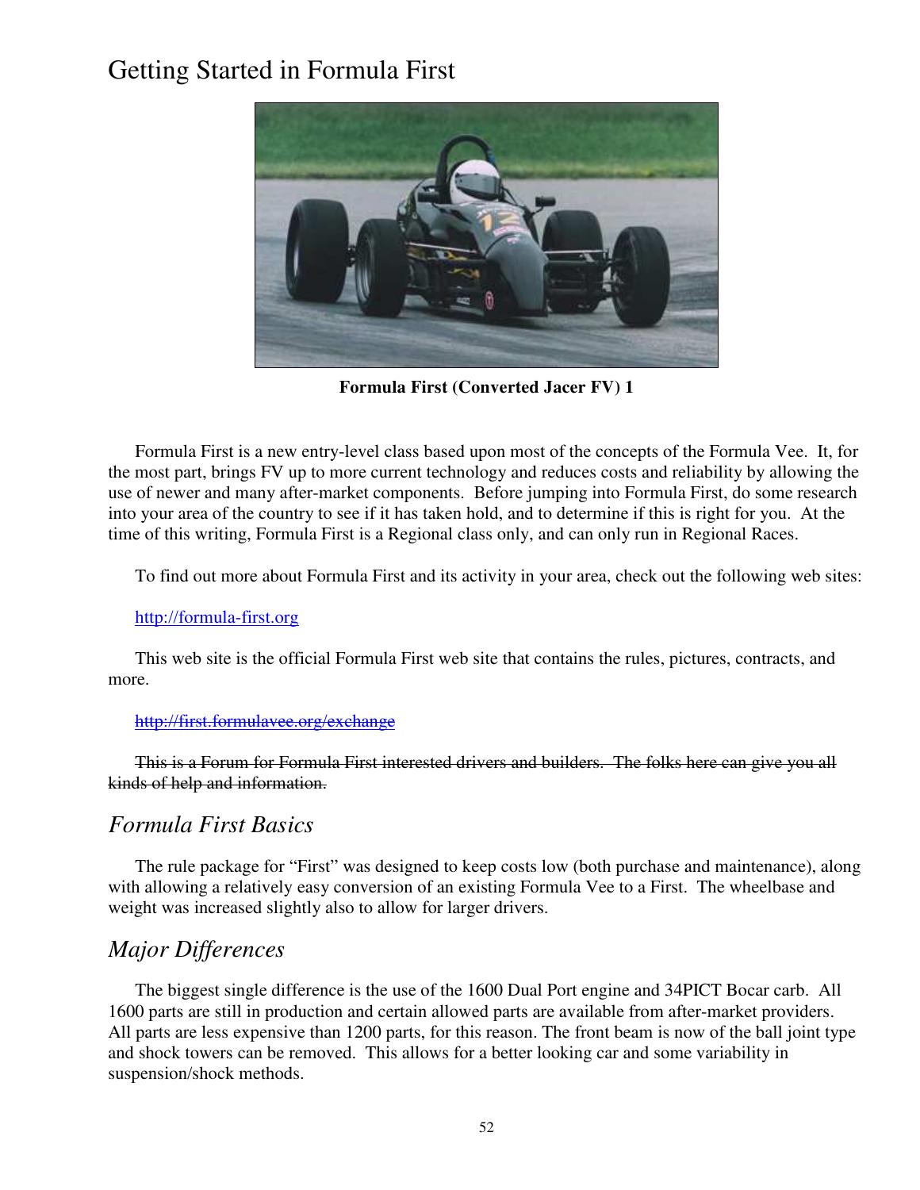# Getting Started in Formula First

**Formula First (Converted Jacer FV) 1**

Formula First is a new entry-level class based upon most of the concepts of the Formula Vee. It, for the most part, brings FV up to more current technology and reduces costs and reliability by allowing the use of newer and many after-market components. Before jumping into Formula First, do some research into your area of the country to see if it has taken hold, and to determine if this is right for you. At the time of this writing, Formula First is a Regional class only, and can only run in Regional Races.

To find out more about Formula First and its activity in your area, check out the following web sites:

http://formula-first.org

This web site is the official Formula First web site that contains the rules, pictures, contracts, and more.

~~http://first.formulavee.org/exchange~~

~~This is a Forum for Formula First interested drivers and builders. The folks here can give you all kinds of help and information.~~

## *Formula First Basics*

The rule package for "First" was designed to keep costs low (both purchase and maintenance), along with allowing a relatively easy conversion of an existing Formula Vee to a First. The wheelbase and weight was increased slightly also to allow for larger drivers.

## *Major Differences*

The biggest single difference is the use of the 1600 Dual Port engine and 34PICT Bocar carb. All 1600 parts are still in production and certain allowed parts are available from after-market providers. All parts are less expensive than 1200 parts, for this reason. The front beam is now of the ball joint type and shock towers can be removed. This allows for a better looking car and some variability in suspension/shock methods.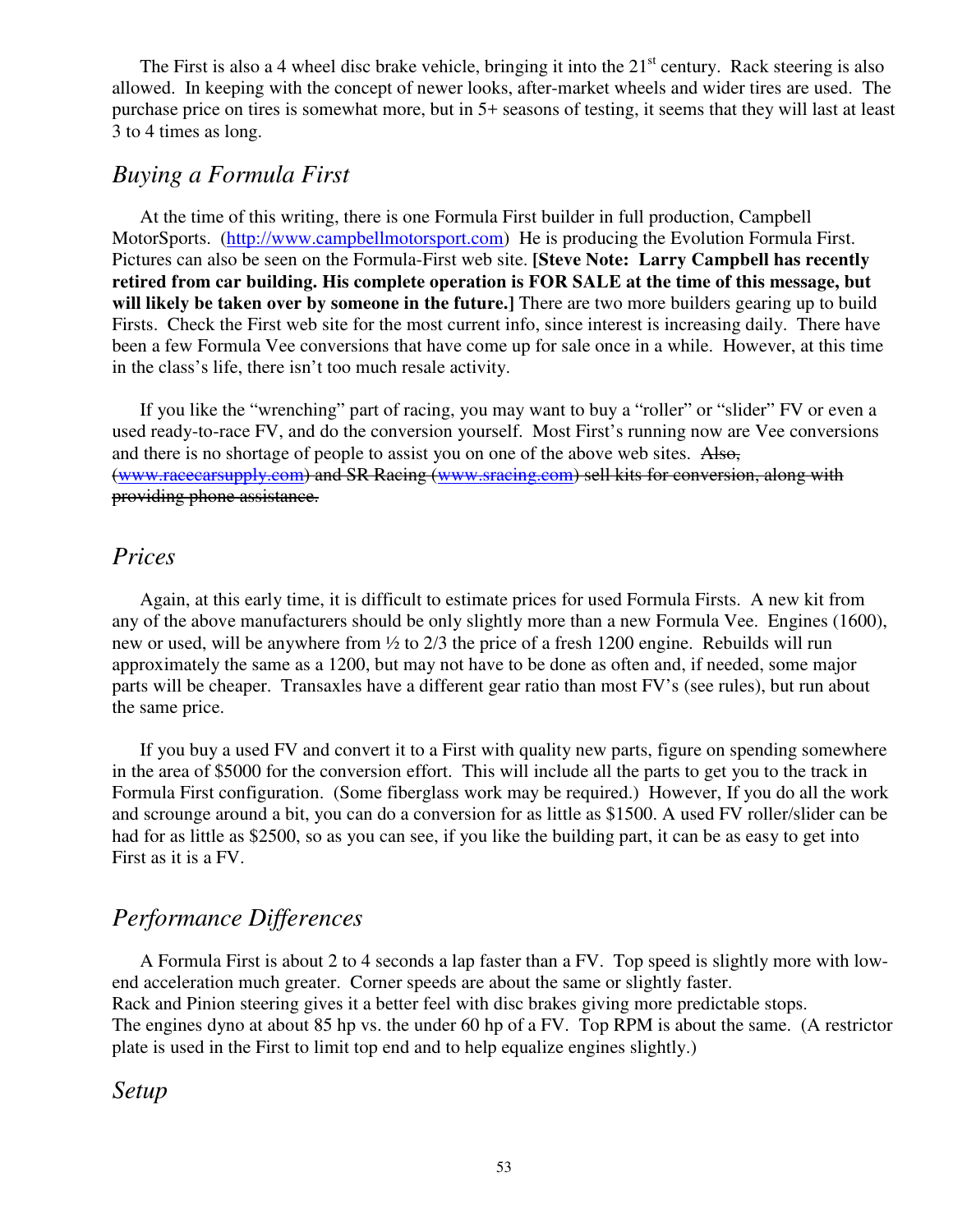The First is also a 4 wheel disc brake vehicle, bringing it into the 21st century. Rack steering is also allowed. In keeping with the concept of newer looks, after-market wheels and wider tires are used. The purchase price on tires is somewhat more, but in 5+ seasons of testing, it seems that they will last at least 3 to 4 times as long.

## *Buying a Formula First*

At the time of this writing, there is one Formula First builder in full production, Campbell MotorSports. (http://www.campbellmotorsport.com) He is producing the Evolution Formula First. Pictures can also be seen on the Formula-First web site. **[Steve Note: Larry Campbell has recently retired from car building. His complete operation is FOR SALE at the time of this message, but will likely be taken over by someone in the future.]** There are two more builders gearing up to build Firsts. Check the First web site for the most current info, since interest is increasing daily. There have been a few Formula Vee conversions that have come up for sale once in a while. However, at this time in the class's life, there isn't too much resale activity.

If you like the "wrenching" part of racing, you may want to buy a "roller" or "slider" FV or even a used ready-to-race FV, and do the conversion yourself. Most First's running now are Vee conversions and there is no shortage of people to assist you on one of the above web sites. ~~Also, (www.racecarsupply.com) and SR Racing (www.sracing.com) sell kits for conversion, along with providing phone assistance.~~

## *Prices*

Again, at this early time, it is difficult to estimate prices for used Formula Firsts. A new kit from any of the above manufacturers should be only slightly more than a new Formula Vee. Engines (1600), new or used, will be anywhere from ½ to 2/3 the price of a fresh 1200 engine. Rebuilds will run approximately the same as a 1200, but may not have to be done as often and, if needed, some major parts will be cheaper. Transaxles have a different gear ratio than most FV's (see rules), but run about the same price.

If you buy a used FV and convert it to a First with quality new parts, figure on spending somewhere in the area of $5000 for the conversion effort. This will include all the parts to get you to the track in Formula First configuration. (Some fiberglass work may be required.) However, If you do all the work and scrounge around a bit, you can do a conversion for as little as $1500. A used FV roller/slider can be had for as little as $2500, so as you can see, if you like the building part, it can be as easy to get into First as it is a FV.

## *Performance Differences*

A Formula First is about 2 to 4 seconds a lap faster than a FV. Top speed is slightly more with low-end acceleration much greater. Corner speeds are about the same or slightly faster.
Rack and Pinion steering gives it a better feel with disc brakes giving more predictable stops.
The engines dyno at about 85 hp vs. the under 60 hp of a FV. Top RPM is about the same. (A restrictor plate is used in the First to limit top end and to help equalize engines slightly.)

## *Setup*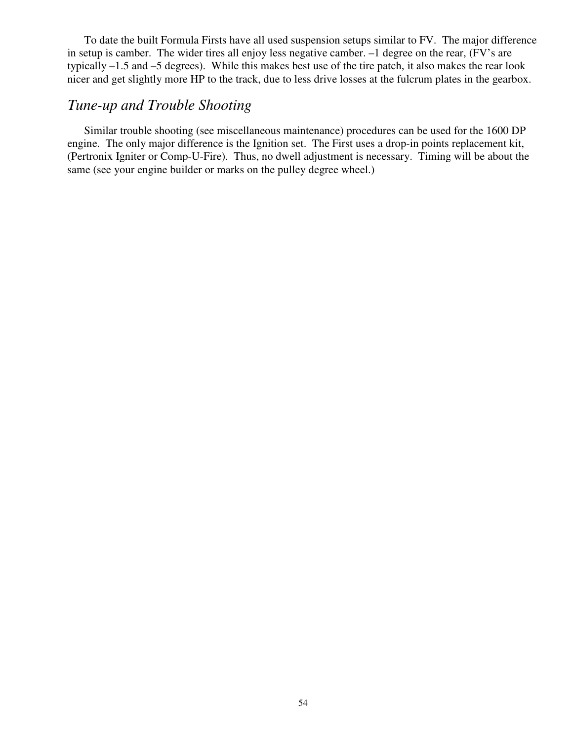To date the built Formula Firsts have all used suspension setups similar to FV. The major difference in setup is camber. The wider tires all enjoy less negative camber. –1 degree on the rear, (FV's are typically –1.5 and –5 degrees). While this makes best use of the tire patch, it also makes the rear look nicer and get slightly more HP to the track, due to less drive losses at the fulcrum plates in the gearbox.

## *Tune-up and Trouble Shooting*

Similar trouble shooting (see miscellaneous maintenance) procedures can be used for the 1600 DP engine. The only major difference is the Ignition set. The First uses a drop-in points replacement kit, (Pertronix Igniter or Comp-U-Fire). Thus, no dwell adjustment is necessary. Timing will be about the same (see your engine builder or marks on the pulley degree wheel.)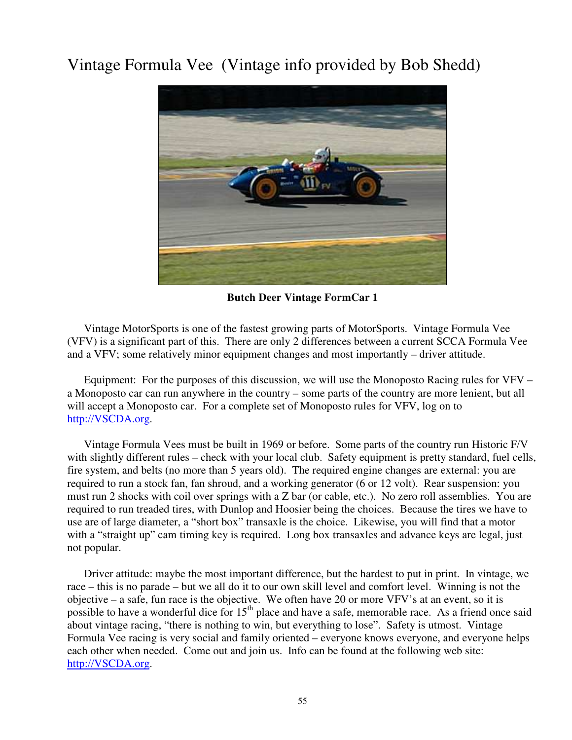# Vintage Formula Vee (Vintage info provided by Bob Shedd)

**Butch Deer Vintage FormCar 1**

Vintage MotorSports is one of the fastest growing parts of MotorSports. Vintage Formula Vee (VFV) is a significant part of this. There are only 2 differences between a current SCCA Formula Vee and a VFV; some relatively minor equipment changes and most importantly – driver attitude.

Equipment: For the purposes of this discussion, we will use the Monoposto Racing rules for VFV – a Monoposto car can run anywhere in the country – some parts of the country are more lenient, but all will accept a Monoposto car. For a complete set of Monoposto rules for VFV, log on to http://VSCDA.org.

Vintage Formula Vees must be built in 1969 or before. Some parts of the country run Historic F/V with slightly different rules – check with your local club. Safety equipment is pretty standard, fuel cells, fire system, and belts (no more than 5 years old). The required engine changes are external: you are required to run a stock fan, fan shroud, and a working generator (6 or 12 volt). Rear suspension: you must run 2 shocks with coil over springs with a Z bar (or cable, etc.). No zero roll assemblies. You are required to run treaded tires, with Dunlop and Hoosier being the choices. Because the tires we have to use are of large diameter, a "short box" transaxle is the choice. Likewise, you will find that a motor with a "straight up" cam timing key is required. Long box transaxles and advance keys are legal, just not popular.

Driver attitude: maybe the most important difference, but the hardest to put in print. In vintage, we race – this is no parade – but we all do it to our own skill level and comfort level. Winning is not the objective – a safe, fun race is the objective. We often have 20 or more VFV's at an event, so it is possible to have a wonderful dice for 15th place and have a safe, memorable race. As a friend once said about vintage racing, "there is nothing to win, but everything to lose". Safety is utmost. Vintage Formula Vee racing is very social and family oriented – everyone knows everyone, and everyone helps each other when needed. Come out and join us. Info can be found at the following web site: http://VSCDA.org.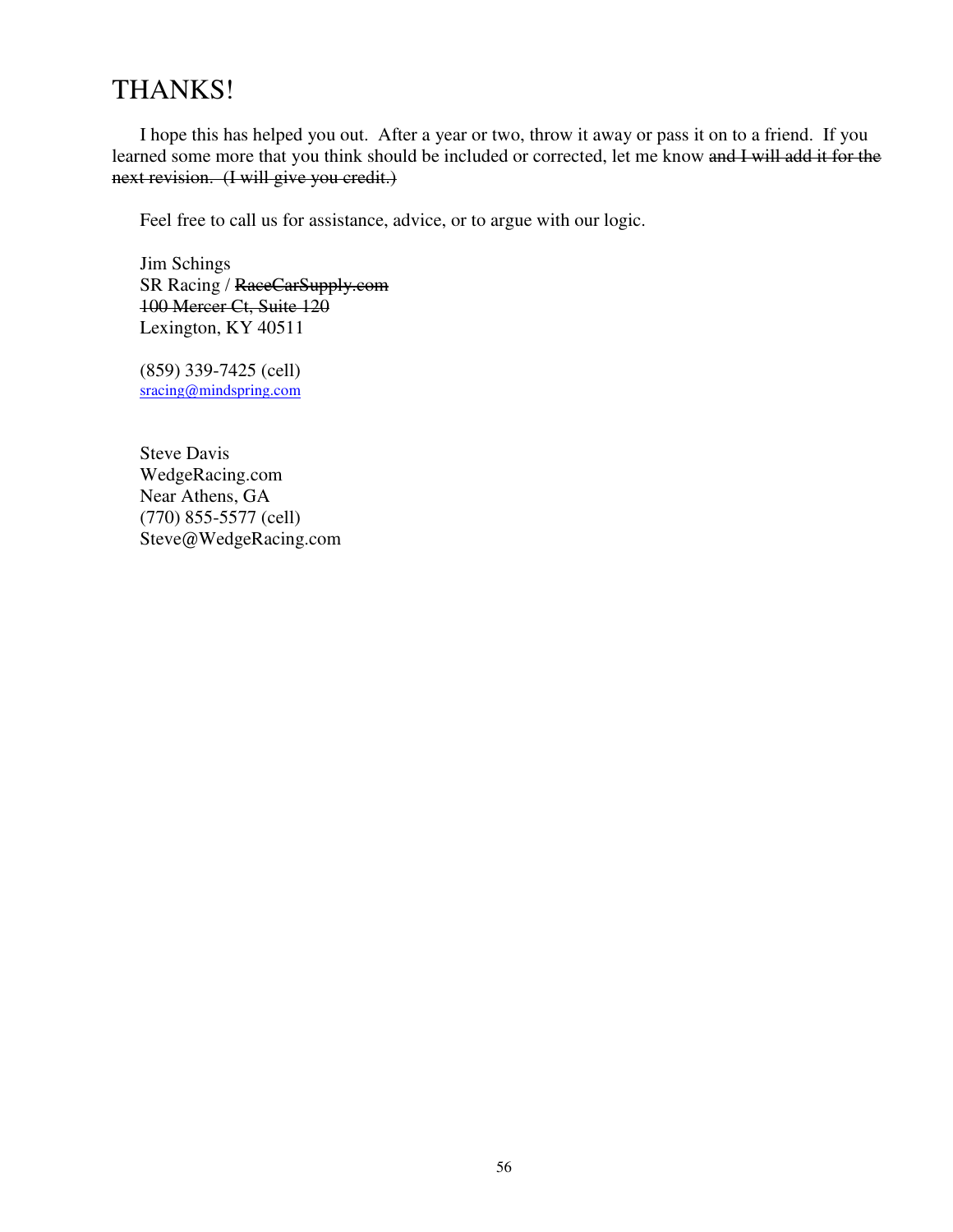# THANKS!

I hope this has helped you out. After a year or two, throw it away or pass it on to a friend. If you learned some more that you think should be included or corrected, let me know ~~and I will add it for the next revision. (I will give you credit.)~~

Feel free to call us for assistance, advice, or to argue with our logic.

Jim Schings
SR Racing / ~~RaceCarSupply.com~~
~~100 Mercer Ct, Suite 120~~
Lexington, KY 40511

(859) 339-7425 (cell)
sracing@mindspring.com

Steve Davis
WedgeRacing.com
Near Athens, GA
(770) 855-5577 (cell)
Steve@WedgeRacing.com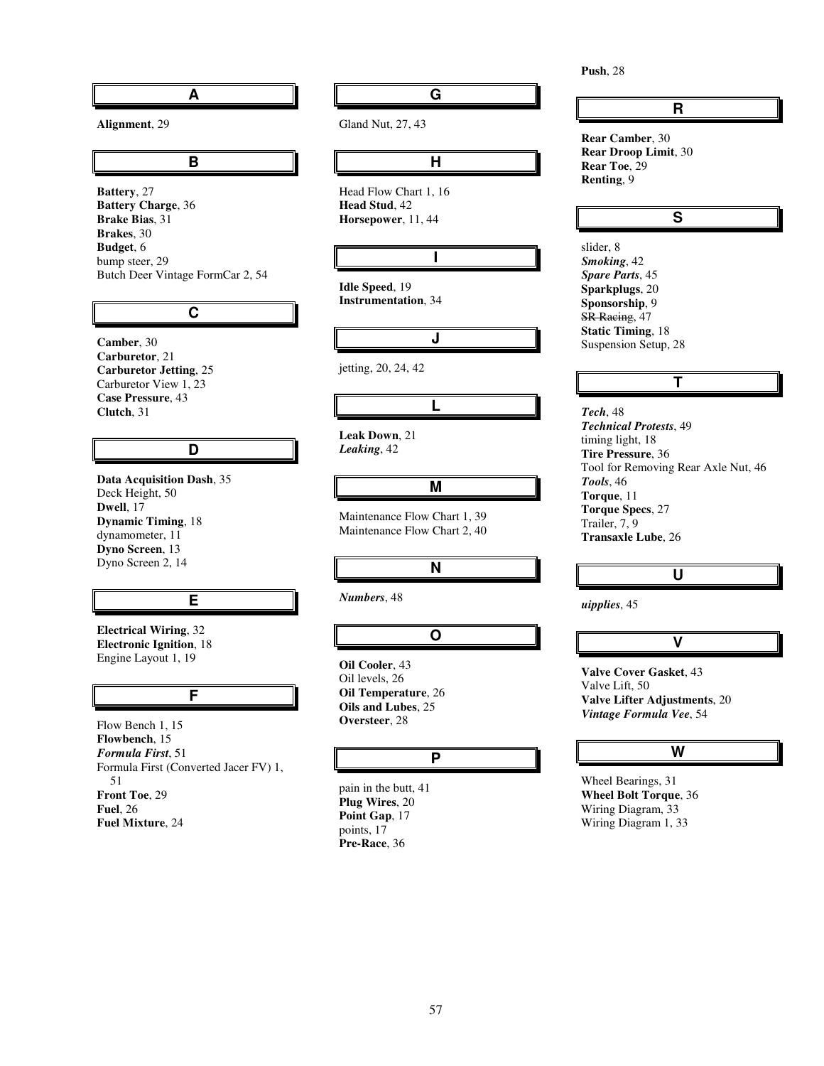## A

**Alignment**, 29

## B

**Battery**, 27
**Battery Charge**, 36
**Brake Bias**, 31
**Brakes**, 30
**Budget**, 6
bump steer, 29
Butch Deer Vintage FormCar 2, 54

## C

**Camber**, 30
**Carburetor**, 21
**Carburetor Jetting**, 25
Carburetor View 1, 23
**Case Pressure**, 43
**Clutch**, 31

## D

**Data Acquisition Dash**, 35
Deck Height, 50
**Dwell**, 17
**Dynamic Timing**, 18
dynamometer, 11
**Dyno Screen**, 13
Dyno Screen 2, 14

## E

**Electrical Wiring**, 32
**Electronic Ignition**, 18
Engine Layout 1, 19

## F

Flow Bench 1, 15
**Flowbench**, 15
***Formula First***, 51
Formula First (Converted Jacer FV) 1, 51
**Front Toe**, 29
**Fuel**, 26
**Fuel Mixture**, 24

## G

Gland Nut, 27, 43

## H

Head Flow Chart 1, 16
**Head Stud**, 42
**Horsepower**, 11, 44

## I

**Idle Speed**, 19
**Instrumentation**, 34

## J

jetting, 20, 24, 42

## L

**Leak Down**, 21
***Leaking***, 42

## M

Maintenance Flow Chart 1, 39
Maintenance Flow Chart 2, 40

## N

***Numbers***, 48

## O

**Oil Cooler**, 43
Oil levels, 26
**Oil Temperature**, 26
**Oils and Lubes**, 25
**Oversteer**, 28

## P

pain in the butt, 41
**Plug Wires**, 20
**Point Gap**, 17
points, 17
**Pre-Race**, 36
**Push**, 28

## R

**Rear Camber**, 30
**Rear Droop Limit**, 30
**Rear Toe**, 29
**Renting**, 9

## S

slider, 8
***Smoking***, 42
***Spare Parts***, 45
**Sparkplugs**, 20
**Sponsorship**, 9
~~SR Racing~~, 47
**Static Timing**, 18
Suspension Setup, 28

## T

***Tech***, 48
***Technical Protests***, 49
timing light, 18
**Tire Pressure**, 36
Tool for Removing Rear Axle Nut, 46
***Tools***, 46
**Torque**, 11
**Torque Specs**, 27
Trailer, 7, 9
**Transaxle Lube**, 26

## U

***uipplies***, 45

## V

**Valve Cover Gasket**, 43
Valve Lift, 50
**Valve Lifter Adjustments**, 20
***Vintage Formula Vee***, 54

## W

Wheel Bearings, 31
**Wheel Bolt Torque**, 36
Wiring Diagram, 33
Wiring Diagram 1, 33